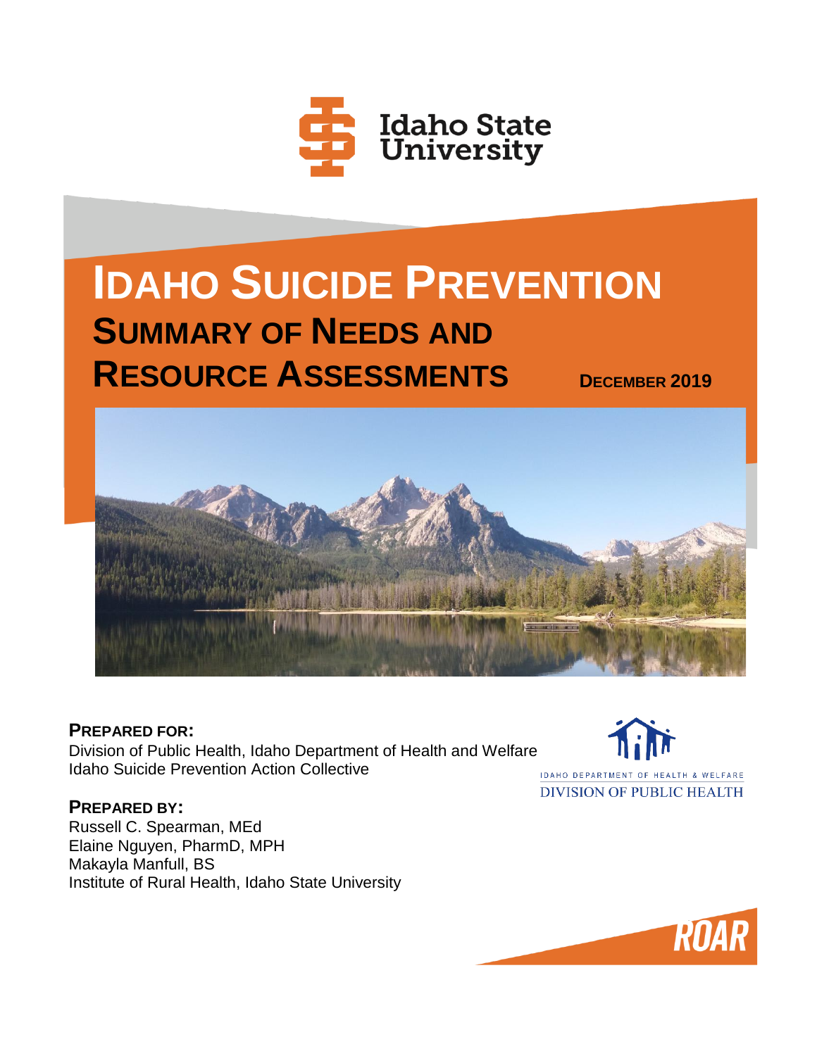Idaho State University

# IDAHO SUICIDE PREVENTION

## SUMMARY OF NEEDS AND RESOURCE ASSESSMENTS

DECEMBER 2019

**PREPARED FOR:**
Division of Public Health, Idaho Department of Health and Welfare
Idaho Suicide Prevention Action Collective

IDAHO DEPARTMENT OF HEALTH & WELFARE
DIVISION OF PUBLIC HEALTH

**PREPARED BY:**
Russell C. Spearman, MEd
Elaine Nguyen, PharmD, MPH
Makayla Manfull, BS
Institute of Rural Health, Idaho State University

ROAR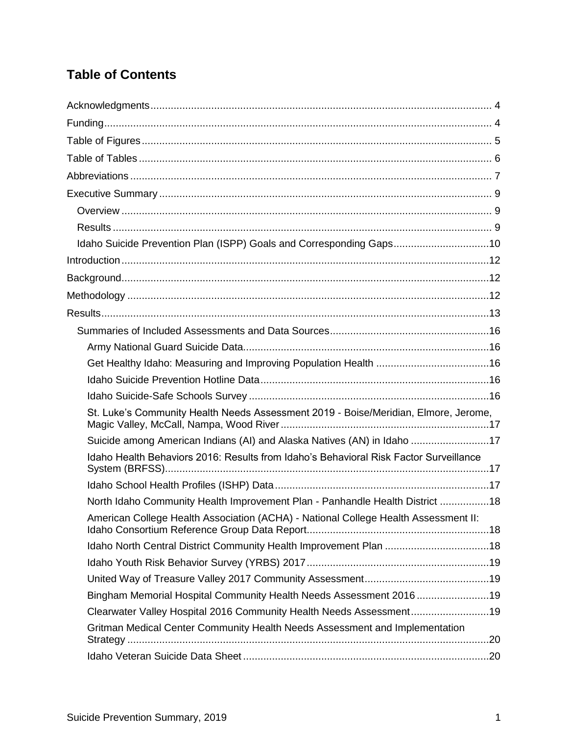# Table of Contents

- Acknowledgments 4
- Funding 4
- Table of Figures 5
- Table of Tables 6
- Abbreviations 7
- Executive Summary 9
  - Overview 9
  - Results 9
  - Idaho Suicide Prevention Plan (ISPP) Goals and Corresponding Gaps 10
- Introduction 12
- Background 12
- Methodology 12
- Results 13
  - Summaries of Included Assessments and Data Sources 16
    - Army National Guard Suicide Data 16
    - Get Healthy Idaho: Measuring and Improving Population Health 16
    - Idaho Suicide Prevention Hotline Data 16
    - Idaho Suicide-Safe Schools Survey 16
    - St. Luke's Community Health Needs Assessment 2019 - Boise/Meridian, Elmore, Jerome, Magic Valley, McCall, Nampa, Wood River 17
    - Suicide among American Indians (AI) and Alaska Natives (AN) in Idaho 17
    - Idaho Health Behaviors 2016: Results from Idaho's Behavioral Risk Factor Surveillance System (BRFSS) 17
    - Idaho School Health Profiles (ISHP) Data 17
    - North Idaho Community Health Improvement Plan - Panhandle Health District 18
    - American College Health Association (ACHA) - National College Health Assessment II: Idaho Consortium Reference Group Data Report 18
    - Idaho North Central District Community Health Improvement Plan 18
    - Idaho Youth Risk Behavior Survey (YRBS) 2017 19
    - United Way of Treasure Valley 2017 Community Assessment 19
    - Bingham Memorial Hospital Community Health Needs Assessment 2016 19
    - Clearwater Valley Hospital 2016 Community Health Needs Assessment 19
    - Gritman Medical Center Community Health Needs Assessment and Implementation Strategy 20
    - Idaho Veteran Suicide Data Sheet 20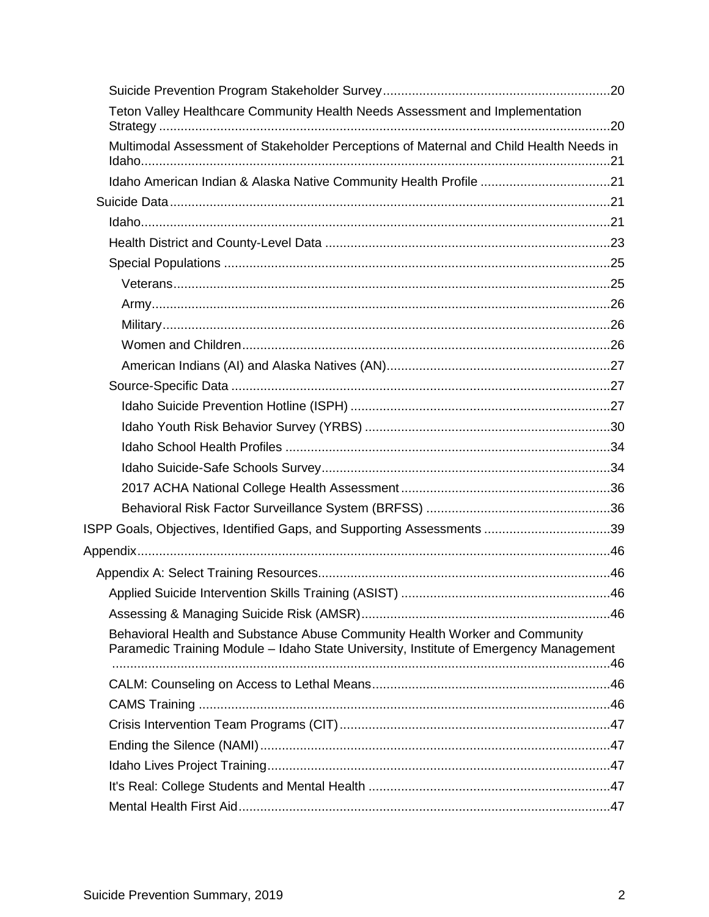- Suicide Prevention Program Stakeholder Survey .......... 20
- Teton Valley Healthcare Community Health Needs Assessment and Implementation Strategy .......... 20
- Multimodal Assessment of Stakeholder Perceptions of Maternal and Child Health Needs in Idaho .......... 21
- Idaho American Indian & Alaska Native Community Health Profile .......... 21

- Suicide Data .......... 21
  - Idaho .......... 21
  - Health District and County-Level Data .......... 23
  - Special Populations .......... 25
    - Veterans .......... 25
    - Army .......... 26
    - Military .......... 26
    - Women and Children .......... 26
    - American Indians (AI) and Alaska Natives (AN) .......... 27
  - Source-Specific Data .......... 27
    - Idaho Suicide Prevention Hotline (ISPH) .......... 27
    - Idaho Youth Risk Behavior Survey (YRBS) .......... 30
    - Idaho School Health Profiles .......... 34
    - Idaho Suicide-Safe Schools Survey .......... 34
    - 2017 ACHA National College Health Assessment .......... 36
    - Behavioral Risk Factor Surveillance System (BRFSS) .......... 36

ISPP Goals, Objectives, Identified Gaps, and Supporting Assessments .......... 39

Appendix .......... 46

- Appendix A: Select Training Resources .......... 46
  - Applied Suicide Intervention Skills Training (ASIST) .......... 46
  - Assessing & Managing Suicide Risk (AMSR) .......... 46
  - Behavioral Health and Substance Abuse Community Health Worker and Community Paramedic Training Module – Idaho State University, Institute of Emergency Management .......... 46
  - CALM: Counseling on Access to Lethal Means .......... 46
  - CAMS Training .......... 46
  - Crisis Intervention Team Programs (CIT) .......... 47
  - Ending the Silence (NAMI) .......... 47
  - Idaho Lives Project Training .......... 47
  - It's Real: College Students and Mental Health .......... 47
  - Mental Health First Aid .......... 47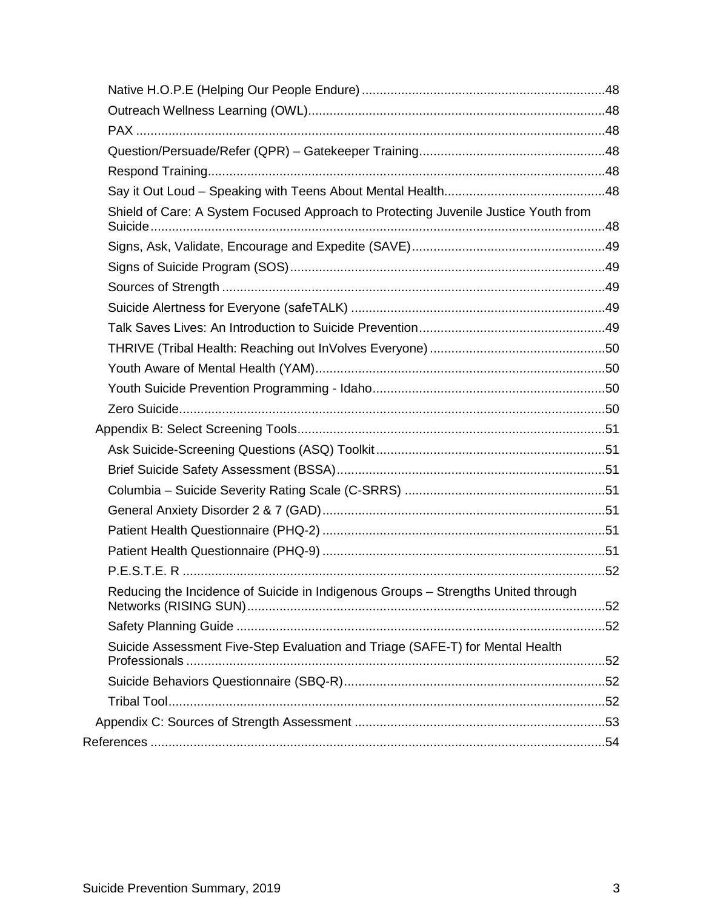- Native H.O.P.E (Helping Our People Endure) ... 48
- Outreach Wellness Learning (OWL) ... 48
- PAX ... 48
- Question/Persuade/Refer (QPR) – Gatekeeper Training ... 48
- Respond Training ... 48
- Say it Out Loud – Speaking with Teens About Mental Health ... 48
- Shield of Care: A System Focused Approach to Protecting Juvenile Justice Youth from Suicide ... 48
- Signs, Ask, Validate, Encourage and Expedite (SAVE) ... 49
- Signs of Suicide Program (SOS) ... 49
- Sources of Strength ... 49
- Suicide Alertness for Everyone (safeTALK) ... 49
- Talk Saves Lives: An Introduction to Suicide Prevention ... 49
- THRIVE (Tribal Health: Reaching out InVolves Everyone) ... 50
- Youth Aware of Mental Health (YAM) ... 50
- Youth Suicide Prevention Programming - Idaho ... 50
- Zero Suicide ... 50

Appendix B: Select Screening Tools ... 51

- Ask Suicide-Screening Questions (ASQ) Toolkit ... 51
- Brief Suicide Safety Assessment (BSSA) ... 51
- Columbia – Suicide Severity Rating Scale (C-SRRS) ... 51
- General Anxiety Disorder 2 & 7 (GAD) ... 51
- Patient Health Questionnaire (PHQ-2) ... 51
- Patient Health Questionnaire (PHQ-9) ... 51
- P.E.S.T.E. R ... 52
- Reducing the Incidence of Suicide in Indigenous Groups – Strengths United through Networks (RISING SUN) ... 52
- Safety Planning Guide ... 52
- Suicide Assessment Five-Step Evaluation and Triage (SAFE-T) for Mental Health Professionals ... 52
- Suicide Behaviors Questionnaire (SBQ-R) ... 52
- Tribal Tool ... 52

Appendix C: Sources of Strength Assessment ... 53

References ... 54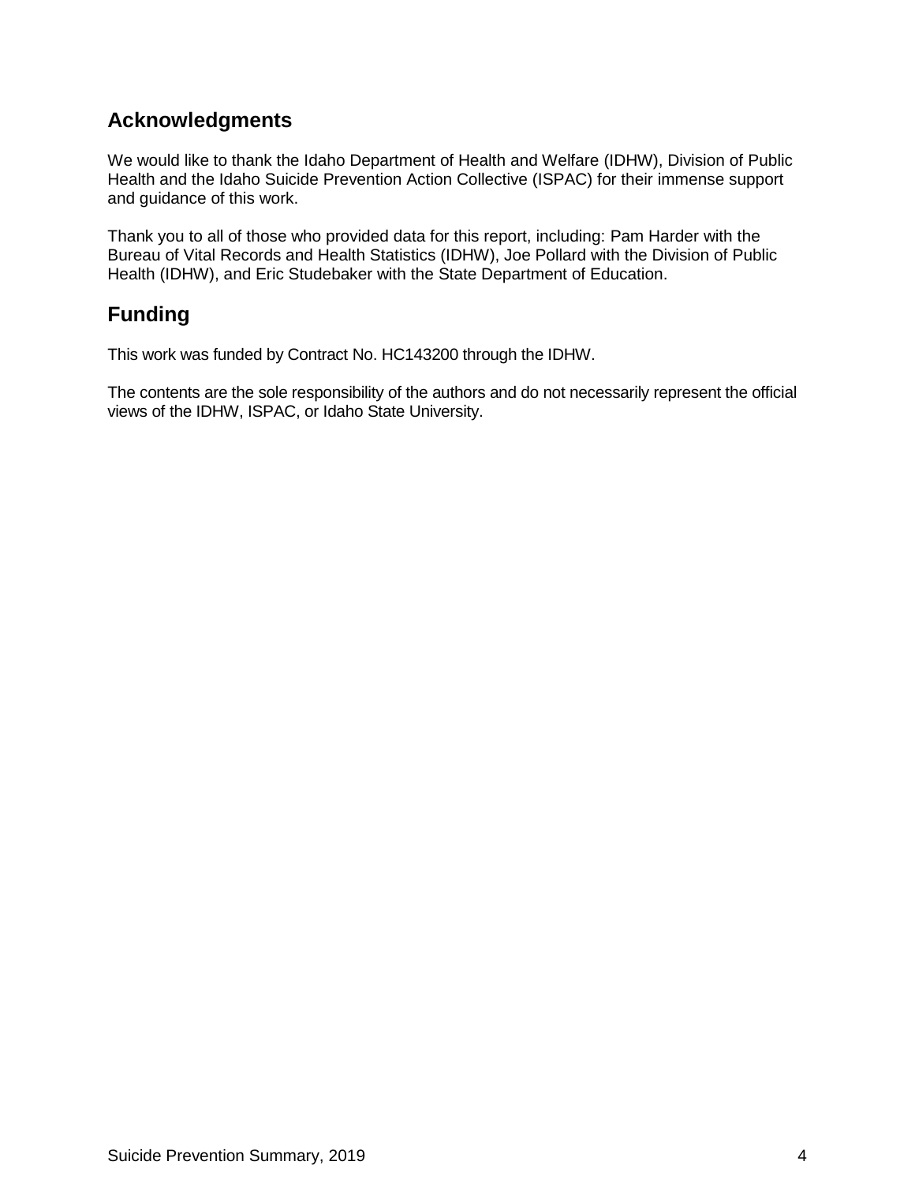## Acknowledgments

We would like to thank the Idaho Department of Health and Welfare (IDHW), Division of Public Health and the Idaho Suicide Prevention Action Collective (ISPAC) for their immense support and guidance of this work.

Thank you to all of those who provided data for this report, including: Pam Harder with the Bureau of Vital Records and Health Statistics (IDHW), Joe Pollard with the Division of Public Health (IDHW), and Eric Studebaker with the State Department of Education.

## Funding

This work was funded by Contract No. HC143200 through the IDHW.

The contents are the sole responsibility of the authors and do not necessarily represent the official views of the IDHW, ISPAC, or Idaho State University.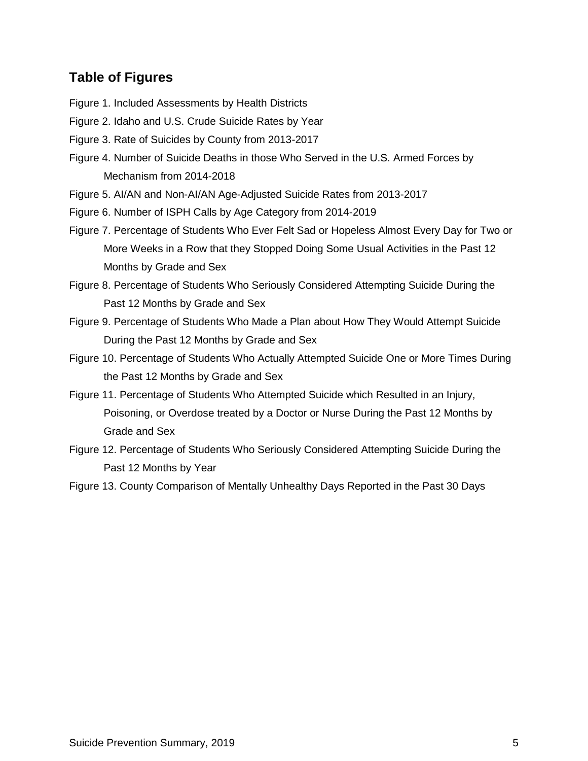## Table of Figures

Figure 1. Included Assessments by Health Districts

Figure 2. Idaho and U.S. Crude Suicide Rates by Year

Figure 3. Rate of Suicides by County from 2013-2017

Figure 4. Number of Suicide Deaths in those Who Served in the U.S. Armed Forces by Mechanism from 2014-2018

Figure 5. AI/AN and Non-AI/AN Age-Adjusted Suicide Rates from 2013-2017

Figure 6. Number of ISPH Calls by Age Category from 2014-2019

Figure 7. Percentage of Students Who Ever Felt Sad or Hopeless Almost Every Day for Two or More Weeks in a Row that they Stopped Doing Some Usual Activities in the Past 12 Months by Grade and Sex

Figure 8. Percentage of Students Who Seriously Considered Attempting Suicide During the Past 12 Months by Grade and Sex

Figure 9. Percentage of Students Who Made a Plan about How They Would Attempt Suicide During the Past 12 Months by Grade and Sex

Figure 10. Percentage of Students Who Actually Attempted Suicide One or More Times During the Past 12 Months by Grade and Sex

Figure 11. Percentage of Students Who Attempted Suicide which Resulted in an Injury, Poisoning, or Overdose treated by a Doctor or Nurse During the Past 12 Months by Grade and Sex

Figure 12. Percentage of Students Who Seriously Considered Attempting Suicide During the Past 12 Months by Year

Figure 13. County Comparison of Mentally Unhealthy Days Reported in the Past 30 Days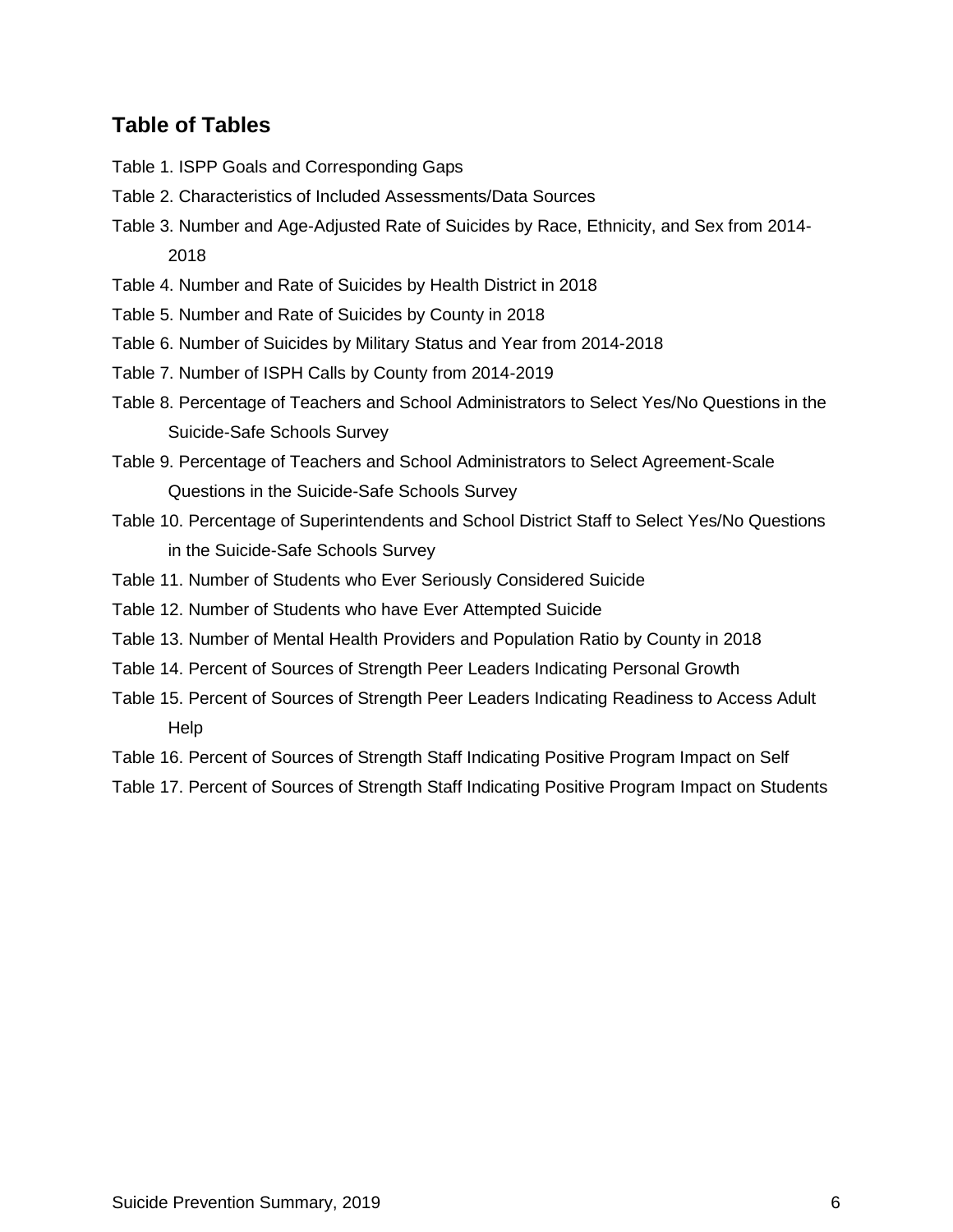## Table of Tables

Table 1. ISPP Goals and Corresponding Gaps

Table 2. Characteristics of Included Assessments/Data Sources

Table 3. Number and Age-Adjusted Rate of Suicides by Race, Ethnicity, and Sex from 2014-2018

Table 4. Number and Rate of Suicides by Health District in 2018

Table 5. Number and Rate of Suicides by County in 2018

Table 6. Number of Suicides by Military Status and Year from 2014-2018

Table 7. Number of ISPH Calls by County from 2014-2019

Table 8. Percentage of Teachers and School Administrators to Select Yes/No Questions in the Suicide-Safe Schools Survey

Table 9. Percentage of Teachers and School Administrators to Select Agreement-Scale Questions in the Suicide-Safe Schools Survey

Table 10. Percentage of Superintendents and School District Staff to Select Yes/No Questions in the Suicide-Safe Schools Survey

Table 11. Number of Students who Ever Seriously Considered Suicide

Table 12. Number of Students who have Ever Attempted Suicide

Table 13. Number of Mental Health Providers and Population Ratio by County in 2018

Table 14. Percent of Sources of Strength Peer Leaders Indicating Personal Growth

Table 15. Percent of Sources of Strength Peer Leaders Indicating Readiness to Access Adult Help

Table 16. Percent of Sources of Strength Staff Indicating Positive Program Impact on Self

Table 17. Percent of Sources of Strength Staff Indicating Positive Program Impact on Students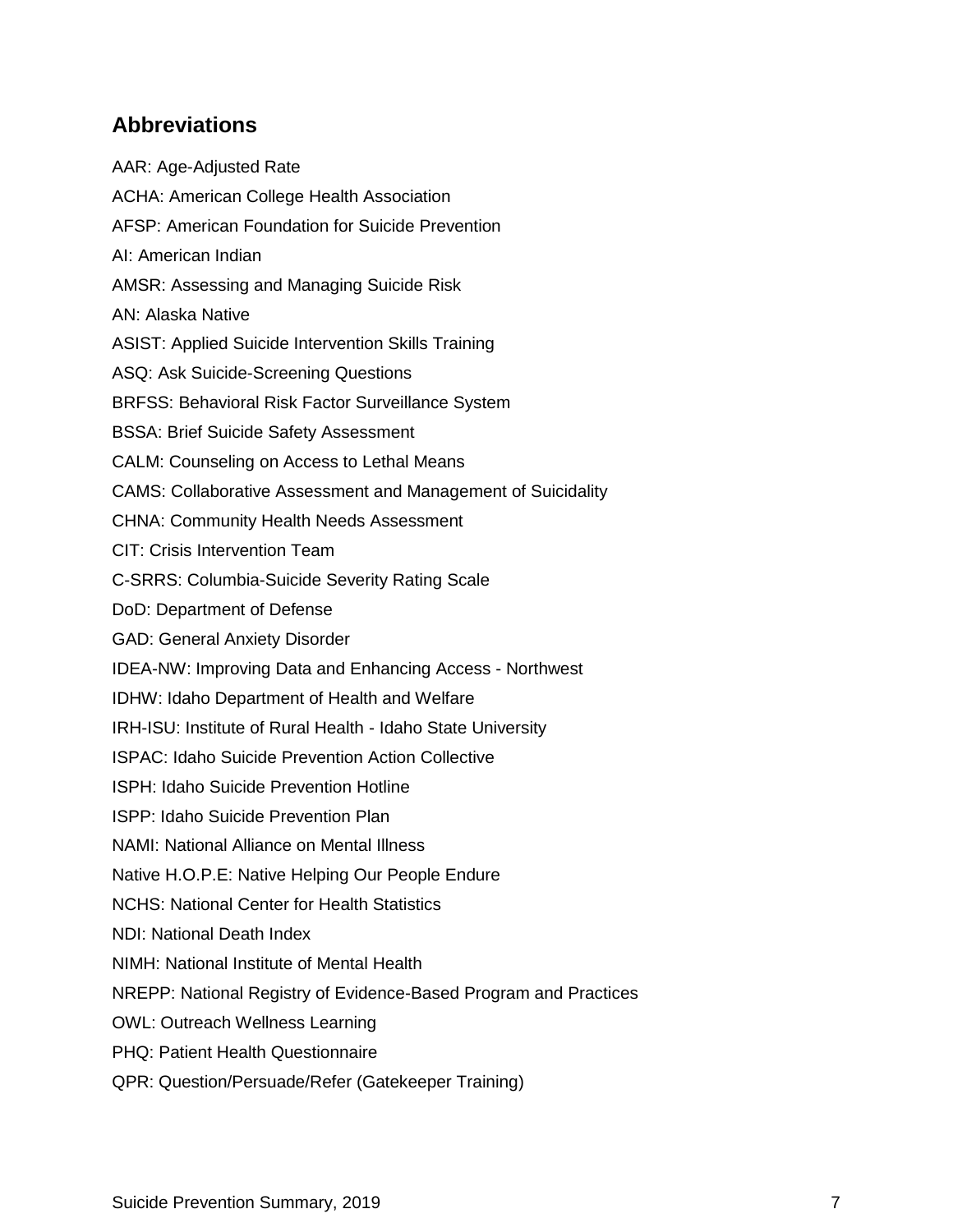## Abbreviations

AAR: Age-Adjusted Rate

ACHA: American College Health Association

AFSP: American Foundation for Suicide Prevention

AI: American Indian

AMSR: Assessing and Managing Suicide Risk

AN: Alaska Native

ASIST: Applied Suicide Intervention Skills Training

ASQ: Ask Suicide-Screening Questions

BRFSS: Behavioral Risk Factor Surveillance System

BSSA: Brief Suicide Safety Assessment

CALM: Counseling on Access to Lethal Means

CAMS: Collaborative Assessment and Management of Suicidality

CHNA: Community Health Needs Assessment

CIT: Crisis Intervention Team

C-SRRS: Columbia-Suicide Severity Rating Scale

DoD: Department of Defense

GAD: General Anxiety Disorder

IDEA-NW: Improving Data and Enhancing Access - Northwest

IDHW: Idaho Department of Health and Welfare

IRH-ISU: Institute of Rural Health - Idaho State University

ISPAC: Idaho Suicide Prevention Action Collective

ISPH: Idaho Suicide Prevention Hotline

ISPP: Idaho Suicide Prevention Plan

NAMI: National Alliance on Mental Illness

Native H.O.P.E: Native Helping Our People Endure

NCHS: National Center for Health Statistics

NDI: National Death Index

NIMH: National Institute of Mental Health

NREPP: National Registry of Evidence-Based Program and Practices

OWL: Outreach Wellness Learning

PHQ: Patient Health Questionnaire

QPR: Question/Persuade/Refer (Gatekeeper Training)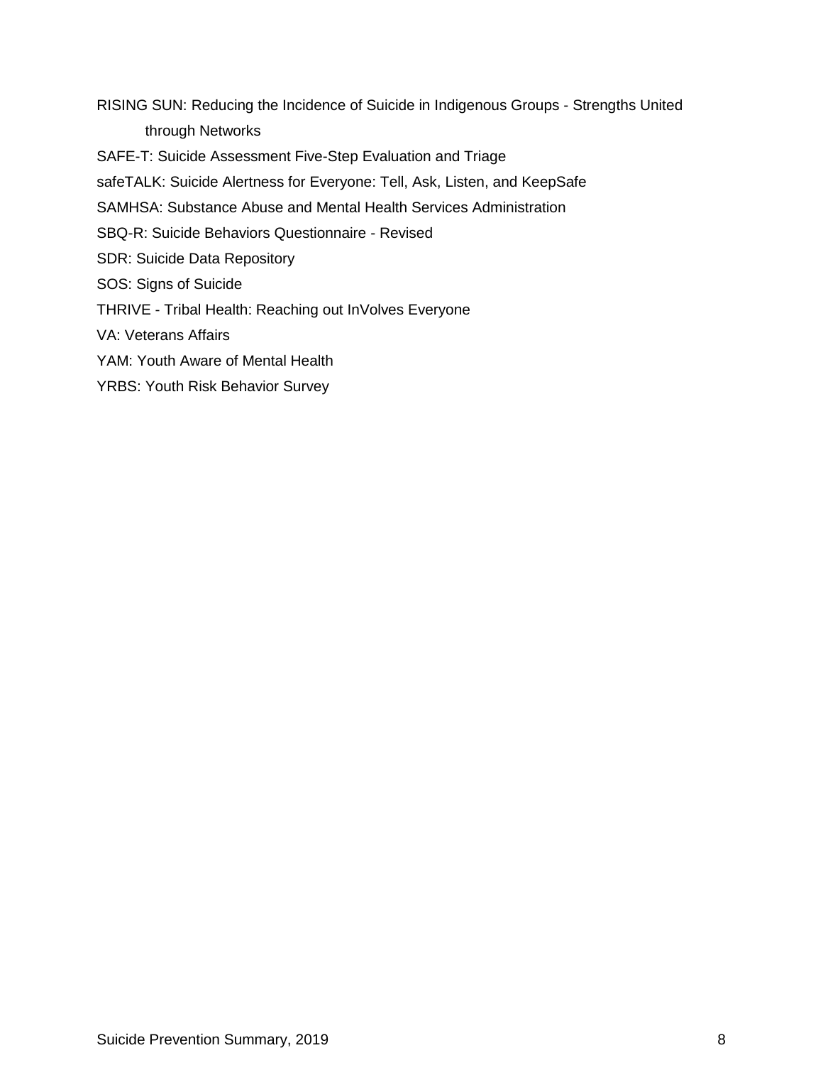RISING SUN: Reducing the Incidence of Suicide in Indigenous Groups - Strengths United through Networks

SAFE-T: Suicide Assessment Five-Step Evaluation and Triage

safeTALK: Suicide Alertness for Everyone: Tell, Ask, Listen, and KeepSafe

SAMHSA: Substance Abuse and Mental Health Services Administration

SBQ-R: Suicide Behaviors Questionnaire - Revised

SDR: Suicide Data Repository

SOS: Signs of Suicide

THRIVE - Tribal Health: Reaching out InVolves Everyone

VA: Veterans Affairs

YAM: Youth Aware of Mental Health

YRBS: Youth Risk Behavior Survey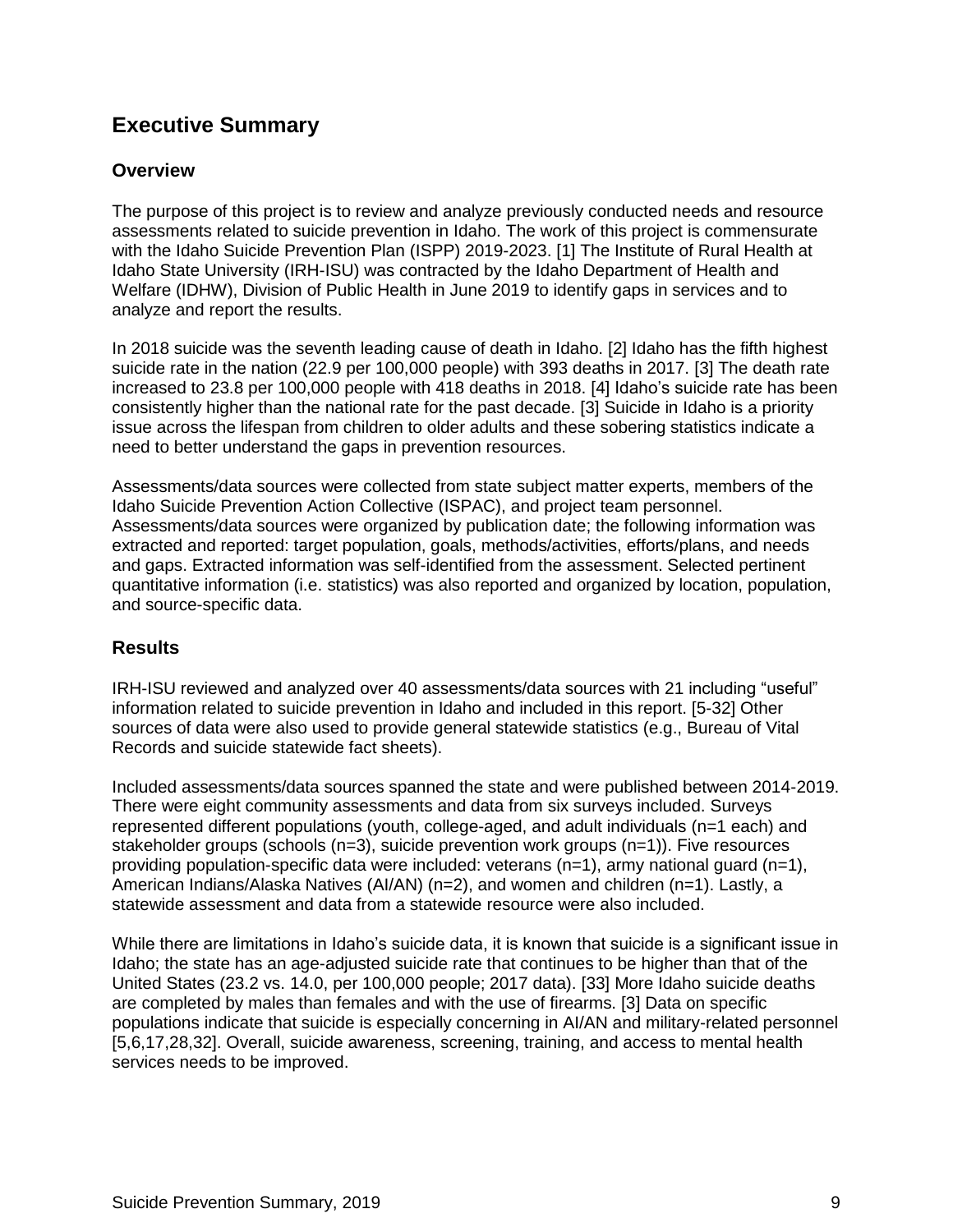## Executive Summary

### Overview

The purpose of this project is to review and analyze previously conducted needs and resource assessments related to suicide prevention in Idaho. The work of this project is commensurate with the Idaho Suicide Prevention Plan (ISPP) 2019-2023. [1] The Institute of Rural Health at Idaho State University (IRH-ISU) was contracted by the Idaho Department of Health and Welfare (IDHW), Division of Public Health in June 2019 to identify gaps in services and to analyze and report the results.

In 2018 suicide was the seventh leading cause of death in Idaho. [2] Idaho has the fifth highest suicide rate in the nation (22.9 per 100,000 people) with 393 deaths in 2017. [3] The death rate increased to 23.8 per 100,000 people with 418 deaths in 2018. [4] Idaho's suicide rate has been consistently higher than the national rate for the past decade. [3] Suicide in Idaho is a priority issue across the lifespan from children to older adults and these sobering statistics indicate a need to better understand the gaps in prevention resources.

Assessments/data sources were collected from state subject matter experts, members of the Idaho Suicide Prevention Action Collective (ISPAC), and project team personnel. Assessments/data sources were organized by publication date; the following information was extracted and reported: target population, goals, methods/activities, efforts/plans, and needs and gaps. Extracted information was self-identified from the assessment. Selected pertinent quantitative information (i.e. statistics) was also reported and organized by location, population, and source-specific data.

### Results

IRH-ISU reviewed and analyzed over 40 assessments/data sources with 21 including "useful" information related to suicide prevention in Idaho and included in this report. [5-32] Other sources of data were also used to provide general statewide statistics (e.g., Bureau of Vital Records and suicide statewide fact sheets).

Included assessments/data sources spanned the state and were published between 2014-2019. There were eight community assessments and data from six surveys included. Surveys represented different populations (youth, college-aged, and adult individuals (n=1 each) and stakeholder groups (schools (n=3), suicide prevention work groups (n=1)). Five resources providing population-specific data were included: veterans (n=1), army national guard (n=1), American Indians/Alaska Natives (AI/AN) (n=2), and women and children (n=1). Lastly, a statewide assessment and data from a statewide resource were also included.

While there are limitations in Idaho's suicide data, it is known that suicide is a significant issue in Idaho; the state has an age-adjusted suicide rate that continues to be higher than that of the United States (23.2 vs. 14.0, per 100,000 people; 2017 data). [33] More Idaho suicide deaths are completed by males than females and with the use of firearms. [3] Data on specific populations indicate that suicide is especially concerning in AI/AN and military-related personnel [5,6,17,28,32]. Overall, suicide awareness, screening, training, and access to mental health services needs to be improved.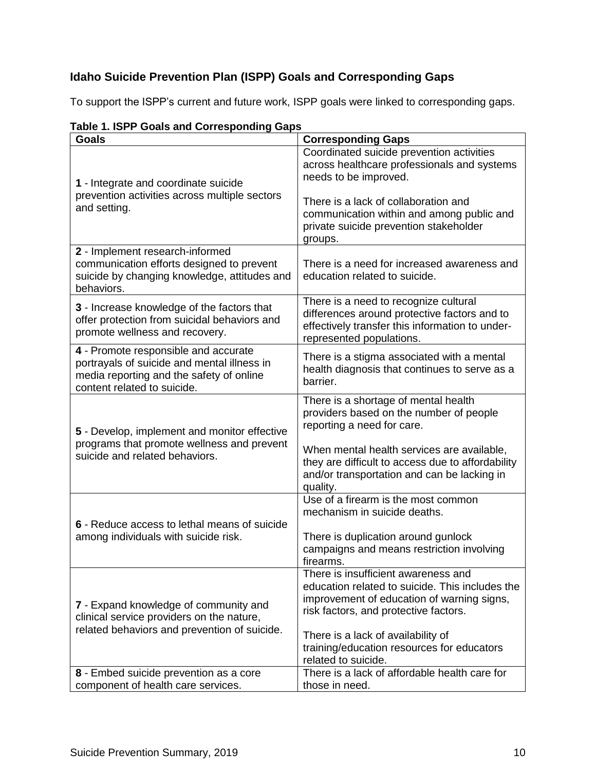## Idaho Suicide Prevention Plan (ISPP) Goals and Corresponding Gaps

To support the ISPP's current and future work, ISPP goals were linked to corresponding gaps.

**Table 1. ISPP Goals and Corresponding Gaps**

| Goals | Corresponding Gaps |
|---|---|
| **1** - Integrate and coordinate suicide prevention activities across multiple sectors and setting. | Coordinated suicide prevention activities across healthcare professionals and systems needs to be improved.<br><br>There is a lack of collaboration and communication within and among public and private suicide prevention stakeholder groups. |
| **2** - Implement research-informed communication efforts designed to prevent suicide by changing knowledge, attitudes and behaviors. | There is a need for increased awareness and education related to suicide. |
| **3** - Increase knowledge of the factors that offer protection from suicidal behaviors and promote wellness and recovery. | There is a need to recognize cultural differences around protective factors and to effectively transfer this information to under-represented populations. |
| **4** - Promote responsible and accurate portrayals of suicide and mental illness in media reporting and the safety of online content related to suicide. | There is a stigma associated with a mental health diagnosis that continues to serve as a barrier. |
| **5** - Develop, implement and monitor effective programs that promote wellness and prevent suicide and related behaviors. | There is a shortage of mental health providers based on the number of people reporting a need for care.<br><br>When mental health services are available, they are difficult to access due to affordability and/or transportation and can be lacking in quality. |
| **6** - Reduce access to lethal means of suicide among individuals with suicide risk. | Use of a firearm is the most common mechanism in suicide deaths.<br><br>There is duplication around gunlock campaigns and means restriction involving firearms. |
| **7** - Expand knowledge of community and clinical service providers on the nature, related behaviors and prevention of suicide. | There is insufficient awareness and education related to suicide. This includes the improvement of education of warning signs, risk factors, and protective factors.<br><br>There is a lack of availability of training/education resources for educators related to suicide. |
| **8** - Embed suicide prevention as a core component of health care services. | There is a lack of affordable health care for those in need. |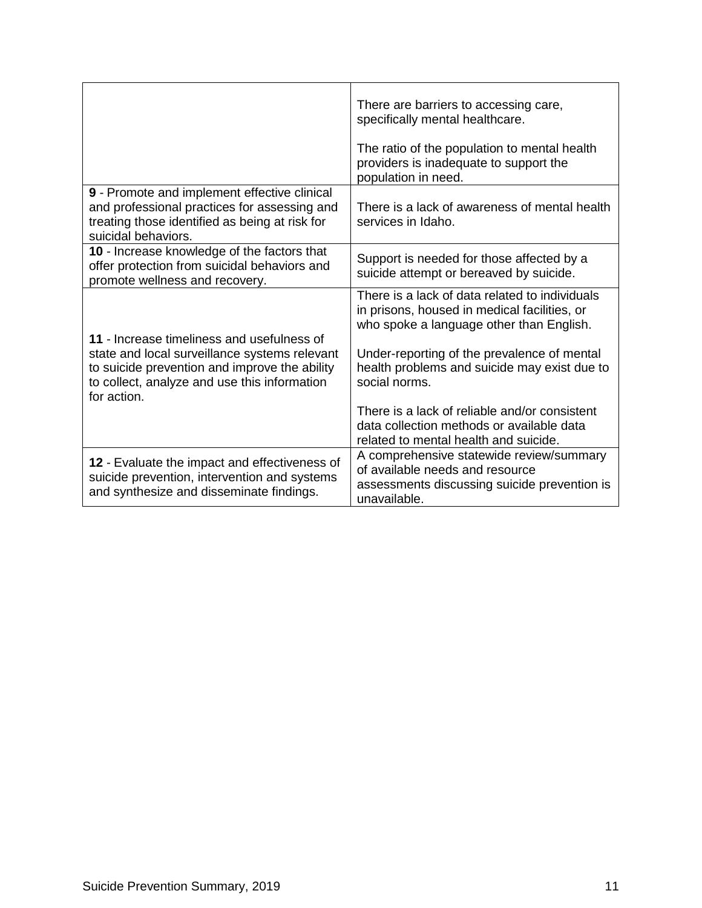| | |
|---|---|
| | There are barriers to accessing care, specifically mental healthcare.<br><br>The ratio of the population to mental health providers is inadequate to support the population in need. |
| **9** - Promote and implement effective clinical and professional practices for assessing and treating those identified as being at risk for suicidal behaviors. | There is a lack of awareness of mental health services in Idaho. |
| **10** - Increase knowledge of the factors that offer protection from suicidal behaviors and promote wellness and recovery. | Support is needed for those affected by a suicide attempt or bereaved by suicide. |
| **11** - Increase timeliness and usefulness of state and local surveillance systems relevant to suicide prevention and improve the ability to collect, analyze and use this information for action. | There is a lack of data related to individuals in prisons, housed in medical facilities, or who spoke a language other than English.<br><br>Under-reporting of the prevalence of mental health problems and suicide may exist due to social norms.<br><br>There is a lack of reliable and/or consistent data collection methods or available data related to mental health and suicide. |
| **12** - Evaluate the impact and effectiveness of suicide prevention, intervention and systems and synthesize and disseminate findings. | A comprehensive statewide review/summary of available needs and resource assessments discussing suicide prevention is unavailable. |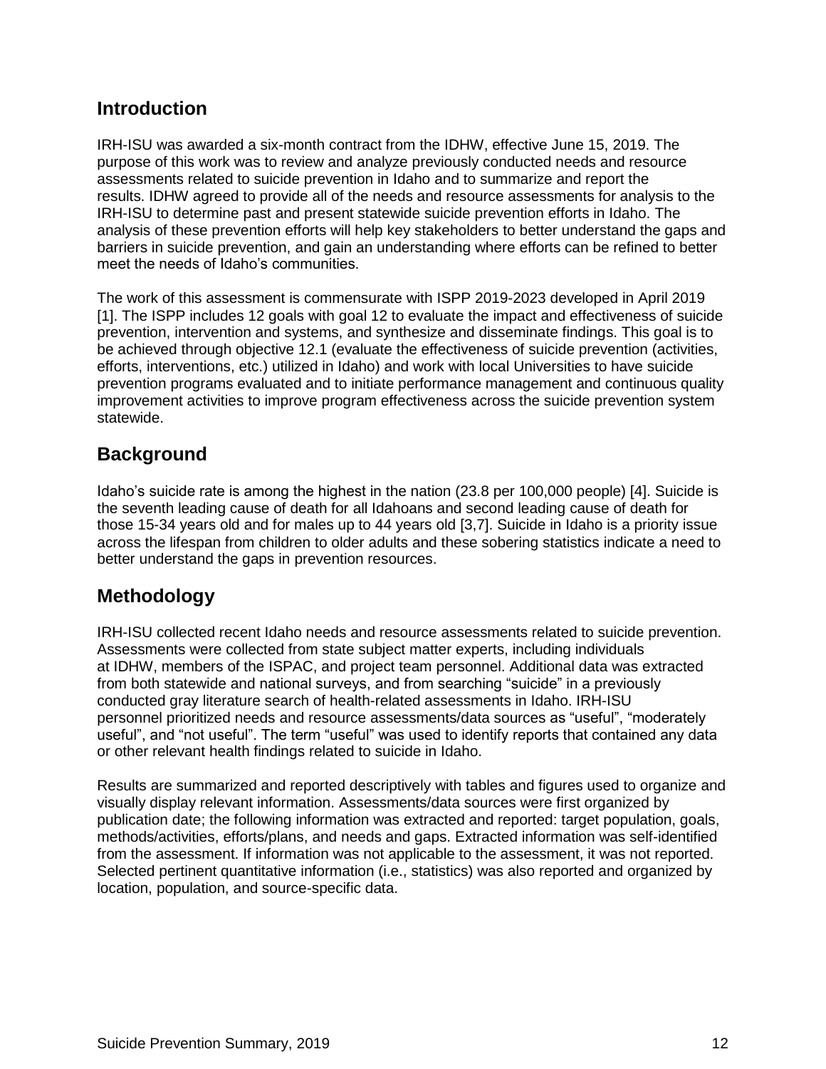## Introduction

IRH-ISU was awarded a six-month contract from the IDHW, effective June 15, 2019. The purpose of this work was to review and analyze previously conducted needs and resource assessments related to suicide prevention in Idaho and to summarize and report the results. IDHW agreed to provide all of the needs and resource assessments for analysis to the IRH-ISU to determine past and present statewide suicide prevention efforts in Idaho. The analysis of these prevention efforts will help key stakeholders to better understand the gaps and barriers in suicide prevention, and gain an understanding where efforts can be refined to better meet the needs of Idaho's communities.

The work of this assessment is commensurate with ISPP 2019-2023 developed in April 2019 [1]. The ISPP includes 12 goals with goal 12 to evaluate the impact and effectiveness of suicide prevention, intervention and systems, and synthesize and disseminate findings. This goal is to be achieved through objective 12.1 (evaluate the effectiveness of suicide prevention (activities, efforts, interventions, etc.) utilized in Idaho) and work with local Universities to have suicide prevention programs evaluated and to initiate performance management and continuous quality improvement activities to improve program effectiveness across the suicide prevention system statewide.

## Background

Idaho's suicide rate is among the highest in the nation (23.8 per 100,000 people) [4]. Suicide is the seventh leading cause of death for all Idahoans and second leading cause of death for those 15-34 years old and for males up to 44 years old [3,7]. Suicide in Idaho is a priority issue across the lifespan from children to older adults and these sobering statistics indicate a need to better understand the gaps in prevention resources.

## Methodology

IRH-ISU collected recent Idaho needs and resource assessments related to suicide prevention. Assessments were collected from state subject matter experts, including individuals at IDHW, members of the ISPAC, and project team personnel. Additional data was extracted from both statewide and national surveys, and from searching "suicide" in a previously conducted gray literature search of health-related assessments in Idaho. IRH-ISU personnel prioritized needs and resource assessments/data sources as "useful", "moderately useful", and "not useful". The term "useful" was used to identify reports that contained any data or other relevant health findings related to suicide in Idaho.

Results are summarized and reported descriptively with tables and figures used to organize and visually display relevant information. Assessments/data sources were first organized by publication date; the following information was extracted and reported: target population, goals, methods/activities, efforts/plans, and needs and gaps. Extracted information was self-identified from the assessment. If information was not applicable to the assessment, it was not reported. Selected pertinent quantitative information (i.e., statistics) was also reported and organized by location, population, and source-specific data.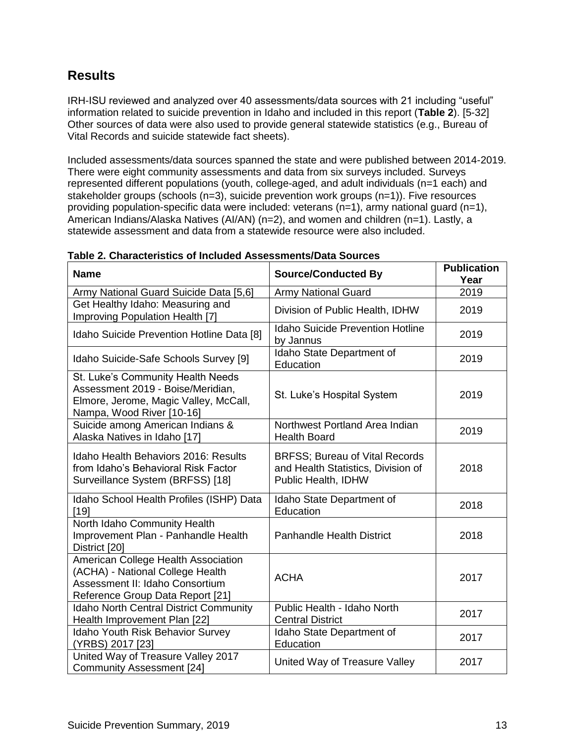## Results

IRH-ISU reviewed and analyzed over 40 assessments/data sources with 21 including "useful" information related to suicide prevention in Idaho and included in this report (**Table 2**). [5-32] Other sources of data were also used to provide general statewide statistics (e.g., Bureau of Vital Records and suicide statewide fact sheets).

Included assessments/data sources spanned the state and were published between 2014-2019. There were eight community assessments and data from six surveys included. Surveys represented different populations (youth, college-aged, and adult individuals (n=1 each) and stakeholder groups (schools (n=3), suicide prevention work groups (n=1)). Five resources providing population-specific data were included: veterans (n=1), army national guard (n=1), American Indians/Alaska Natives (AI/AN) (n=2), and women and children (n=1). Lastly, a statewide assessment and data from a statewide resource were also included.

**Table 2. Characteristics of Included Assessments/Data Sources**

| Name | Source/Conducted By | Publication Year |
|---|---|---|
| Army National Guard Suicide Data [5,6] | Army National Guard | 2019 |
| Get Healthy Idaho: Measuring and Improving Population Health [7] | Division of Public Health, IDHW | 2019 |
| Idaho Suicide Prevention Hotline Data [8] | Idaho Suicide Prevention Hotline by Jannus | 2019 |
| Idaho Suicide-Safe Schools Survey [9] | Idaho State Department of Education | 2019 |
| St. Luke's Community Health Needs Assessment 2019 - Boise/Meridian, Elmore, Jerome, Magic Valley, McCall, Nampa, Wood River [10-16] | St. Luke's Hospital System | 2019 |
| Suicide among American Indians & Alaska Natives in Idaho [17] | Northwest Portland Area Indian Health Board | 2019 |
| Idaho Health Behaviors 2016: Results from Idaho's Behavioral Risk Factor Surveillance System (BRFSS) [18] | BRFSS; Bureau of Vital Records and Health Statistics, Division of Public Health, IDHW | 2018 |
| Idaho School Health Profiles (ISHP) Data [19] | Idaho State Department of Education | 2018 |
| North Idaho Community Health Improvement Plan - Panhandle Health District [20] | Panhandle Health District | 2018 |
| American College Health Association (ACHA) - National College Health Assessment II: Idaho Consortium Reference Group Data Report [21] | ACHA | 2017 |
| Idaho North Central District Community Health Improvement Plan [22] | Public Health - Idaho North Central District | 2017 |
| Idaho Youth Risk Behavior Survey (YRBS) 2017 [23] | Idaho State Department of Education | 2017 |
| United Way of Treasure Valley 2017 Community Assessment [24] | United Way of Treasure Valley | 2017 |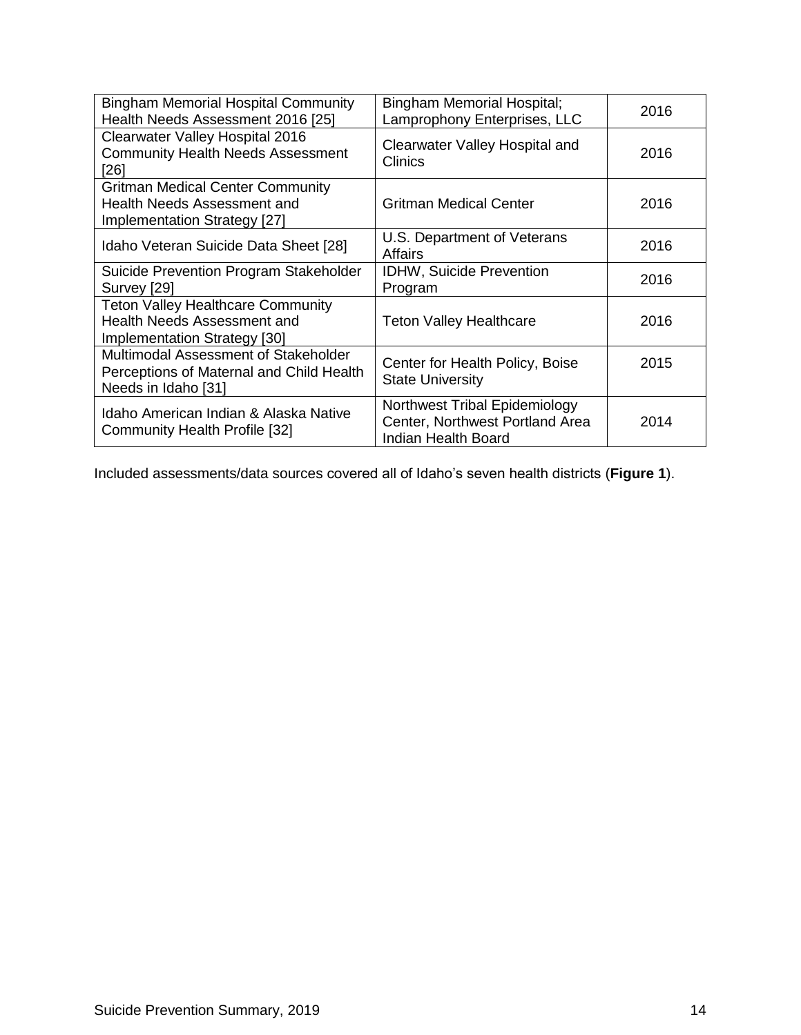| | | |
|---|---|---|
| Bingham Memorial Hospital Community Health Needs Assessment 2016 [25] | Bingham Memorial Hospital; Lamprophony Enterprises, LLC | 2016 |
| Clearwater Valley Hospital 2016 Community Health Needs Assessment [26] | Clearwater Valley Hospital and Clinics | 2016 |
| Gritman Medical Center Community Health Needs Assessment and Implementation Strategy [27] | Gritman Medical Center | 2016 |
| Idaho Veteran Suicide Data Sheet [28] | U.S. Department of Veterans Affairs | 2016 |
| Suicide Prevention Program Stakeholder Survey [29] | IDHW, Suicide Prevention Program | 2016 |
| Teton Valley Healthcare Community Health Needs Assessment and Implementation Strategy [30] | Teton Valley Healthcare | 2016 |
| Multimodal Assessment of Stakeholder Perceptions of Maternal and Child Health Needs in Idaho [31] | Center for Health Policy, Boise State University | 2015 |
| Idaho American Indian & Alaska Native Community Health Profile [32] | Northwest Tribal Epidemiology Center, Northwest Portland Area Indian Health Board | 2014 |

Included assessments/data sources covered all of Idaho's seven health districts (**Figure 1**).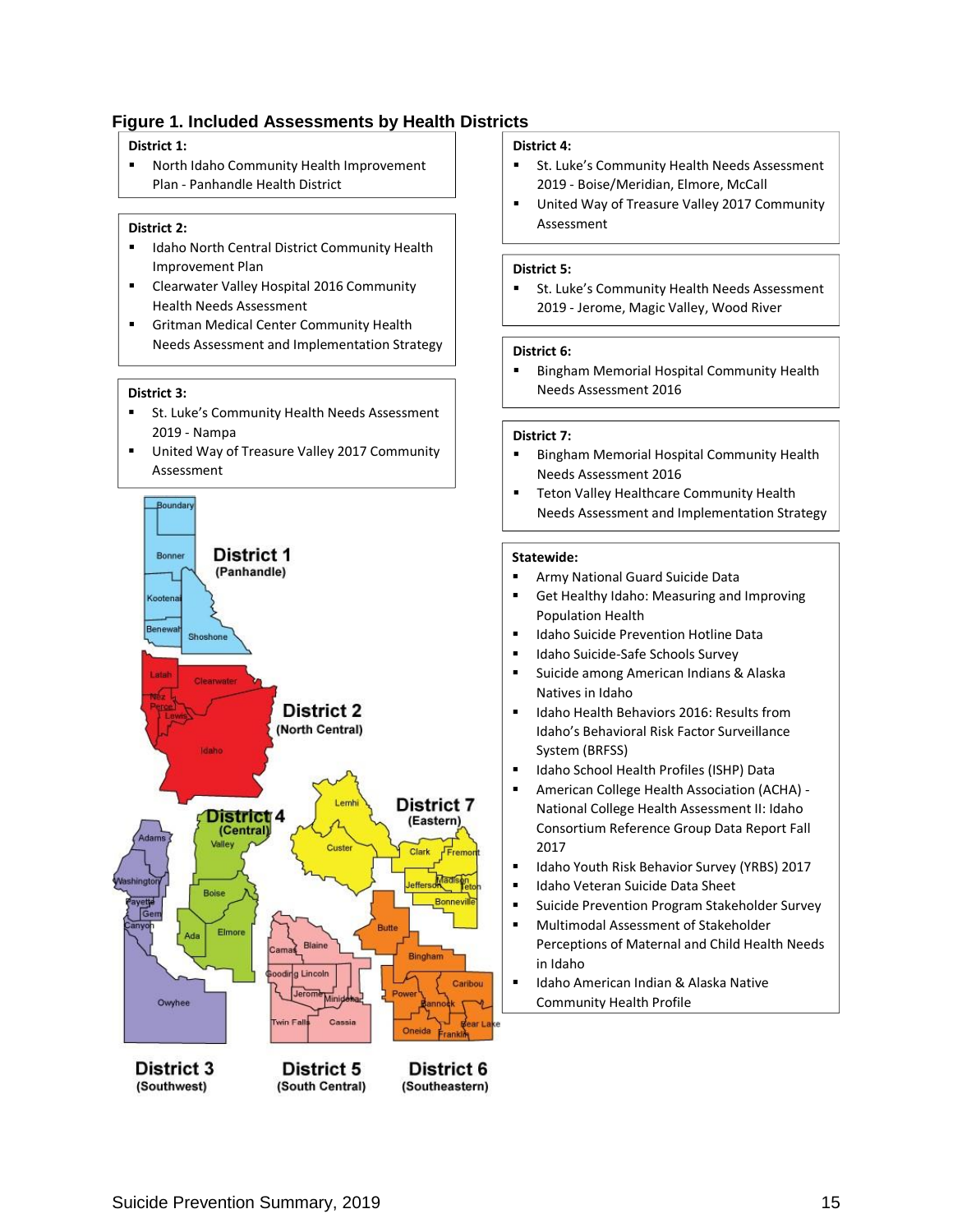### Figure 1. Included Assessments by Health Districts

**District 1:**

- North Idaho Community Health Improvement Plan - Panhandle Health District

**District 2:**

- Idaho North Central District Community Health Improvement Plan
- Clearwater Valley Hospital 2016 Community Health Needs Assessment
- Gritman Medical Center Community Health Needs Assessment and Implementation Strategy

**District 3:**

- St. Luke's Community Health Needs Assessment 2019 - Nampa
- United Way of Treasure Valley 2017 Community Assessment

**District 4:**

- St. Luke's Community Health Needs Assessment 2019 - Boise/Meridian, Elmore, McCall
- United Way of Treasure Valley 2017 Community Assessment

**District 5:**

- St. Luke's Community Health Needs Assessment 2019 - Jerome, Magic Valley, Wood River

**District 6:**

- Bingham Memorial Hospital Community Health Needs Assessment 2016

**District 7:**

- Bingham Memorial Hospital Community Health Needs Assessment 2016
- Teton Valley Healthcare Community Health Needs Assessment and Implementation Strategy

**Statewide:**

- Army National Guard Suicide Data
- Get Healthy Idaho: Measuring and Improving Population Health
- Idaho Suicide Prevention Hotline Data
- Idaho Suicide-Safe Schools Survey
- Suicide among American Indians & Alaska Natives in Idaho
- Idaho Health Behaviors 2016: Results from Idaho's Behavioral Risk Factor Surveillance System (BRFSS)
- Idaho School Health Profiles (ISHP) Data
- American College Health Association (ACHA) - National College Health Assessment II: Idaho Consortium Reference Group Data Report Fall 2017
- Idaho Youth Risk Behavior Survey (YRBS) 2017
- Idaho Veteran Suicide Data Sheet
- Suicide Prevention Program Stakeholder Survey
- Multimodal Assessment of Stakeholder Perceptions of Maternal and Child Health Needs in Idaho
- Idaho American Indian & Alaska Native Community Health Profile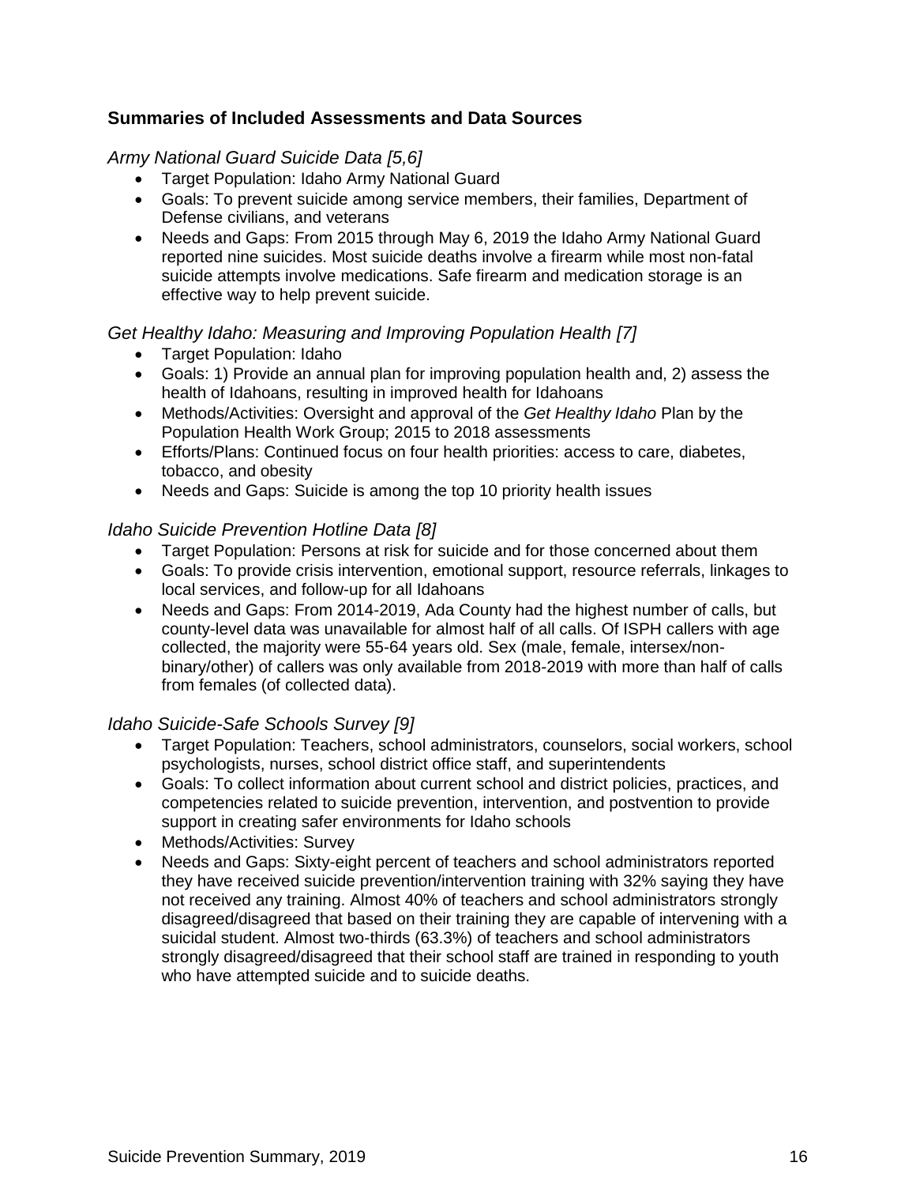### Summaries of Included Assessments and Data Sources

*Army National Guard Suicide Data [5,6]*

- Target Population: Idaho Army National Guard
- Goals: To prevent suicide among service members, their families, Department of Defense civilians, and veterans
- Needs and Gaps: From 2015 through May 6, 2019 the Idaho Army National Guard reported nine suicides. Most suicide deaths involve a firearm while most non-fatal suicide attempts involve medications. Safe firearm and medication storage is an effective way to help prevent suicide.

*Get Healthy Idaho: Measuring and Improving Population Health [7]*

- Target Population: Idaho
- Goals: 1) Provide an annual plan for improving population health and, 2) assess the health of Idahoans, resulting in improved health for Idahoans
- Methods/Activities: Oversight and approval of the *Get Healthy Idaho* Plan by the Population Health Work Group; 2015 to 2018 assessments
- Efforts/Plans: Continued focus on four health priorities: access to care, diabetes, tobacco, and obesity
- Needs and Gaps: Suicide is among the top 10 priority health issues

*Idaho Suicide Prevention Hotline Data [8]*

- Target Population: Persons at risk for suicide and for those concerned about them
- Goals: To provide crisis intervention, emotional support, resource referrals, linkages to local services, and follow-up for all Idahoans
- Needs and Gaps: From 2014-2019, Ada County had the highest number of calls, but county-level data was unavailable for almost half of all calls. Of ISPH callers with age collected, the majority were 55-64 years old. Sex (male, female, intersex/non-binary/other) of callers was only available from 2018-2019 with more than half of calls from females (of collected data).

*Idaho Suicide-Safe Schools Survey [9]*

- Target Population: Teachers, school administrators, counselors, social workers, school psychologists, nurses, school district office staff, and superintendents
- Goals: To collect information about current school and district policies, practices, and competencies related to suicide prevention, intervention, and postvention to provide support in creating safer environments for Idaho schools
- Methods/Activities: Survey
- Needs and Gaps: Sixty-eight percent of teachers and school administrators reported they have received suicide prevention/intervention training with 32% saying they have not received any training. Almost 40% of teachers and school administrators strongly disagreed/disagreed that based on their training they are capable of intervening with a suicidal student. Almost two-thirds (63.3%) of teachers and school administrators strongly disagreed/disagreed that their school staff are trained in responding to youth who have attempted suicide and to suicide deaths.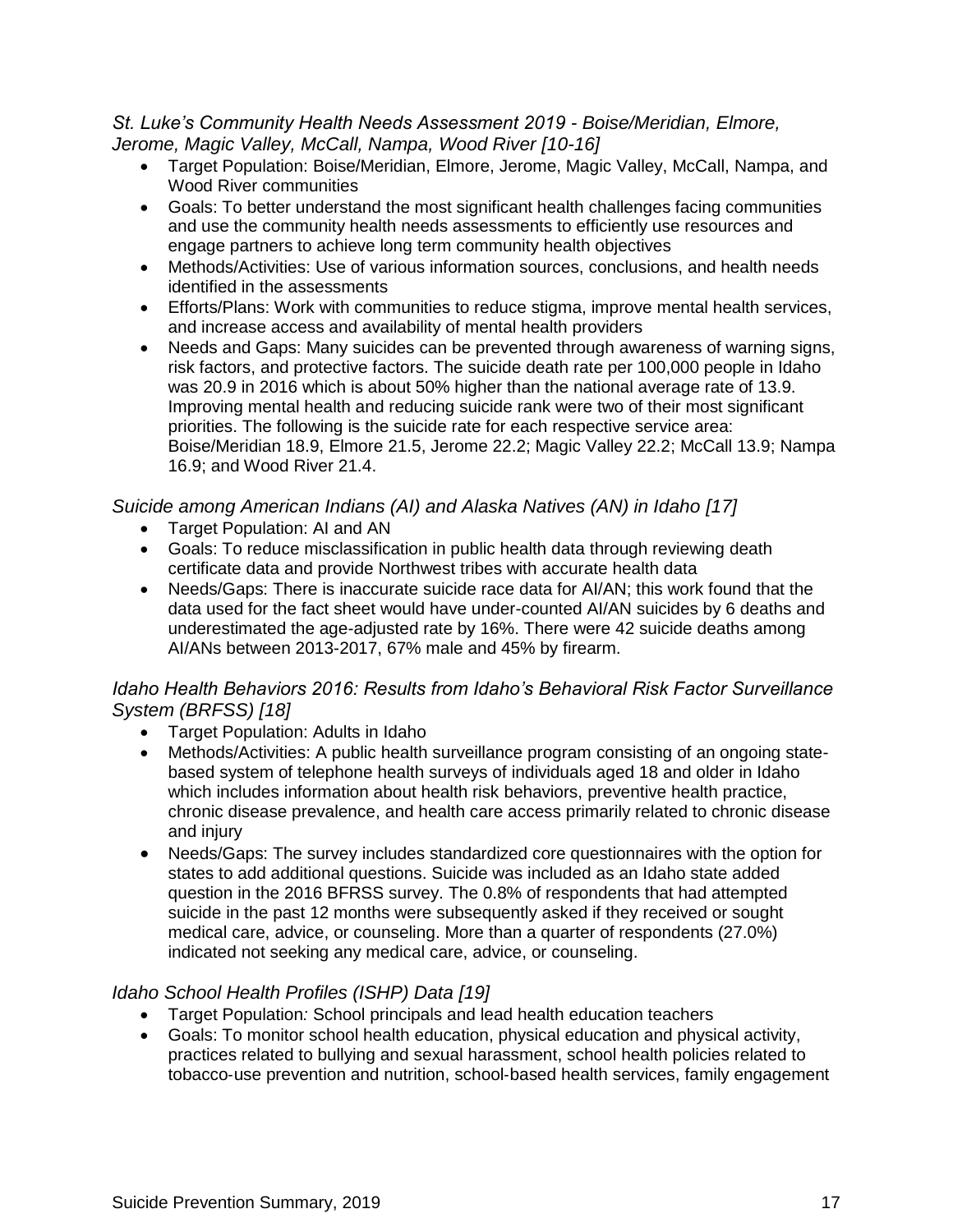*St. Luke's Community Health Needs Assessment 2019 - Boise/Meridian, Elmore, Jerome, Magic Valley, McCall, Nampa, Wood River [10-16]*

- Target Population: Boise/Meridian, Elmore, Jerome, Magic Valley, McCall, Nampa, and Wood River communities
- Goals: To better understand the most significant health challenges facing communities and use the community health needs assessments to efficiently use resources and engage partners to achieve long term community health objectives
- Methods/Activities: Use of various information sources, conclusions, and health needs identified in the assessments
- Efforts/Plans: Work with communities to reduce stigma, improve mental health services, and increase access and availability of mental health providers
- Needs and Gaps: Many suicides can be prevented through awareness of warning signs, risk factors, and protective factors. The suicide death rate per 100,000 people in Idaho was 20.9 in 2016 which is about 50% higher than the national average rate of 13.9. Improving mental health and reducing suicide rank were two of their most significant priorities. The following is the suicide rate for each respective service area: Boise/Meridian 18.9, Elmore 21.5, Jerome 22.2; Magic Valley 22.2; McCall 13.9; Nampa 16.9; and Wood River 21.4.

*Suicide among American Indians (AI) and Alaska Natives (AN) in Idaho [17]*

- Target Population: AI and AN
- Goals: To reduce misclassification in public health data through reviewing death certificate data and provide Northwest tribes with accurate health data
- Needs/Gaps: There is inaccurate suicide race data for AI/AN; this work found that the data used for the fact sheet would have under-counted AI/AN suicides by 6 deaths and underestimated the age-adjusted rate by 16%. There were 42 suicide deaths among AI/ANs between 2013-2017, 67% male and 45% by firearm.

*Idaho Health Behaviors 2016: Results from Idaho's Behavioral Risk Factor Surveillance System (BRFSS) [18]*

- Target Population: Adults in Idaho
- Methods/Activities: A public health surveillance program consisting of an ongoing state-based system of telephone health surveys of individuals aged 18 and older in Idaho which includes information about health risk behaviors, preventive health practice, chronic disease prevalence, and health care access primarily related to chronic disease and injury
- Needs/Gaps: The survey includes standardized core questionnaires with the option for states to add additional questions. Suicide was included as an Idaho state added question in the 2016 BFRSS survey. The 0.8% of respondents that had attempted suicide in the past 12 months were subsequently asked if they received or sought medical care, advice, or counseling. More than a quarter of respondents (27.0%) indicated not seeking any medical care, advice, or counseling.

*Idaho School Health Profiles (ISHP) Data [19]*

- Target Population: School principals and lead health education teachers
- Goals: To monitor school health education, physical education and physical activity, practices related to bullying and sexual harassment, school health policies related to tobacco-use prevention and nutrition, school-based health services, family engagement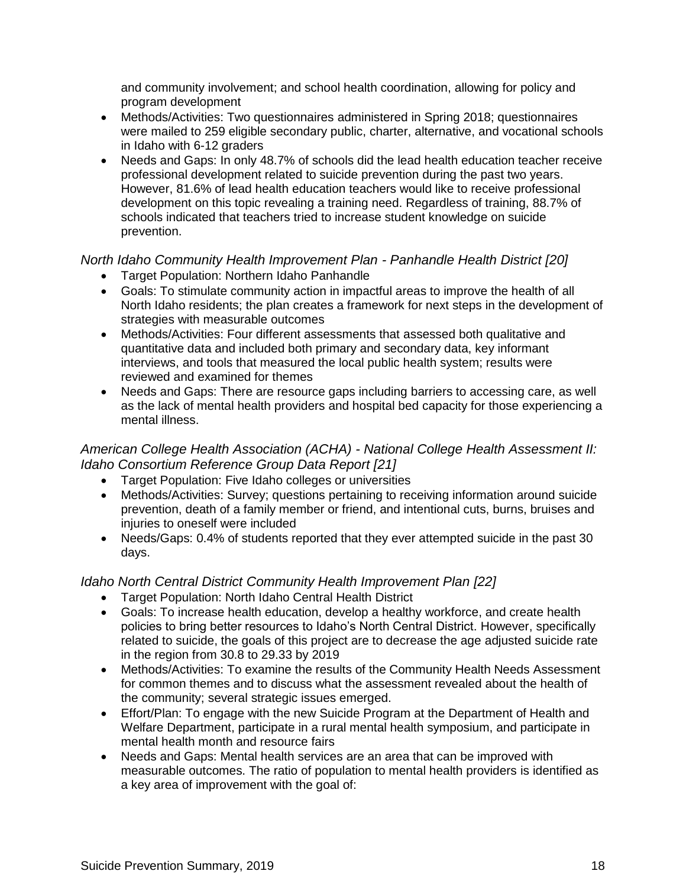and community involvement; and school health coordination, allowing for policy and program development

- Methods/Activities: Two questionnaires administered in Spring 2018; questionnaires were mailed to 259 eligible secondary public, charter, alternative, and vocational schools in Idaho with 6-12 graders
- Needs and Gaps: In only 48.7% of schools did the lead health education teacher receive professional development related to suicide prevention during the past two years. However, 81.6% of lead health education teachers would like to receive professional development on this topic revealing a training need. Regardless of training, 88.7% of schools indicated that teachers tried to increase student knowledge on suicide prevention.

*North Idaho Community Health Improvement Plan - Panhandle Health District [20]*

- Target Population: Northern Idaho Panhandle
- Goals: To stimulate community action in impactful areas to improve the health of all North Idaho residents; the plan creates a framework for next steps in the development of strategies with measurable outcomes
- Methods/Activities: Four different assessments that assessed both qualitative and quantitative data and included both primary and secondary data, key informant interviews, and tools that measured the local public health system; results were reviewed and examined for themes
- Needs and Gaps: There are resource gaps including barriers to accessing care, as well as the lack of mental health providers and hospital bed capacity for those experiencing a mental illness.

*American College Health Association (ACHA) - National College Health Assessment II: Idaho Consortium Reference Group Data Report [21]*

- Target Population: Five Idaho colleges or universities
- Methods/Activities: Survey; questions pertaining to receiving information around suicide prevention, death of a family member or friend, and intentional cuts, burns, bruises and injuries to oneself were included
- Needs/Gaps: 0.4% of students reported that they ever attempted suicide in the past 30 days.

*Idaho North Central District Community Health Improvement Plan [22]*

- Target Population: North Idaho Central Health District
- Goals: To increase health education, develop a healthy workforce, and create health policies to bring better resources to Idaho's North Central District. However, specifically related to suicide, the goals of this project are to decrease the age adjusted suicide rate in the region from 30.8 to 29.33 by 2019
- Methods/Activities: To examine the results of the Community Health Needs Assessment for common themes and to discuss what the assessment revealed about the health of the community; several strategic issues emerged.
- Effort/Plan: To engage with the new Suicide Program at the Department of Health and Welfare Department, participate in a rural mental health symposium, and participate in mental health month and resource fairs
- Needs and Gaps: Mental health services are an area that can be improved with measurable outcomes. The ratio of population to mental health providers is identified as a key area of improvement with the goal of: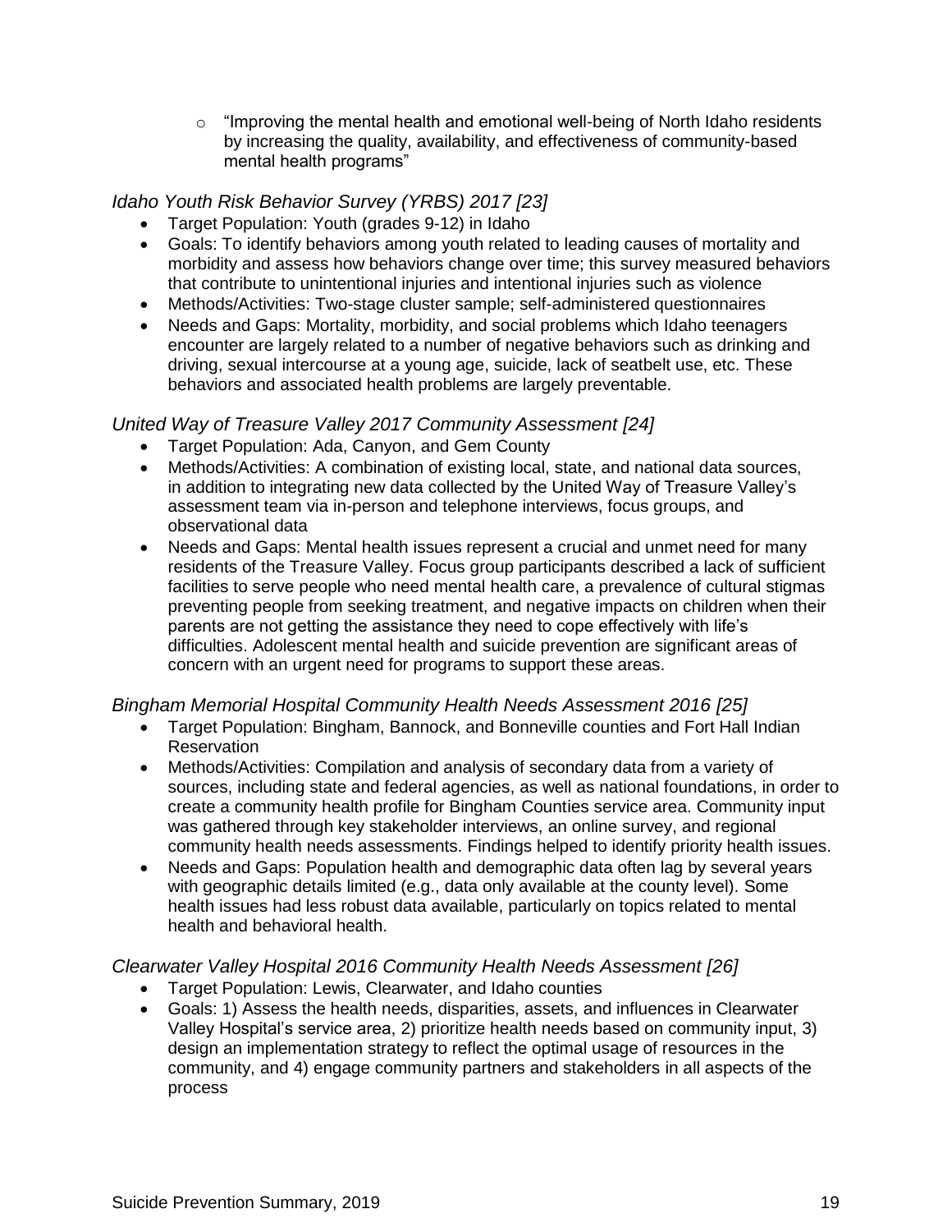- "Improving the mental health and emotional well-being of North Idaho residents by increasing the quality, availability, and effectiveness of community-based mental health programs"

### *Idaho Youth Risk Behavior Survey (YRBS) 2017 [23]*

- Target Population: Youth (grades 9-12) in Idaho
- Goals: To identify behaviors among youth related to leading causes of mortality and morbidity and assess how behaviors change over time; this survey measured behaviors that contribute to unintentional injuries and intentional injuries such as violence
- Methods/Activities: Two-stage cluster sample; self-administered questionnaires
- Needs and Gaps: Mortality, morbidity, and social problems which Idaho teenagers encounter are largely related to a number of negative behaviors such as drinking and driving, sexual intercourse at a young age, suicide, lack of seatbelt use, etc. These behaviors and associated health problems are largely preventable.

### *United Way of Treasure Valley 2017 Community Assessment [24]*

- Target Population: Ada, Canyon, and Gem County
- Methods/Activities: A combination of existing local, state, and national data sources, in addition to integrating new data collected by the United Way of Treasure Valley's assessment team via in-person and telephone interviews, focus groups, and observational data
- Needs and Gaps: Mental health issues represent a crucial and unmet need for many residents of the Treasure Valley. Focus group participants described a lack of sufficient facilities to serve people who need mental health care, a prevalence of cultural stigmas preventing people from seeking treatment, and negative impacts on children when their parents are not getting the assistance they need to cope effectively with life's difficulties. Adolescent mental health and suicide prevention are significant areas of concern with an urgent need for programs to support these areas.

### *Bingham Memorial Hospital Community Health Needs Assessment 2016 [25]*

- Target Population: Bingham, Bannock, and Bonneville counties and Fort Hall Indian Reservation
- Methods/Activities: Compilation and analysis of secondary data from a variety of sources, including state and federal agencies, as well as national foundations, in order to create a community health profile for Bingham Counties service area. Community input was gathered through key stakeholder interviews, an online survey, and regional community health needs assessments. Findings helped to identify priority health issues.
- Needs and Gaps: Population health and demographic data often lag by several years with geographic details limited (e.g., data only available at the county level). Some health issues had less robust data available, particularly on topics related to mental health and behavioral health.

### *Clearwater Valley Hospital 2016 Community Health Needs Assessment [26]*

- Target Population: Lewis, Clearwater, and Idaho counties
- Goals: 1) Assess the health needs, disparities, assets, and influences in Clearwater Valley Hospital's service area, 2) prioritize health needs based on community input, 3) design an implementation strategy to reflect the optimal usage of resources in the community, and 4) engage community partners and stakeholders in all aspects of the process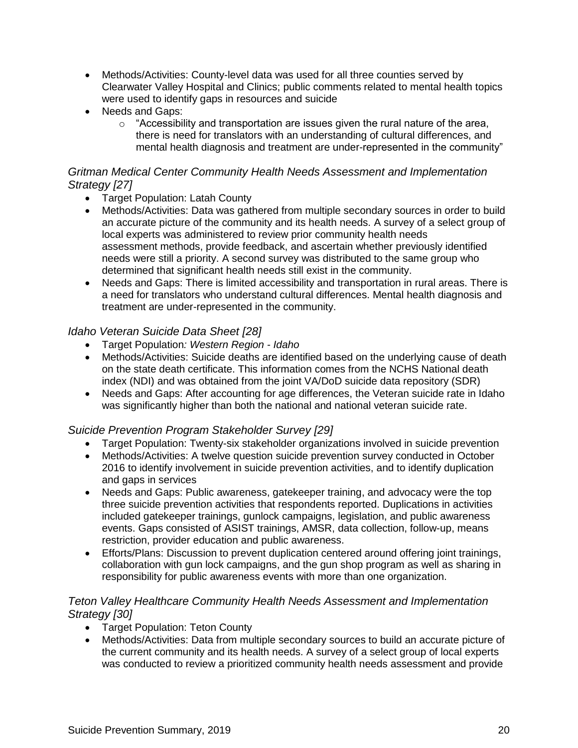- Methods/Activities: County-level data was used for all three counties served by Clearwater Valley Hospital and Clinics; public comments related to mental health topics were used to identify gaps in resources and suicide
- Needs and Gaps:
  - "Accessibility and transportation are issues given the rural nature of the area, there is need for translators with an understanding of cultural differences, and mental health diagnosis and treatment are under-represented in the community"

*Gritman Medical Center Community Health Needs Assessment and Implementation Strategy [27]*

- Target Population: Latah County
- Methods/Activities: Data was gathered from multiple secondary sources in order to build an accurate picture of the community and its health needs. A survey of a select group of local experts was administered to review prior community health needs assessment methods, provide feedback, and ascertain whether previously identified needs were still a priority. A second survey was distributed to the same group who determined that significant health needs still exist in the community.
- Needs and Gaps: There is limited accessibility and transportation in rural areas. There is a need for translators who understand cultural differences. Mental health diagnosis and treatment are under-represented in the community.

*Idaho Veteran Suicide Data Sheet [28]*

- Target Population*: Western Region - Idaho*
- Methods/Activities: Suicide deaths are identified based on the underlying cause of death on the state death certificate. This information comes from the NCHS National death index (NDI) and was obtained from the joint VA/DoD suicide data repository (SDR)
- Needs and Gaps: After accounting for age differences, the Veteran suicide rate in Idaho was significantly higher than both the national and national veteran suicide rate.

*Suicide Prevention Program Stakeholder Survey [29]*

- Target Population: Twenty-six stakeholder organizations involved in suicide prevention
- Methods/Activities: A twelve question suicide prevention survey conducted in October 2016 to identify involvement in suicide prevention activities, and to identify duplication and gaps in services
- Needs and Gaps: Public awareness, gatekeeper training, and advocacy were the top three suicide prevention activities that respondents reported. Duplications in activities included gatekeeper trainings, gunlock campaigns, legislation, and public awareness events. Gaps consisted of ASIST trainings, AMSR, data collection, follow-up, means restriction, provider education and public awareness.
- Efforts/Plans: Discussion to prevent duplication centered around offering joint trainings, collaboration with gun lock campaigns, and the gun shop program as well as sharing in responsibility for public awareness events with more than one organization.

*Teton Valley Healthcare Community Health Needs Assessment and Implementation Strategy [30]*

- Target Population: Teton County
- Methods/Activities: Data from multiple secondary sources to build an accurate picture of the current community and its health needs. A survey of a select group of local experts was conducted to review a prioritized community health needs assessment and provide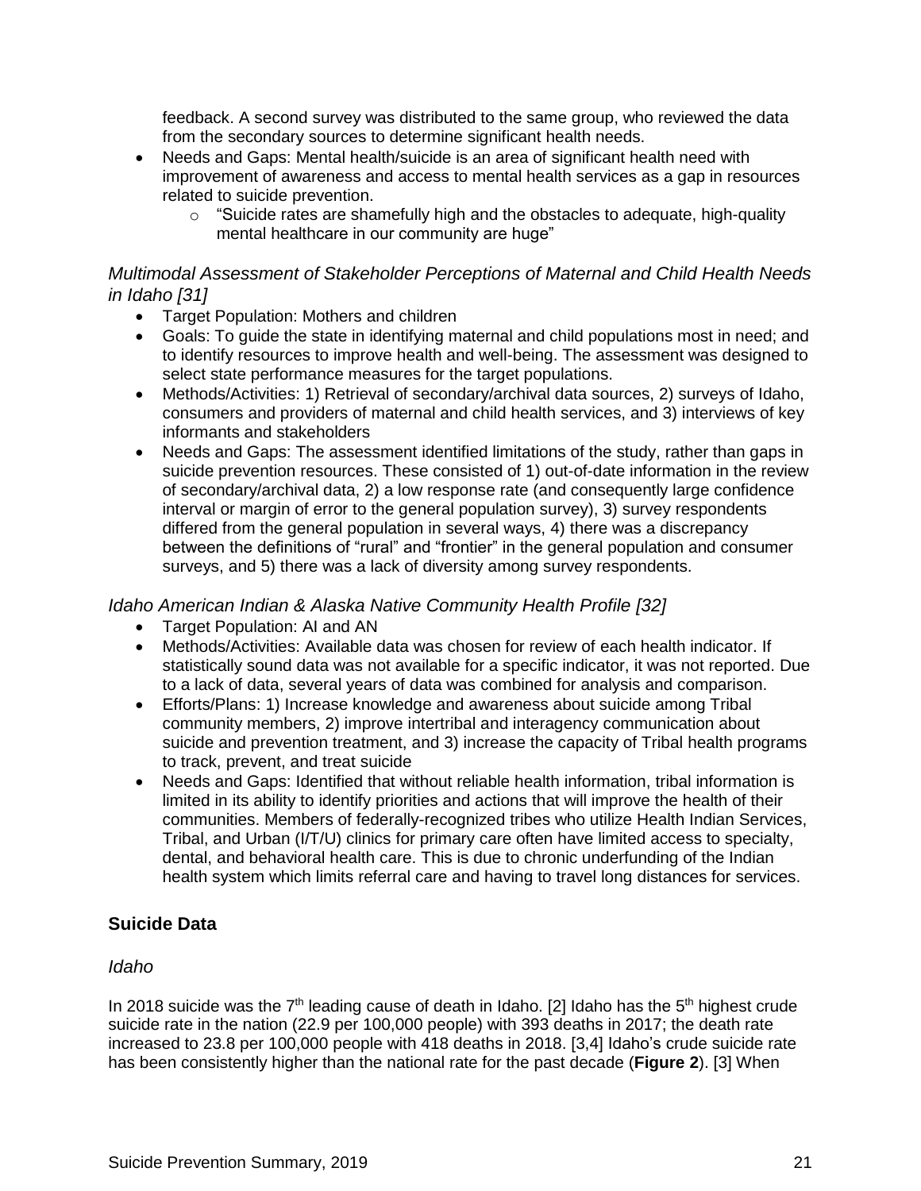feedback. A second survey was distributed to the same group, who reviewed the data from the secondary sources to determine significant health needs.

- Needs and Gaps: Mental health/suicide is an area of significant health need with improvement of awareness and access to mental health services as a gap in resources related to suicide prevention.
  - "Suicide rates are shamefully high and the obstacles to adequate, high-quality mental healthcare in our community are huge"

### *Multimodal Assessment of Stakeholder Perceptions of Maternal and Child Health Needs in Idaho [31]*

- Target Population: Mothers and children
- Goals: To guide the state in identifying maternal and child populations most in need; and to identify resources to improve health and well-being. The assessment was designed to select state performance measures for the target populations.
- Methods/Activities: 1) Retrieval of secondary/archival data sources, 2) surveys of Idaho, consumers and providers of maternal and child health services, and 3) interviews of key informants and stakeholders
- Needs and Gaps: The assessment identified limitations of the study, rather than gaps in suicide prevention resources. These consisted of 1) out-of-date information in the review of secondary/archival data, 2) a low response rate (and consequently large confidence interval or margin of error to the general population survey), 3) survey respondents differed from the general population in several ways, 4) there was a discrepancy between the definitions of "rural" and "frontier" in the general population and consumer surveys, and 5) there was a lack of diversity among survey respondents.

### *Idaho American Indian & Alaska Native Community Health Profile [32]*

- Target Population: AI and AN
- Methods/Activities: Available data was chosen for review of each health indicator. If statistically sound data was not available for a specific indicator, it was not reported. Due to a lack of data, several years of data was combined for analysis and comparison.
- Efforts/Plans: 1) Increase knowledge and awareness about suicide among Tribal community members, 2) improve intertribal and interagency communication about suicide and prevention treatment, and 3) increase the capacity of Tribal health programs to track, prevent, and treat suicide
- Needs and Gaps: Identified that without reliable health information, tribal information is limited in its ability to identify priorities and actions that will improve the health of their communities. Members of federally-recognized tribes who utilize Health Indian Services, Tribal, and Urban (I/T/U) clinics for primary care often have limited access to specialty, dental, and behavioral health care. This is due to chronic underfunding of the Indian health system which limits referral care and having to travel long distances for services.

## Suicide Data

### *Idaho*

In 2018 suicide was the 7th leading cause of death in Idaho. [2] Idaho has the 5th highest crude suicide rate in the nation (22.9 per 100,000 people) with 393 deaths in 2017; the death rate increased to 23.8 per 100,000 people with 418 deaths in 2018. [3,4] Idaho's crude suicide rate has been consistently higher than the national rate for the past decade (**Figure 2**). [3] When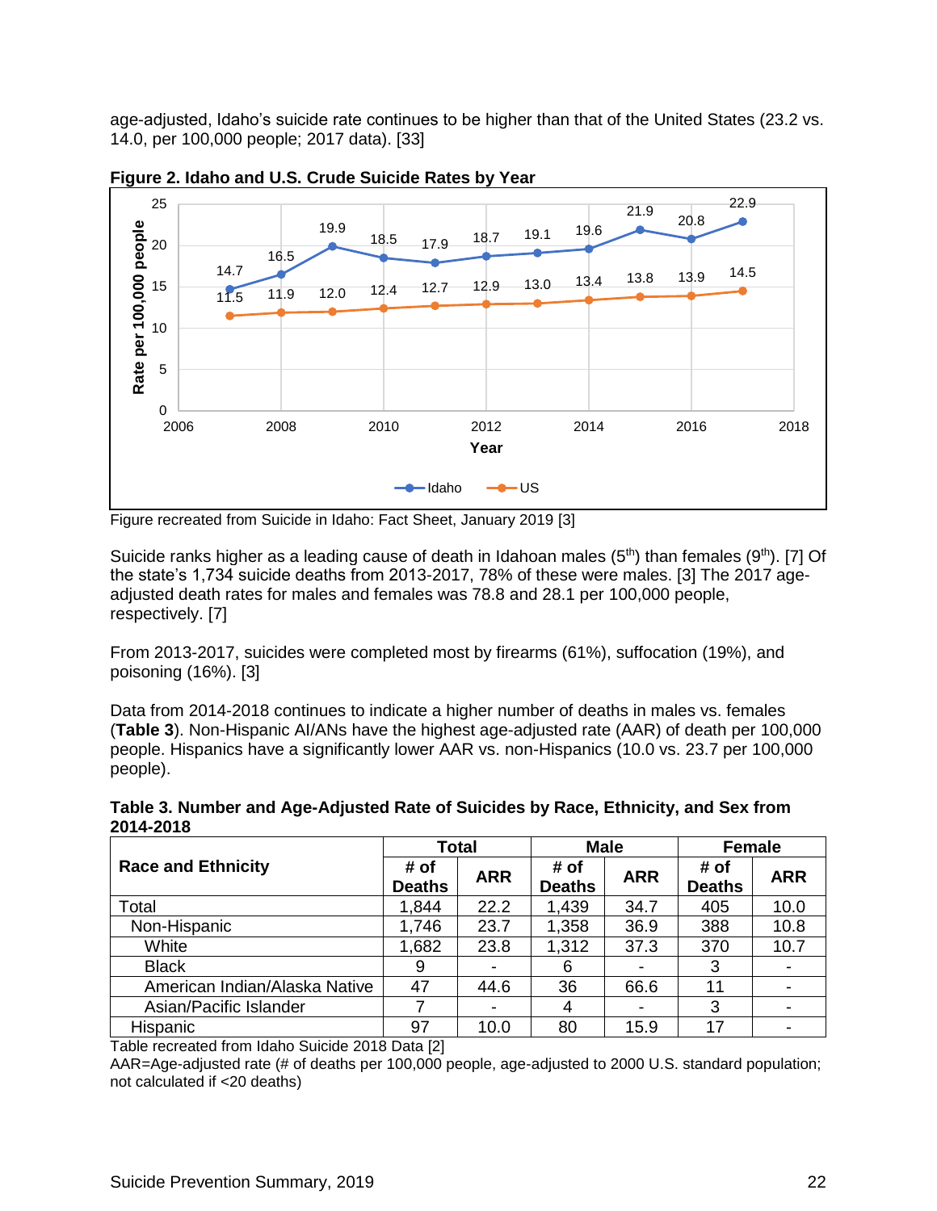age-adjusted, Idaho's suicide rate continues to be higher than that of the United States (23.2 vs. 14.0, per 100,000 people; 2017 data). [33]

**Figure 2. Idaho and U.S. Crude Suicide Rates by Year**

Figure recreated from Suicide in Idaho: Fact Sheet, January 2019 [3]

Suicide ranks higher as a leading cause of death in Idahoan males (5th) than females (9th). [7] Of the state's 1,734 suicide deaths from 2013-2017, 78% of these were males. [3] The 2017 age-adjusted death rates for males and females was 78.8 and 28.1 per 100,000 people, respectively. [7]

From 2013-2017, suicides were completed most by firearms (61%), suffocation (19%), and poisoning (16%). [3]

Data from 2014-2018 continues to indicate a higher number of deaths in males vs. females (**Table 3**). Non-Hispanic AI/ANs have the highest age-adjusted rate (AAR) of death per 100,000 people. Hispanics have a significantly lower AAR vs. non-Hispanics (10.0 vs. 23.7 per 100,000 people).

**Table 3. Number and Age-Adjusted Rate of Suicides by Race, Ethnicity, and Sex from 2014-2018**

| Race and Ethnicity | Total | | Male | | Female | |
|---|---|---|---|---|---|---|
| | # of Deaths | ARR | # of Deaths | ARR | # of Deaths | ARR |
| Total | 1,844 | 22.2 | 1,439 | 34.7 | 405 | 10.0 |
| Non-Hispanic | 1,746 | 23.7 | 1,358 | 36.9 | 388 | 10.8 |
| White | 1,682 | 23.8 | 1,312 | 37.3 | 370 | 10.7 |
| Black | 9 | - | 6 | - | 3 | - |
| American Indian/Alaska Native | 47 | 44.6 | 36 | 66.6 | 11 | - |
| Asian/Pacific Islander | 7 | - | 4 | - | 3 | - |
| Hispanic | 97 | 10.0 | 80 | 15.9 | 17 | - |

Table recreated from Idaho Suicide 2018 Data [2]

AAR=Age-adjusted rate (# of deaths per 100,000 people, age-adjusted to 2000 U.S. standard population; not calculated if <20 deaths)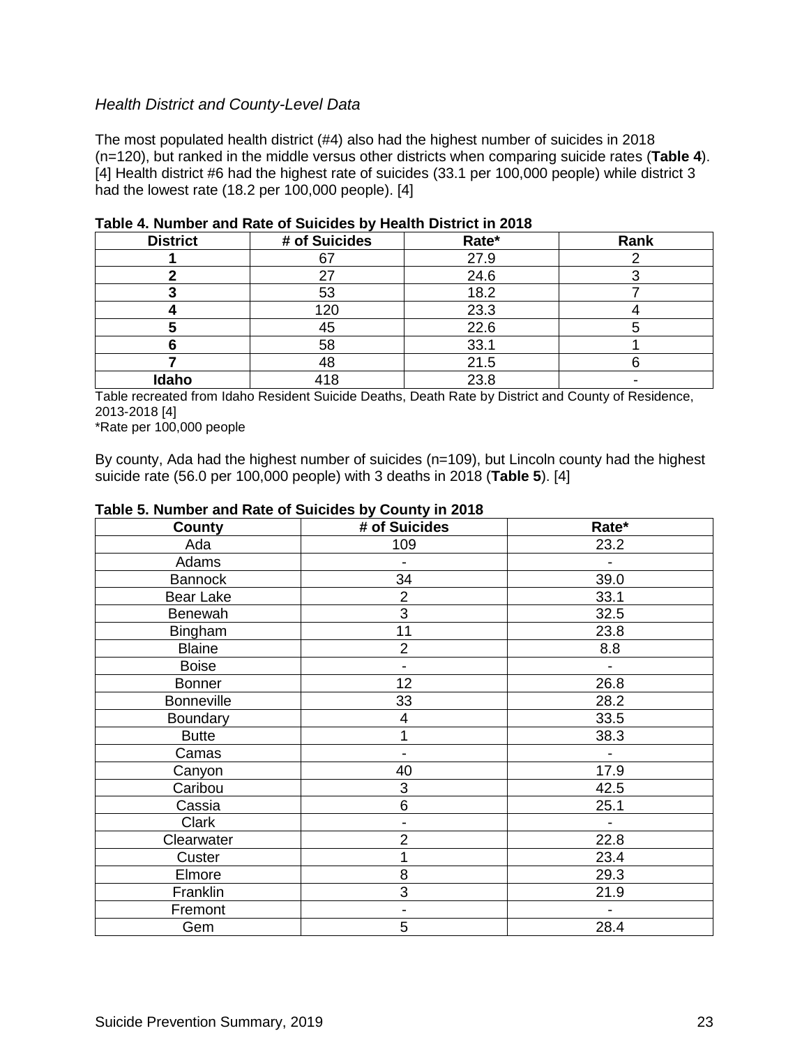*Health District and County-Level Data*

The most populated health district (#4) also had the highest number of suicides in 2018 (n=120), but ranked in the middle versus other districts when comparing suicide rates (**Table 4**). [4] Health district #6 had the highest rate of suicides (33.1 per 100,000 people) while district 3 had the lowest rate (18.2 per 100,000 people). [4]

**Table 4. Number and Rate of Suicides by Health District in 2018**

| District | # of Suicides | Rate* | Rank |
|---|---|---|---|
| **1** | 67 | 27.9 | 2 |
| **2** | 27 | 24.6 | 3 |
| **3** | 53 | 18.2 | 7 |
| **4** | 120 | 23.3 | 4 |
| **5** | 45 | 22.6 | 5 |
| **6** | 58 | 33.1 | 1 |
| **7** | 48 | 21.5 | 6 |
| **Idaho** | 418 | 23.8 | - |

Table recreated from Idaho Resident Suicide Deaths, Death Rate by District and County of Residence, 2013-2018 [4]
*Rate per 100,000 people

By county, Ada had the highest number of suicides (n=109), but Lincoln county had the highest suicide rate (56.0 per 100,000 people) with 3 deaths in 2018 (**Table 5**). [4]

**Table 5. Number and Rate of Suicides by County in 2018**

| County | # of Suicides | Rate* |
|---|---|---|
| Ada | 109 | 23.2 |
| Adams | - | - |
| Bannock | 34 | 39.0 |
| Bear Lake | 2 | 33.1 |
| Benewah | 3 | 32.5 |
| Bingham | 11 | 23.8 |
| Blaine | 2 | 8.8 |
| Boise | - | - |
| Bonner | 12 | 26.8 |
| Bonneville | 33 | 28.2 |
| Boundary | 4 | 33.5 |
| Butte | 1 | 38.3 |
| Camas | - | - |
| Canyon | 40 | 17.9 |
| Caribou | 3 | 42.5 |
| Cassia | 6 | 25.1 |
| Clark | - | - |
| Clearwater | 2 | 22.8 |
| Custer | 1 | 23.4 |
| Elmore | 8 | 29.3 |
| Franklin | 3 | 21.9 |
| Fremont | - | - |
| Gem | 5 | 28.4 |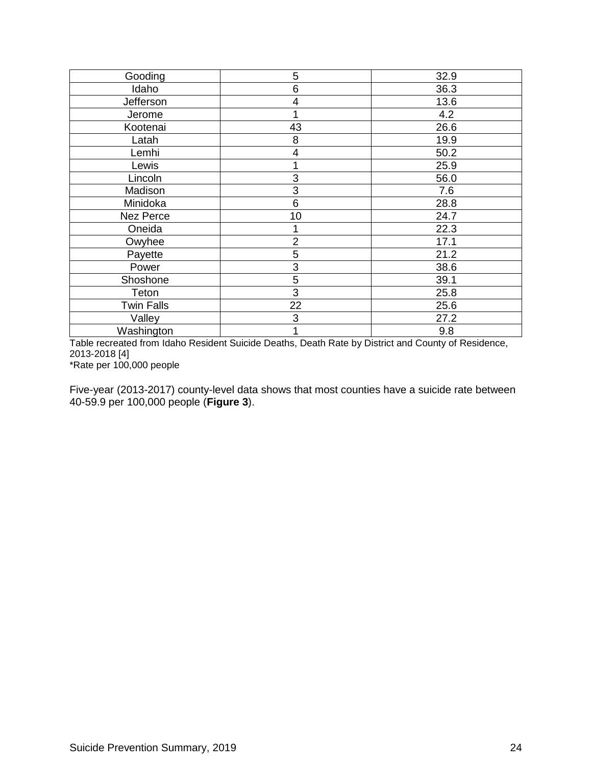| Gooding | 5 | 32.9 |
|---|---|---|
| Idaho | 6 | 36.3 |
| Jefferson | 4 | 13.6 |
| Jerome | 1 | 4.2 |
| Kootenai | 43 | 26.6 |
| Latah | 8 | 19.9 |
| Lemhi | 4 | 50.2 |
| Lewis | 1 | 25.9 |
| Lincoln | 3 | 56.0 |
| Madison | 3 | 7.6 |
| Minidoka | 6 | 28.8 |
| Nez Perce | 10 | 24.7 |
| Oneida | 1 | 22.3 |
| Owyhee | 2 | 17.1 |
| Payette | 5 | 21.2 |
| Power | 3 | 38.6 |
| Shoshone | 5 | 39.1 |
| Teton | 3 | 25.8 |
| Twin Falls | 22 | 25.6 |
| Valley | 3 | 27.2 |
| Washington | 1 | 9.8 |

Table recreated from Idaho Resident Suicide Deaths, Death Rate by District and County of Residence, 2013-2018 [4]

*Rate per 100,000 people

Five-year (2013-2017) county-level data shows that most counties have a suicide rate between 40-59.9 per 100,000 people (**Figure 3**).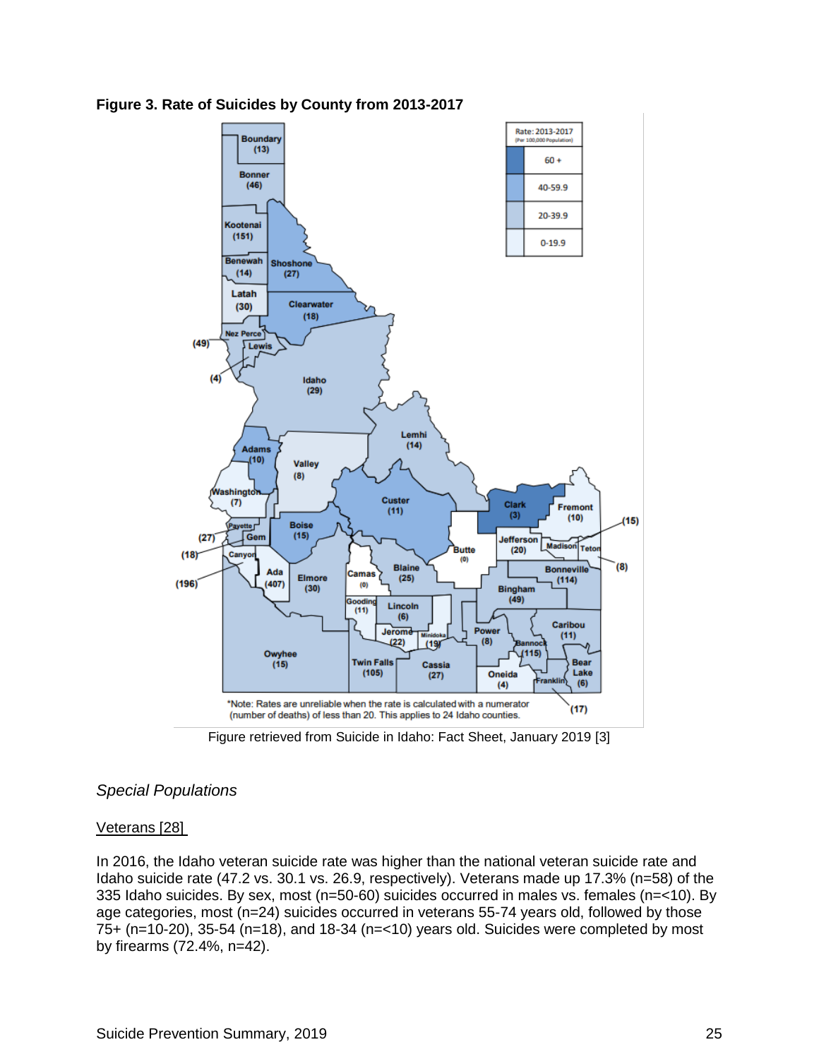**Figure 3. Rate of Suicides by County from 2013-2017**

Figure retrieved from Suicide in Idaho: Fact Sheet, January 2019 [3]

### *Special Populations*

Veterans [28]

In 2016, the Idaho veteran suicide rate was higher than the national veteran suicide rate and Idaho suicide rate (47.2 vs. 30.1 vs. 26.9, respectively). Veterans made up 17.3% (n=58) of the 335 Idaho suicides. By sex, most (n=50-60) suicides occurred in males vs. females (n=<10). By age categories, most (n=24) suicides occurred in veterans 55-74 years old, followed by those 75+ (n=10-20), 35-54 (n=18), and 18-34 (n=<10) years old. Suicides were completed by most by firearms (72.4%, n=42).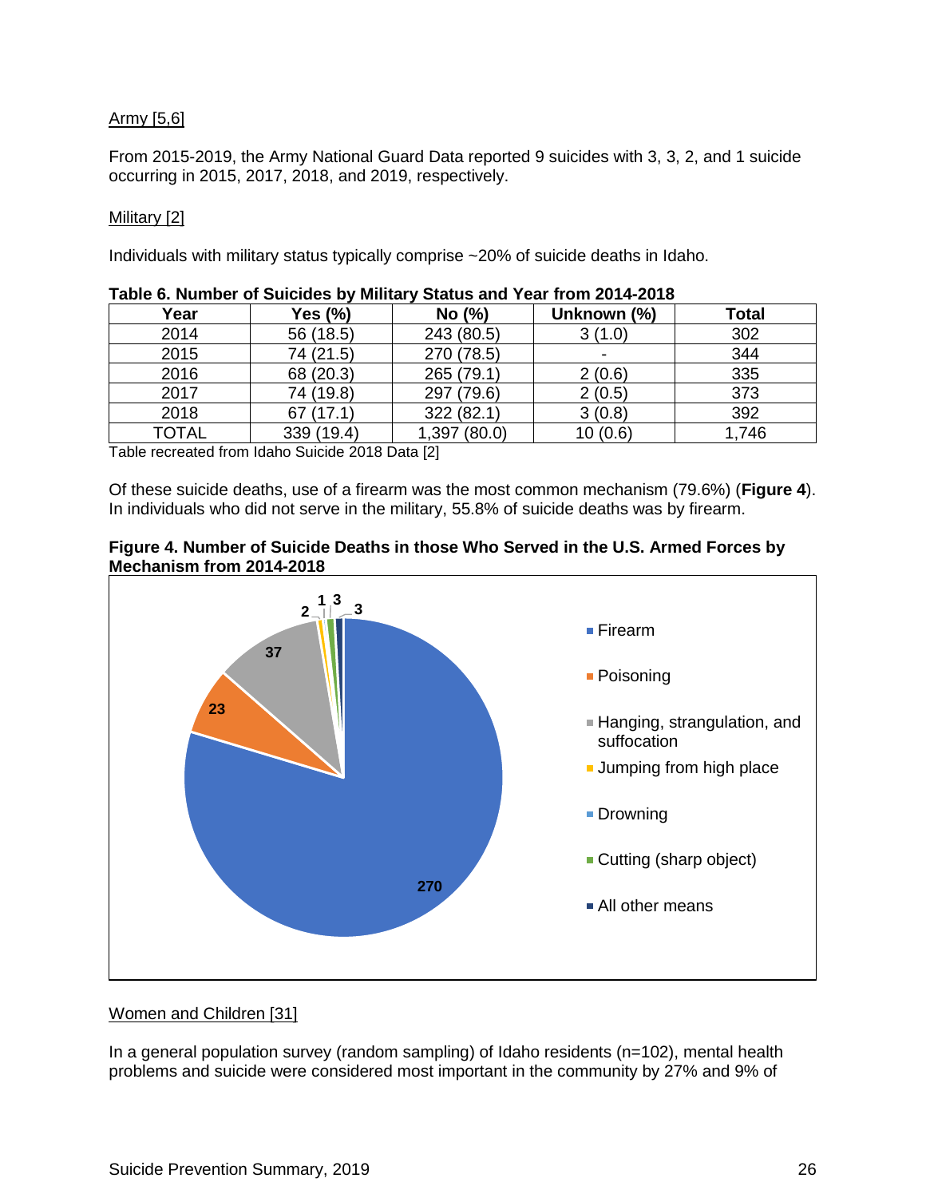Army [5,6]

From 2015-2019, the Army National Guard Data reported 9 suicides with 3, 3, 2, and 1 suicide occurring in 2015, 2017, 2018, and 2019, respectively.

Military [2]

Individuals with military status typically comprise ~20% of suicide deaths in Idaho.

**Table 6. Number of Suicides by Military Status and Year from 2014-2018**

| Year | Yes (%) | No (%) | Unknown (%) | Total |
|---|---|---|---|---|
| 2014 | 56 (18.5) | 243 (80.5) | 3 (1.0) | 302 |
| 2015 | 74 (21.5) | 270 (78.5) | - | 344 |
| 2016 | 68 (20.3) | 265 (79.1) | 2 (0.6) | 335 |
| 2017 | 74 (19.8) | 297 (79.6) | 2 (0.5) | 373 |
| 2018 | 67 (17.1) | 322 (82.1) | 3 (0.8) | 392 |
| TOTAL | 339 (19.4) | 1,397 (80.0) | 10 (0.6) | 1,746 |

Table recreated from Idaho Suicide 2018 Data [2]

Of these suicide deaths, use of a firearm was the most common mechanism (79.6%) (**Figure 4**). In individuals who did not serve in the military, 55.8% of suicide deaths was by firearm.

**Figure 4. Number of Suicide Deaths in those Who Served in the U.S. Armed Forces by Mechanism from 2014-2018**

| Mechanism | Number |
|---|---|
| Firearm | 270 |
| Poisoning | 23 |
| Hanging, strangulation, and suffocation | 37 |
| Jumping from high place | 2 |
| Drowning | 1 |
| Cutting (sharp object) | 3 |
| All other means | 3 |

Women and Children [31]

In a general population survey (random sampling) of Idaho residents (n=102), mental health problems and suicide were considered most important in the community by 27% and 9% of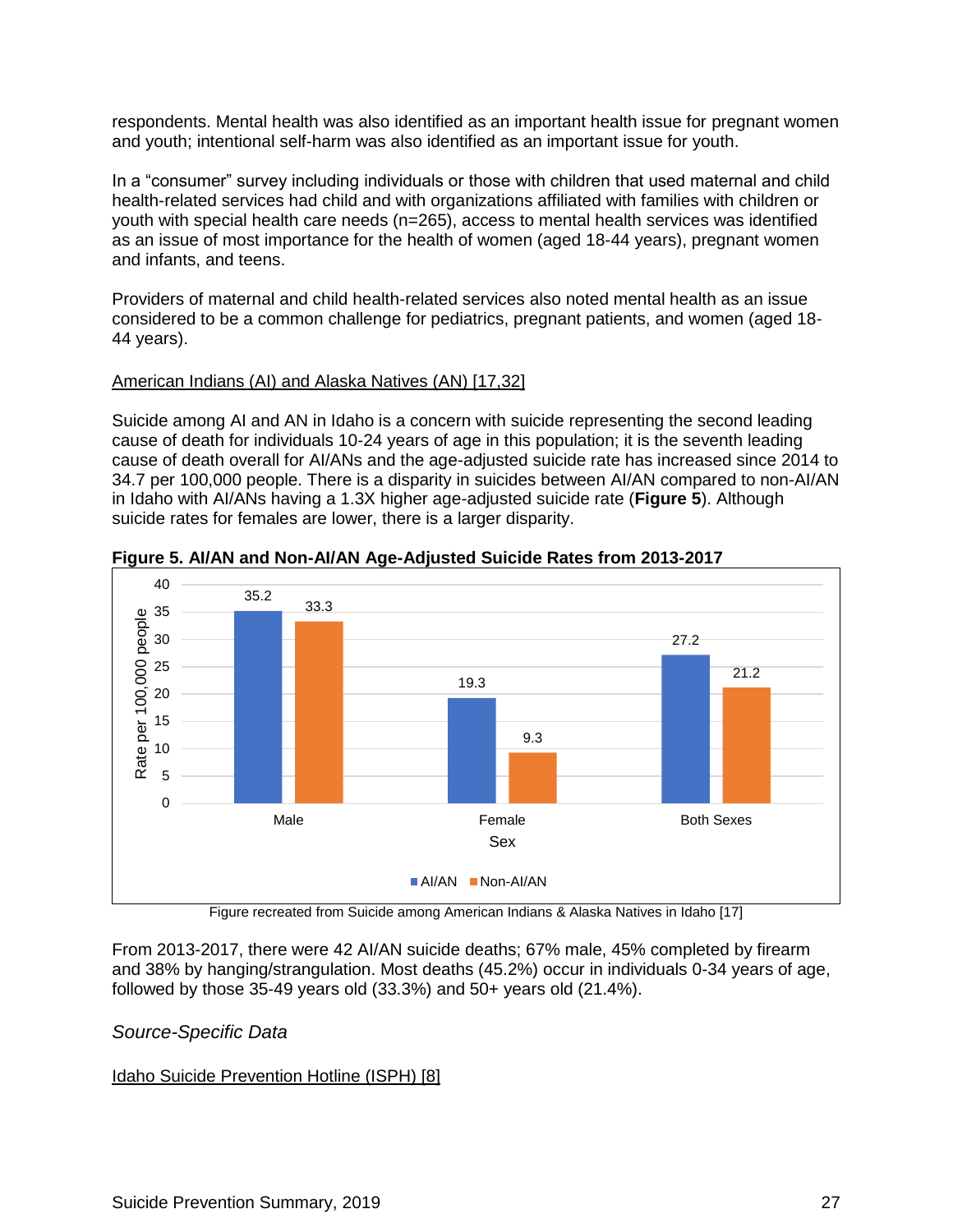respondents. Mental health was also identified as an important health issue for pregnant women and youth; intentional self-harm was also identified as an important issue for youth.

In a "consumer" survey including individuals or those with children that used maternal and child health-related services had child and with organizations affiliated with families with children or youth with special health care needs (n=265), access to mental health services was identified as an issue of most importance for the health of women (aged 18-44 years), pregnant women and infants, and teens.

Providers of maternal and child health-related services also noted mental health as an issue considered to be a common challenge for pediatrics, pregnant patients, and women (aged 18-44 years).

American Indians (AI) and Alaska Natives (AN) [17,32]

Suicide among AI and AN in Idaho is a concern with suicide representing the second leading cause of death for individuals 10-24 years of age in this population; it is the seventh leading cause of death overall for AI/ANs and the age-adjusted suicide rate has increased since 2014 to 34.7 per 100,000 people. There is a disparity in suicides between AI/AN compared to non-AI/AN in Idaho with AI/ANs having a 1.3X higher age-adjusted suicide rate (**Figure 5**). Although suicide rates for females are lower, there is a larger disparity.

**Figure 5. AI/AN and Non-AI/AN Age-Adjusted Suicide Rates from 2013-2017**

| Sex | AI/AN | Non-AI/AN |
|---|---|---|
| Male | 35.2 | 33.3 |
| Female | 19.3 | 9.3 |
| Both Sexes | 27.2 | 21.2 |

Rate per 100,000 people

Figure recreated from Suicide among American Indians & Alaska Natives in Idaho [17]

From 2013-2017, there were 42 AI/AN suicide deaths; 67% male, 45% completed by firearm and 38% by hanging/strangulation. Most deaths (45.2%) occur in individuals 0-34 years of age, followed by those 35-49 years old (33.3%) and 50+ years old (21.4%).

*Source-Specific Data*

Idaho Suicide Prevention Hotline (ISPH) [8]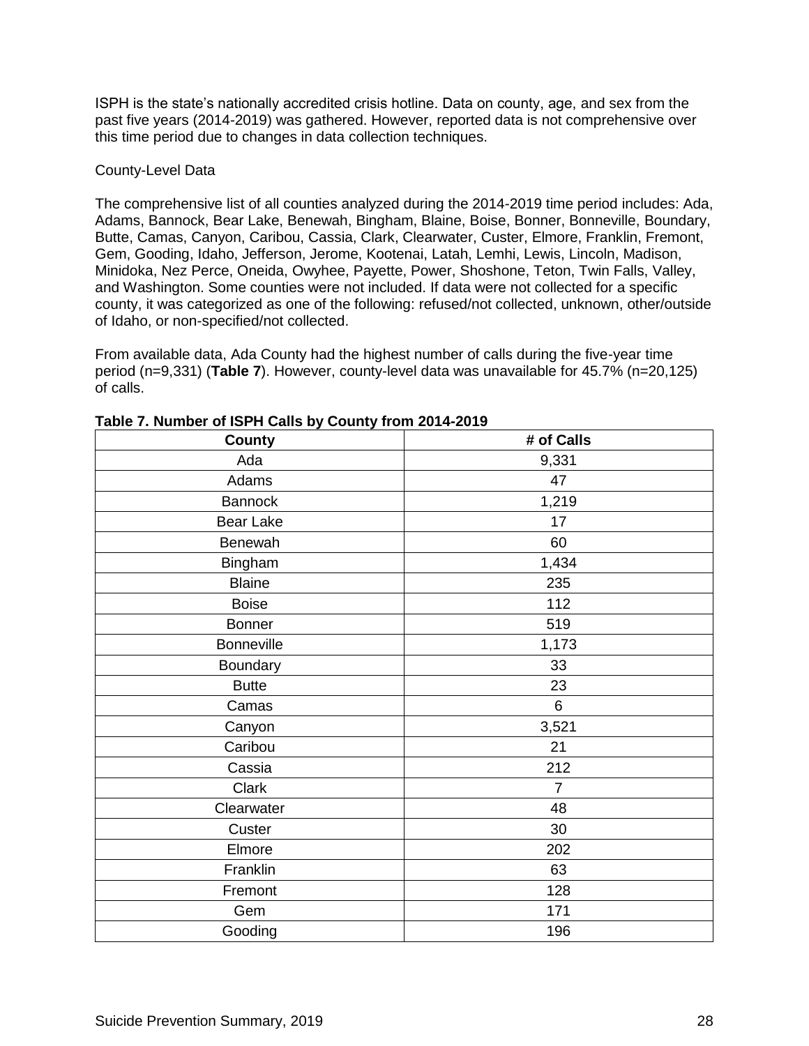ISPH is the state's nationally accredited crisis hotline. Data on county, age, and sex from the past five years (2014-2019) was gathered. However, reported data is not comprehensive over this time period due to changes in data collection techniques.

County-Level Data

The comprehensive list of all counties analyzed during the 2014-2019 time period includes: Ada, Adams, Bannock, Bear Lake, Benewah, Bingham, Blaine, Boise, Bonner, Bonneville, Boundary, Butte, Camas, Canyon, Caribou, Cassia, Clark, Clearwater, Custer, Elmore, Franklin, Fremont, Gem, Gooding, Idaho, Jefferson, Jerome, Kootenai, Latah, Lemhi, Lewis, Lincoln, Madison, Minidoka, Nez Perce, Oneida, Owyhee, Payette, Power, Shoshone, Teton, Twin Falls, Valley, and Washington. Some counties were not included. If data were not collected for a specific county, it was categorized as one of the following: refused/not collected, unknown, other/outside of Idaho, or non-specified/not collected.

From available data, Ada County had the highest number of calls during the five-year time period (n=9,331) (**Table 7**). However, county-level data was unavailable for 45.7% (n=20,125) of calls.

**Table 7. Number of ISPH Calls by County from 2014-2019**

| County | # of Calls |
|---|---|
| Ada | 9,331 |
| Adams | 47 |
| Bannock | 1,219 |
| Bear Lake | 17 |
| Benewah | 60 |
| Bingham | 1,434 |
| Blaine | 235 |
| Boise | 112 |
| Bonner | 519 |
| Bonneville | 1,173 |
| Boundary | 33 |
| Butte | 23 |
| Camas | 6 |
| Canyon | 3,521 |
| Caribou | 21 |
| Cassia | 212 |
| Clark | 7 |
| Clearwater | 48 |
| Custer | 30 |
| Elmore | 202 |
| Franklin | 63 |
| Fremont | 128 |
| Gem | 171 |
| Gooding | 196 |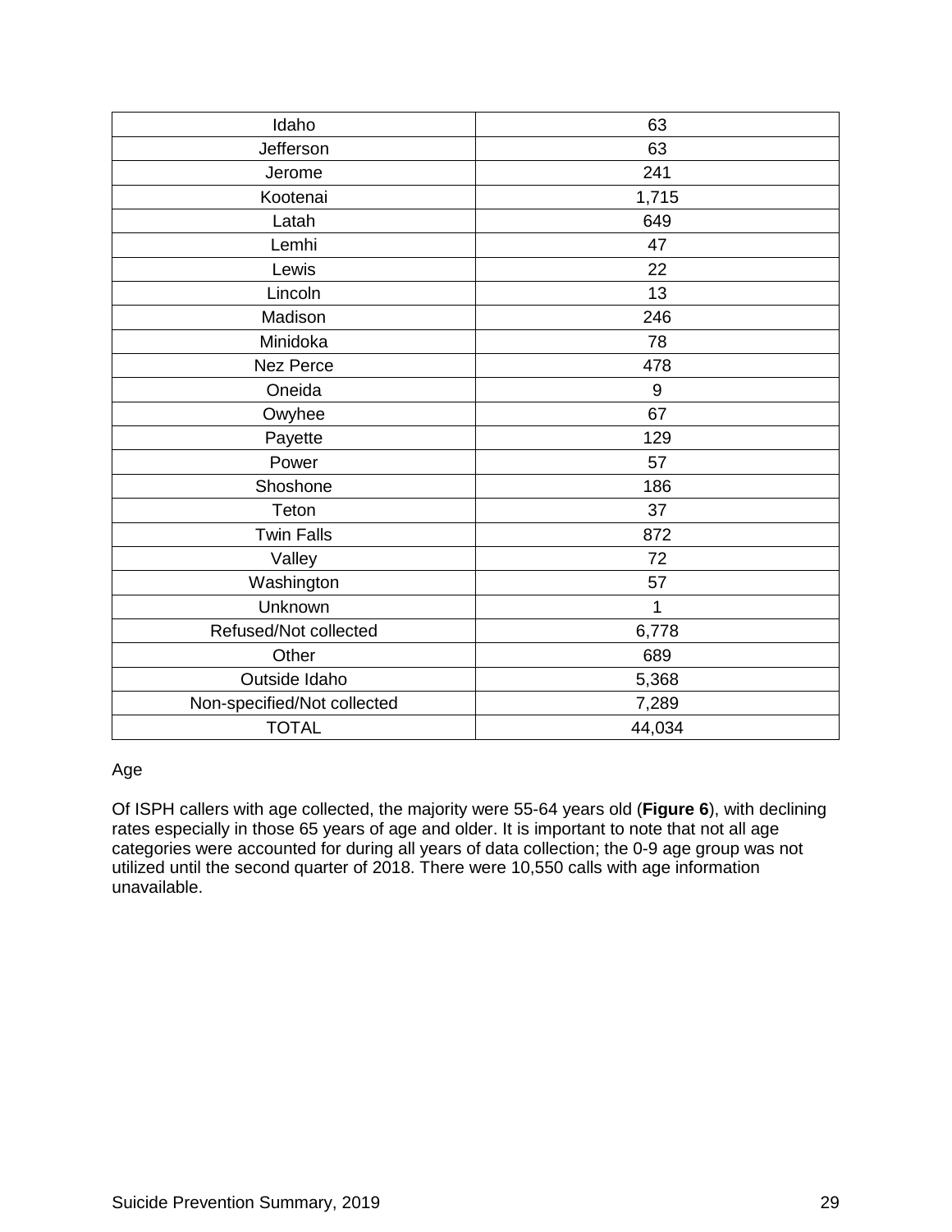| Idaho | 63 |
|---|---|
| Jefferson | 63 |
| Jerome | 241 |
| Kootenai | 1,715 |
| Latah | 649 |
| Lemhi | 47 |
| Lewis | 22 |
| Lincoln | 13 |
| Madison | 246 |
| Minidoka | 78 |
| Nez Perce | 478 |
| Oneida | 9 |
| Owyhee | 67 |
| Payette | 129 |
| Power | 57 |
| Shoshone | 186 |
| Teton | 37 |
| Twin Falls | 872 |
| Valley | 72 |
| Washington | 57 |
| Unknown | 1 |
| Refused/Not collected | 6,778 |
| Other | 689 |
| Outside Idaho | 5,368 |
| Non-specified/Not collected | 7,289 |
| TOTAL | 44,034 |

Age

Of ISPH callers with age collected, the majority were 55-64 years old (**Figure 6**), with declining rates especially in those 65 years of age and older. It is important to note that not all age categories were accounted for during all years of data collection; the 0-9 age group was not utilized until the second quarter of 2018. There were 10,550 calls with age information unavailable.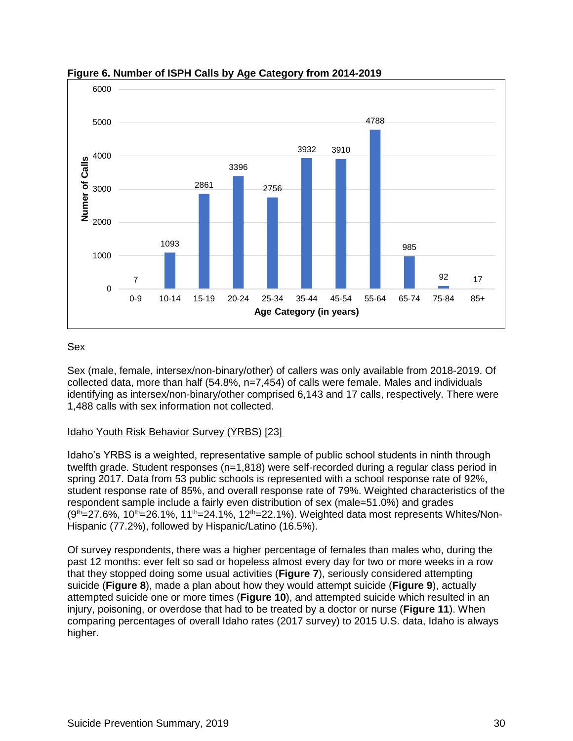**Figure 6. Number of ISPH Calls by Age Category from 2014-2019**

| Age Category (in years) | Numer of Calls |
| --- | --- |
| 0-9 | 7 |
| 10-14 | 1093 |
| 15-19 | 2861 |
| 20-24 | 3396 |
| 25-34 | 2756 |
| 35-44 | 3932 |
| 45-54 | 3910 |
| 55-64 | 4788 |
| 65-74 | 985 |
| 75-84 | 92 |
| 85+ | 17 |

Sex

Sex (male, female, intersex/non-binary/other) of callers was only available from 2018-2019. Of collected data, more than half (54.8%, n=7,454) of calls were female. Males and individuals identifying as intersex/non-binary/other comprised 6,143 and 17 calls, respectively. There were 1,488 calls with sex information not collected.

Idaho Youth Risk Behavior Survey (YRBS) [23]

Idaho's YRBS is a weighted, representative sample of public school students in ninth through twelfth grade. Student responses (n=1,818) were self-recorded during a regular class period in spring 2017. Data from 53 public schools is represented with a school response rate of 92%, student response rate of 85%, and overall response rate of 79%. Weighted characteristics of the respondent sample include a fairly even distribution of sex (male=51.0%) and grades (9th=27.6%, 10th=26.1%, 11th=24.1%, 12th=22.1%). Weighted data most represents Whites/Non-Hispanic (77.2%), followed by Hispanic/Latino (16.5%).

Of survey respondents, there was a higher percentage of females than males who, during the past 12 months: ever felt so sad or hopeless almost every day for two or more weeks in a row that they stopped doing some usual activities (**Figure 7**), seriously considered attempting suicide (**Figure 8**), made a plan about how they would attempt suicide (**Figure 9**), actually attempted suicide one or more times (**Figure 10**), and attempted suicide which resulted in an injury, poisoning, or overdose that had to be treated by a doctor or nurse (**Figure 11**). When comparing percentages of overall Idaho rates (2017 survey) to 2015 U.S. data, Idaho is always higher.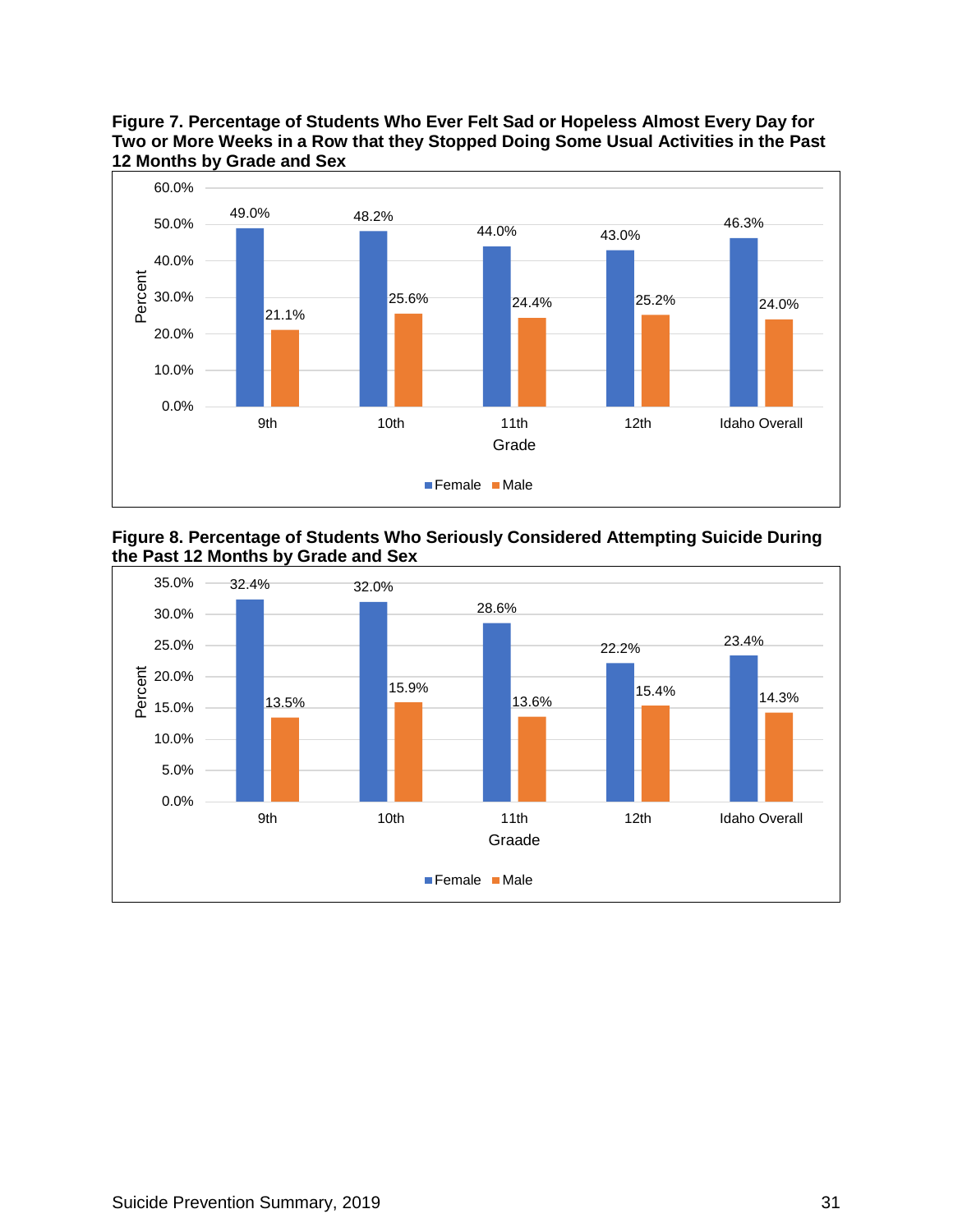**Figure 7. Percentage of Students Who Ever Felt Sad or Hopeless Almost Every Day for Two or More Weeks in a Row that they Stopped Doing Some Usual Activities in the Past 12 Months by Grade and Sex**

| Grade | Female | Male |
|---|---|---|
| 9th | 49.0% | 21.1% |
| 10th | 48.2% | 25.6% |
| 11th | 44.0% | 24.4% |
| 12th | 43.0% | 25.2% |
| Idaho Overall | 46.3% | 24.0% |

**Figure 8. Percentage of Students Who Seriously Considered Attempting Suicide During the Past 12 Months by Grade and Sex**

| Graade | Female | Male |
|---|---|---|
| 9th | 32.4% | 13.5% |
| 10th | 32.0% | 15.9% |
| 11th | 28.6% | 13.6% |
| 12th | 22.2% | 15.4% |
| Idaho Overall | 23.4% | 14.3% |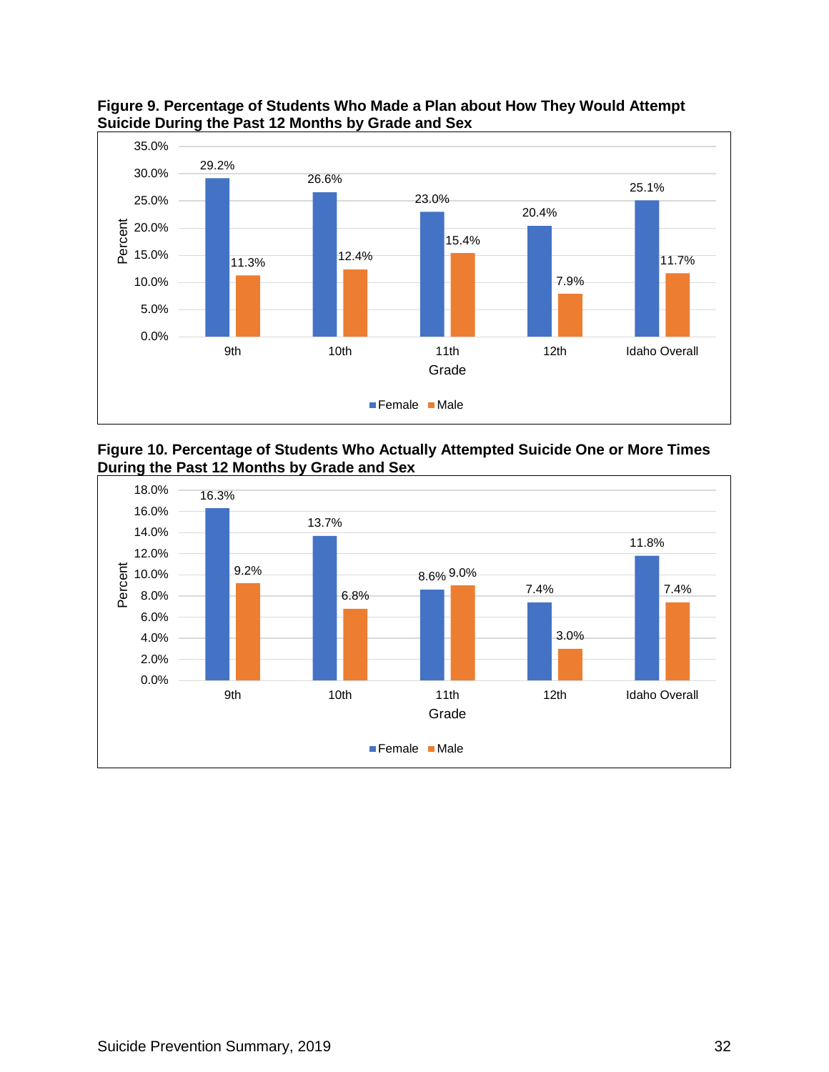**Figure 9. Percentage of Students Who Made a Plan about How They Would Attempt Suicide During the Past 12 Months by Grade and Sex**

| Grade | Female | Male |
|---|---|---|
| 9th | 29.2% | 11.3% |
| 10th | 26.6% | 12.4% |
| 11th | 23.0% | 15.4% |
| 12th | 20.4% | 7.9% |
| Idaho Overall | 25.1% | 11.7% |

**Figure 10. Percentage of Students Who Actually Attempted Suicide One or More Times During the Past 12 Months by Grade and Sex**

| Grade | Female | Male |
|---|---|---|
| 9th | 16.3% | 9.2% |
| 10th | 13.7% | 6.8% |
| 11th | 8.6% | 9.0% |
| 12th | 7.4% | 3.0% |
| Idaho Overall | 11.8% | 7.4% |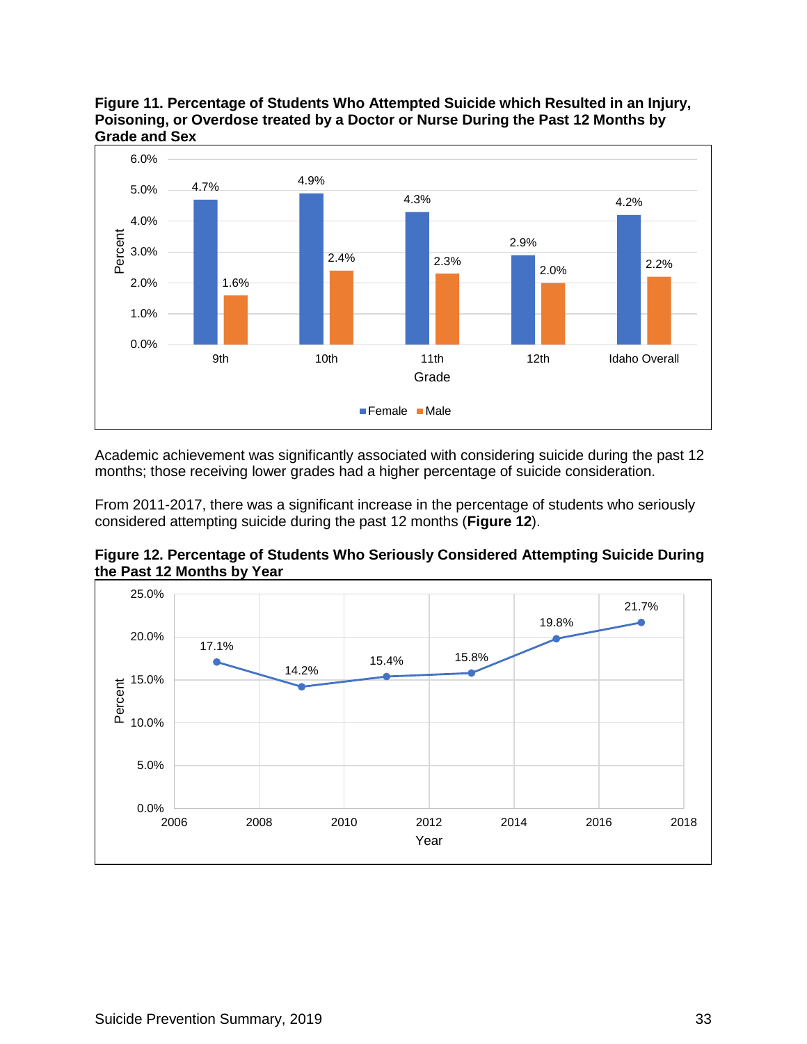**Figure 11. Percentage of Students Who Attempted Suicide which Resulted in an Injury, Poisoning, or Overdose treated by a Doctor or Nurse During the Past 12 Months by Grade and Sex**

| Grade | Female | Male |
|---|---|---|
| 9th | 4.7% | 1.6% |
| 10th | 4.9% | 2.4% |
| 11th | 4.3% | 2.3% |
| 12th | 2.9% | 2.0% |
| Idaho Overall | 4.2% | 2.2% |

Academic achievement was significantly associated with considering suicide during the past 12 months; those receiving lower grades had a higher percentage of suicide consideration.

From 2011-2017, there was a significant increase in the percentage of students who seriously considered attempting suicide during the past 12 months (**Figure 12**).

**Figure 12. Percentage of Students Who Seriously Considered Attempting Suicide During the Past 12 Months by Year**

| Year | Percent |
|---|---|
| 2007 | 17.1% |
| 2009 | 14.2% |
| 2011 | 15.4% |
| 2013 | 15.8% |
| 2015 | 19.8% |
| 2017 | 21.7% |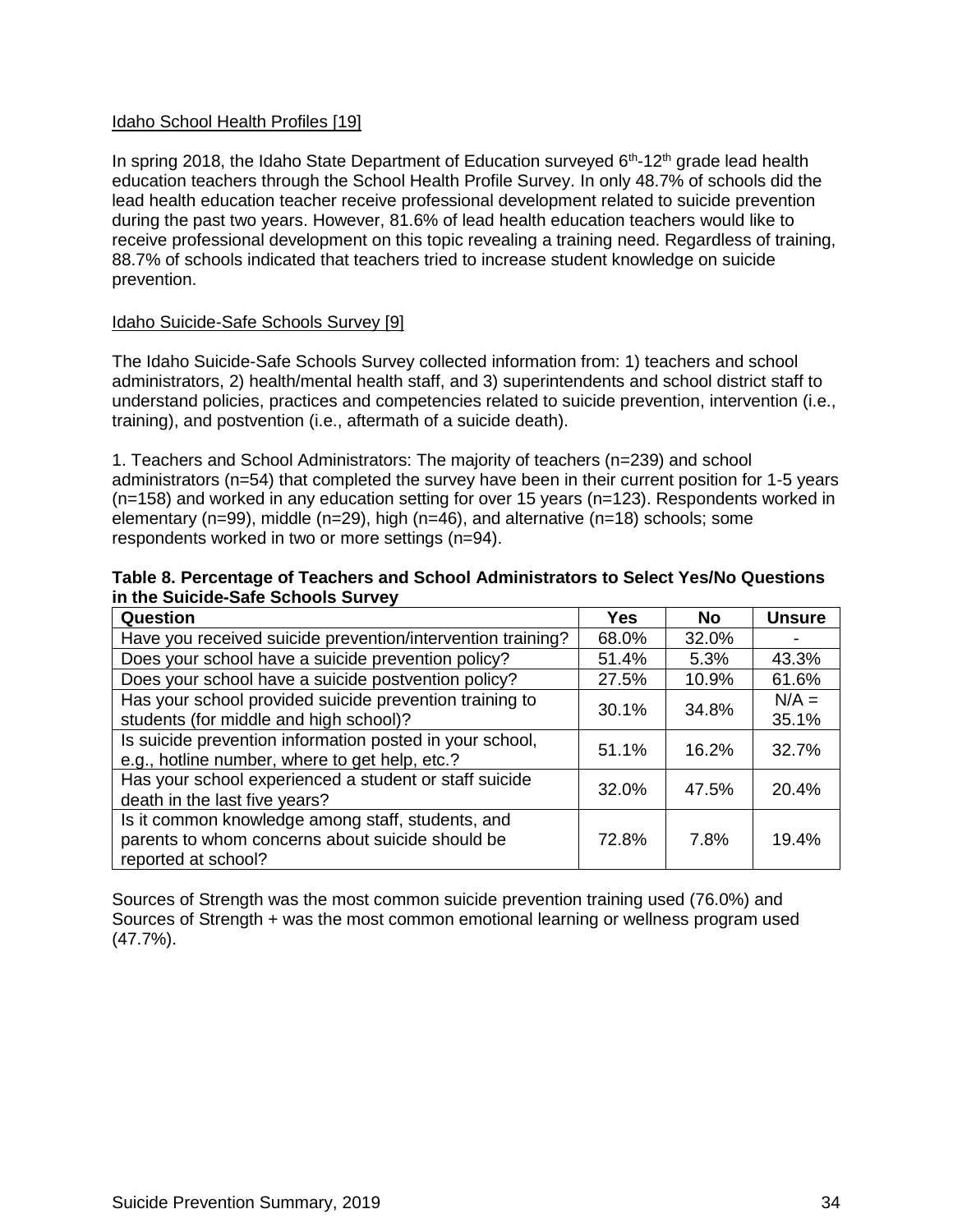Idaho School Health Profiles [19]

In spring 2018, the Idaho State Department of Education surveyed 6th-12th grade lead health education teachers through the School Health Profile Survey. In only 48.7% of schools did the lead health education teacher receive professional development related to suicide prevention during the past two years. However, 81.6% of lead health education teachers would like to receive professional development on this topic revealing a training need. Regardless of training, 88.7% of schools indicated that teachers tried to increase student knowledge on suicide prevention.

Idaho Suicide-Safe Schools Survey [9]

The Idaho Suicide-Safe Schools Survey collected information from: 1) teachers and school administrators, 2) health/mental health staff, and 3) superintendents and school district staff to understand policies, practices and competencies related to suicide prevention, intervention (i.e., training), and postvention (i.e., aftermath of a suicide death).

1. Teachers and School Administrators: The majority of teachers (n=239) and school administrators (n=54) that completed the survey have been in their current position for 1-5 years (n=158) and worked in any education setting for over 15 years (n=123). Respondents worked in elementary (n=99), middle (n=29), high (n=46), and alternative (n=18) schools; some respondents worked in two or more settings (n=94).

**Table 8. Percentage of Teachers and School Administrators to Select Yes/No Questions in the Suicide-Safe Schools Survey**

| Question | Yes | No | Unsure |
|---|---|---|---|
| Have you received suicide prevention/intervention training? | 68.0% | 32.0% | - |
| Does your school have a suicide prevention policy? | 51.4% | 5.3% | 43.3% |
| Does your school have a suicide postvention policy? | 27.5% | 10.9% | 61.6% |
| Has your school provided suicide prevention training to students (for middle and high school)? | 30.1% | 34.8% | N/A = 35.1% |
| Is suicide prevention information posted in your school, e.g., hotline number, where to get help, etc.? | 51.1% | 16.2% | 32.7% |
| Has your school experienced a student or staff suicide death in the last five years? | 32.0% | 47.5% | 20.4% |
| Is it common knowledge among staff, students, and parents to whom concerns about suicide should be reported at school? | 72.8% | 7.8% | 19.4% |

Sources of Strength was the most common suicide prevention training used (76.0%) and Sources of Strength + was the most common emotional learning or wellness program used (47.7%).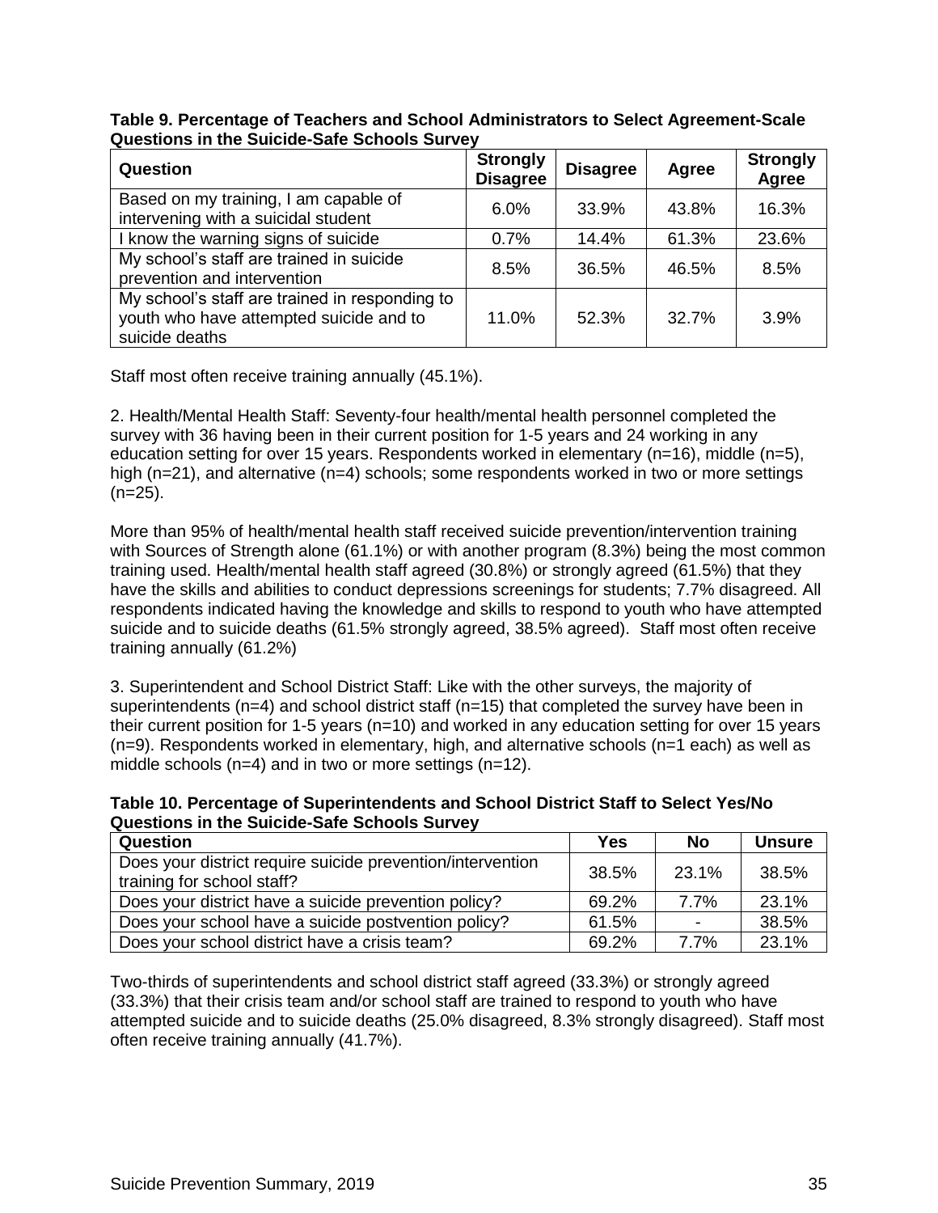**Table 9. Percentage of Teachers and School Administrators to Select Agreement-Scale Questions in the Suicide-Safe Schools Survey**

| Question | Strongly Disagree | Disagree | Agree | Strongly Agree |
|---|---|---|---|---|
| Based on my training, I am capable of intervening with a suicidal student | 6.0% | 33.9% | 43.8% | 16.3% |
| I know the warning signs of suicide | 0.7% | 14.4% | 61.3% | 23.6% |
| My school's staff are trained in suicide prevention and intervention | 8.5% | 36.5% | 46.5% | 8.5% |
| My school's staff are trained in responding to youth who have attempted suicide and to suicide deaths | 11.0% | 52.3% | 32.7% | 3.9% |

Staff most often receive training annually (45.1%).

2. Health/Mental Health Staff: Seventy-four health/mental health personnel completed the survey with 36 having been in their current position for 1-5 years and 24 working in any education setting for over 15 years. Respondents worked in elementary (n=16), middle (n=5), high (n=21), and alternative (n=4) schools; some respondents worked in two or more settings (n=25).

More than 95% of health/mental health staff received suicide prevention/intervention training with Sources of Strength alone (61.1%) or with another program (8.3%) being the most common training used. Health/mental health staff agreed (30.8%) or strongly agreed (61.5%) that they have the skills and abilities to conduct depressions screenings for students; 7.7% disagreed. All respondents indicated having the knowledge and skills to respond to youth who have attempted suicide and to suicide deaths (61.5% strongly agreed, 38.5% agreed). Staff most often receive training annually (61.2%)

3. Superintendent and School District Staff: Like with the other surveys, the majority of superintendents (n=4) and school district staff (n=15) that completed the survey have been in their current position for 1-5 years (n=10) and worked in any education setting for over 15 years (n=9). Respondents worked in elementary, high, and alternative schools (n=1 each) as well as middle schools (n=4) and in two or more settings (n=12).

**Table 10. Percentage of Superintendents and School District Staff to Select Yes/No Questions in the Suicide-Safe Schools Survey**

| Question | Yes | No | Unsure |
|---|---|---|---|
| Does your district require suicide prevention/intervention training for school staff? | 38.5% | 23.1% | 38.5% |
| Does your district have a suicide prevention policy? | 69.2% | 7.7% | 23.1% |
| Does your school have a suicide postvention policy? | 61.5% | - | 38.5% |
| Does your school district have a crisis team? | 69.2% | 7.7% | 23.1% |

Two-thirds of superintendents and school district staff agreed (33.3%) or strongly agreed (33.3%) that their crisis team and/or school staff are trained to respond to youth who have attempted suicide and to suicide deaths (25.0% disagreed, 8.3% strongly disagreed). Staff most often receive training annually (41.7%).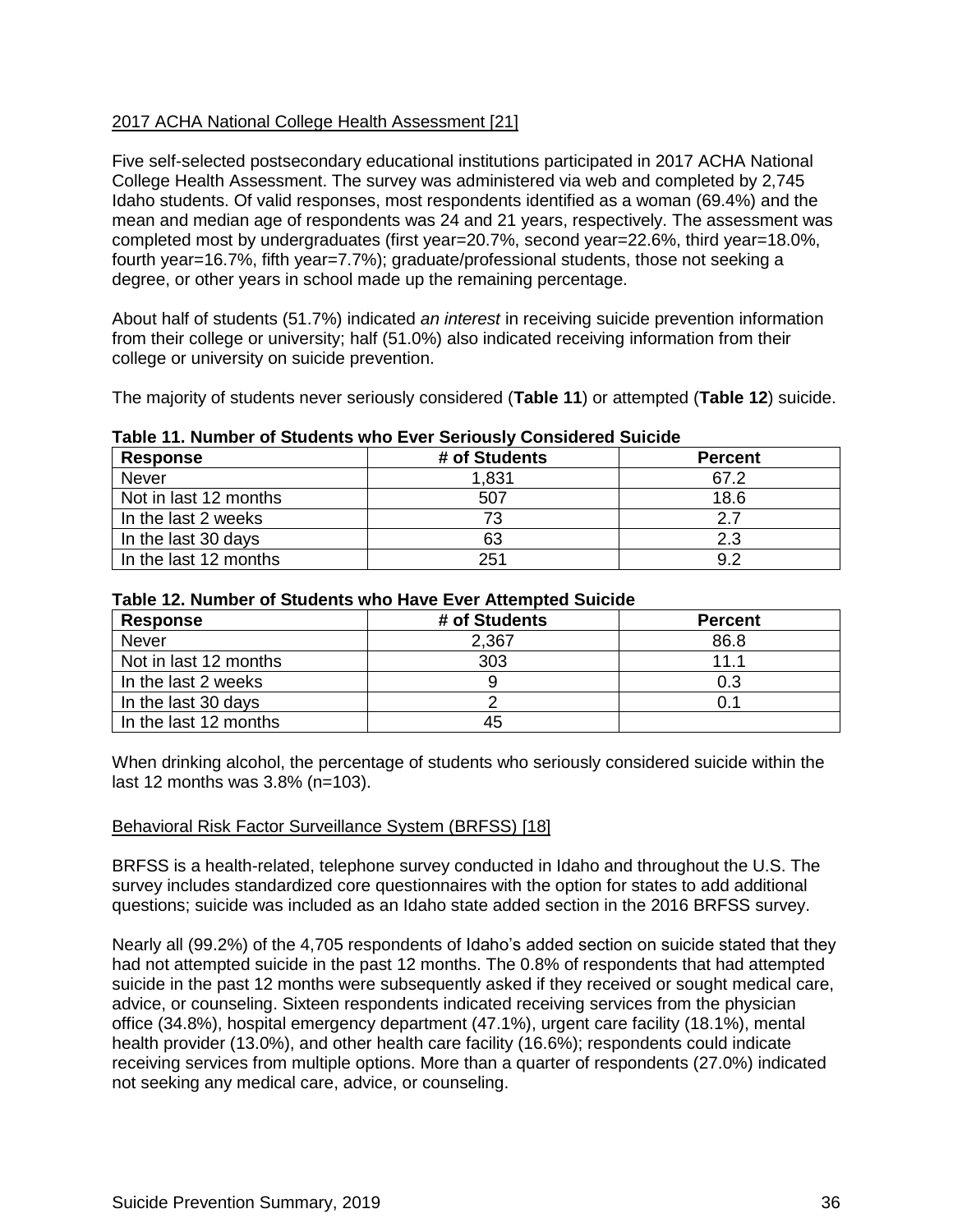2017 ACHA National College Health Assessment [21]

Five self-selected postsecondary educational institutions participated in 2017 ACHA National College Health Assessment. The survey was administered via web and completed by 2,745 Idaho students. Of valid responses, most respondents identified as a woman (69.4%) and the mean and median age of respondents was 24 and 21 years, respectively. The assessment was completed most by undergraduates (first year=20.7%, second year=22.6%, third year=18.0%, fourth year=16.7%, fifth year=7.7%); graduate/professional students, those not seeking a degree, or other years in school made up the remaining percentage.

About half of students (51.7%) indicated *an interest* in receiving suicide prevention information from their college or university; half (51.0%) also indicated receiving information from their college or university on suicide prevention.

The majority of students never seriously considered (**Table 11**) or attempted (**Table 12**) suicide.

**Table 11. Number of Students who Ever Seriously Considered Suicide**

| Response | # of Students | Percent |
|---|---|---|
| Never | 1,831 | 67.2 |
| Not in last 12 months | 507 | 18.6 |
| In the last 2 weeks | 73 | 2.7 |
| In the last 30 days | 63 | 2.3 |
| In the last 12 months | 251 | 9.2 |

**Table 12. Number of Students who Have Ever Attempted Suicide**

| Response | # of Students | Percent |
|---|---|---|
| Never | 2,367 | 86.8 |
| Not in last 12 months | 303 | 11.1 |
| In the last 2 weeks | 9 | 0.3 |
| In the last 30 days | 2 | 0.1 |
| In the last 12 months | 45 | |

When drinking alcohol, the percentage of students who seriously considered suicide within the last 12 months was 3.8% (n=103).

Behavioral Risk Factor Surveillance System (BRFSS) [18]

BRFSS is a health-related, telephone survey conducted in Idaho and throughout the U.S. The survey includes standardized core questionnaires with the option for states to add additional questions; suicide was included as an Idaho state added section in the 2016 BRFSS survey.

Nearly all (99.2%) of the 4,705 respondents of Idaho's added section on suicide stated that they had not attempted suicide in the past 12 months. The 0.8% of respondents that had attempted suicide in the past 12 months were subsequently asked if they received or sought medical care, advice, or counseling. Sixteen respondents indicated receiving services from the physician office (34.8%), hospital emergency department (47.1%), urgent care facility (18.1%), mental health provider (13.0%), and other health care facility (16.6%); respondents could indicate receiving services from multiple options. More than a quarter of respondents (27.0%) indicated not seeking any medical care, advice, or counseling.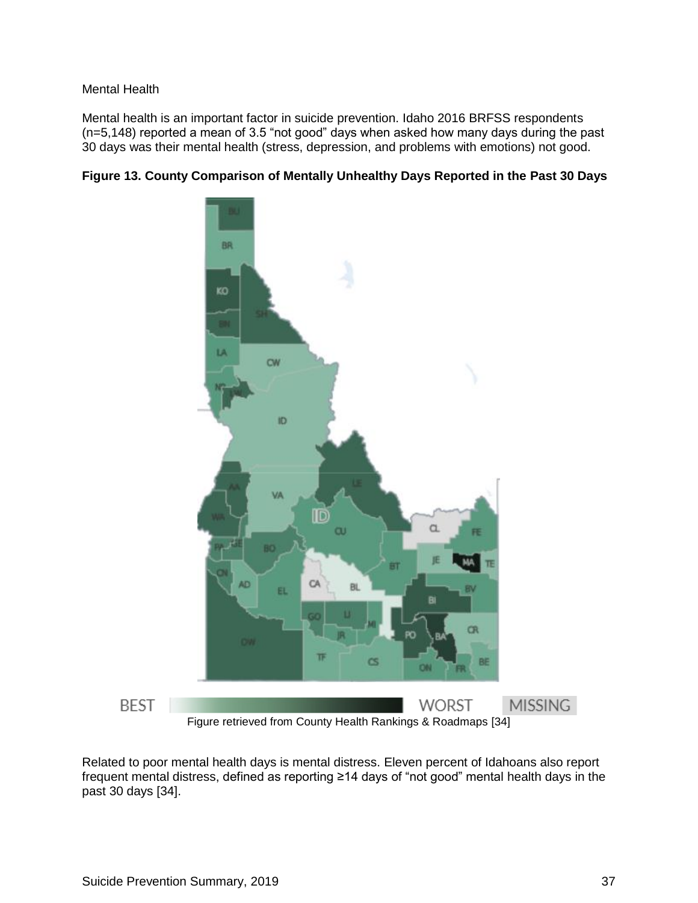Mental Health

Mental health is an important factor in suicide prevention. Idaho 2016 BRFSS respondents (n=5,148) reported a mean of 3.5 “not good” days when asked how many days during the past 30 days was their mental health (stress, depression, and problems with emotions) not good.

**Figure 13. County Comparison of Mentally Unhealthy Days Reported in the Past 30 Days**

Figure retrieved from County Health Rankings & Roadmaps [34]

Related to poor mental health days is mental distress. Eleven percent of Idahoans also report frequent mental distress, defined as reporting ≥14 days of “not good” mental health days in the past 30 days [34].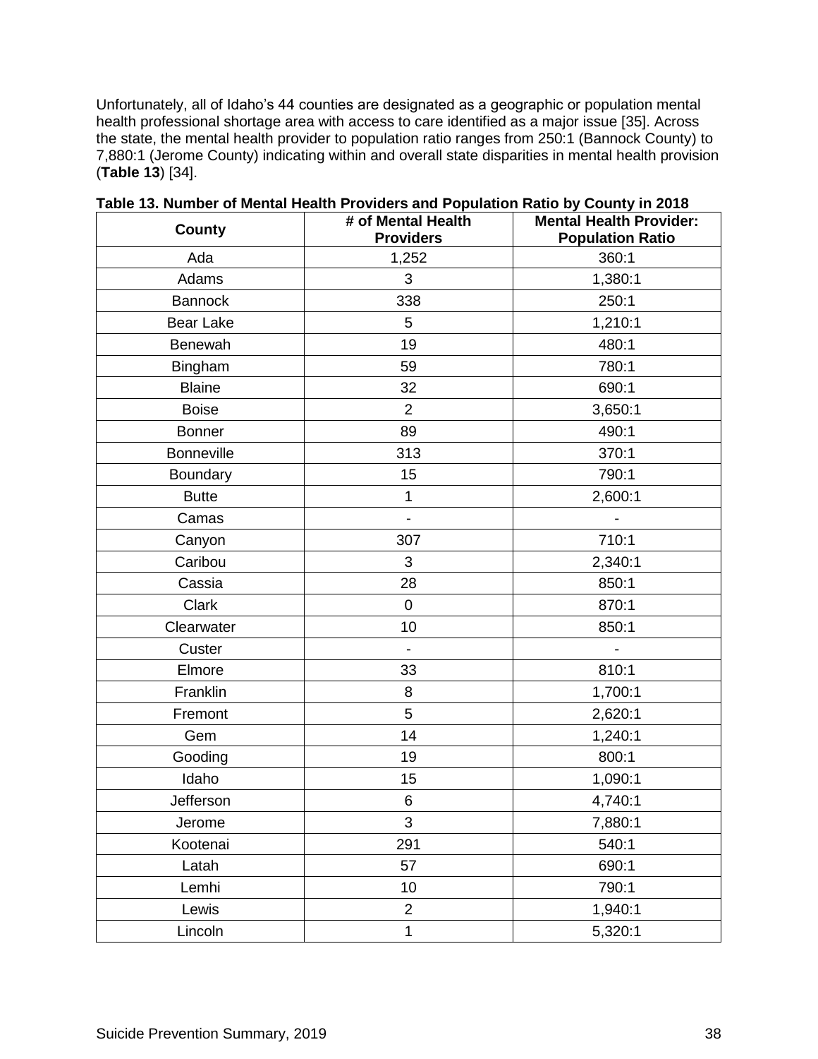Unfortunately, all of Idaho's 44 counties are designated as a geographic or population mental health professional shortage area with access to care identified as a major issue [35]. Across the state, the mental health provider to population ratio ranges from 250:1 (Bannock County) to 7,880:1 (Jerome County) indicating within and overall state disparities in mental health provision (**Table 13**) [34].

**Table 13. Number of Mental Health Providers and Population Ratio by County in 2018**

| County | # of Mental Health Providers | Mental Health Provider: Population Ratio |
|---|---|---|
| Ada | 1,252 | 360:1 |
| Adams | 3 | 1,380:1 |
| Bannock | 338 | 250:1 |
| Bear Lake | 5 | 1,210:1 |
| Benewah | 19 | 480:1 |
| Bingham | 59 | 780:1 |
| Blaine | 32 | 690:1 |
| Boise | 2 | 3,650:1 |
| Bonner | 89 | 490:1 |
| Bonneville | 313 | 370:1 |
| Boundary | 15 | 790:1 |
| Butte | 1 | 2,600:1 |
| Camas | - | - |
| Canyon | 307 | 710:1 |
| Caribou | 3 | 2,340:1 |
| Cassia | 28 | 850:1 |
| Clark | 0 | 870:1 |
| Clearwater | 10 | 850:1 |
| Custer | - | - |
| Elmore | 33 | 810:1 |
| Franklin | 8 | 1,700:1 |
| Fremont | 5 | 2,620:1 |
| Gem | 14 | 1,240:1 |
| Gooding | 19 | 800:1 |
| Idaho | 15 | 1,090:1 |
| Jefferson | 6 | 4,740:1 |
| Jerome | 3 | 7,880:1 |
| Kootenai | 291 | 540:1 |
| Latah | 57 | 690:1 |
| Lemhi | 10 | 790:1 |
| Lewis | 2 | 1,940:1 |
| Lincoln | 1 | 5,320:1 |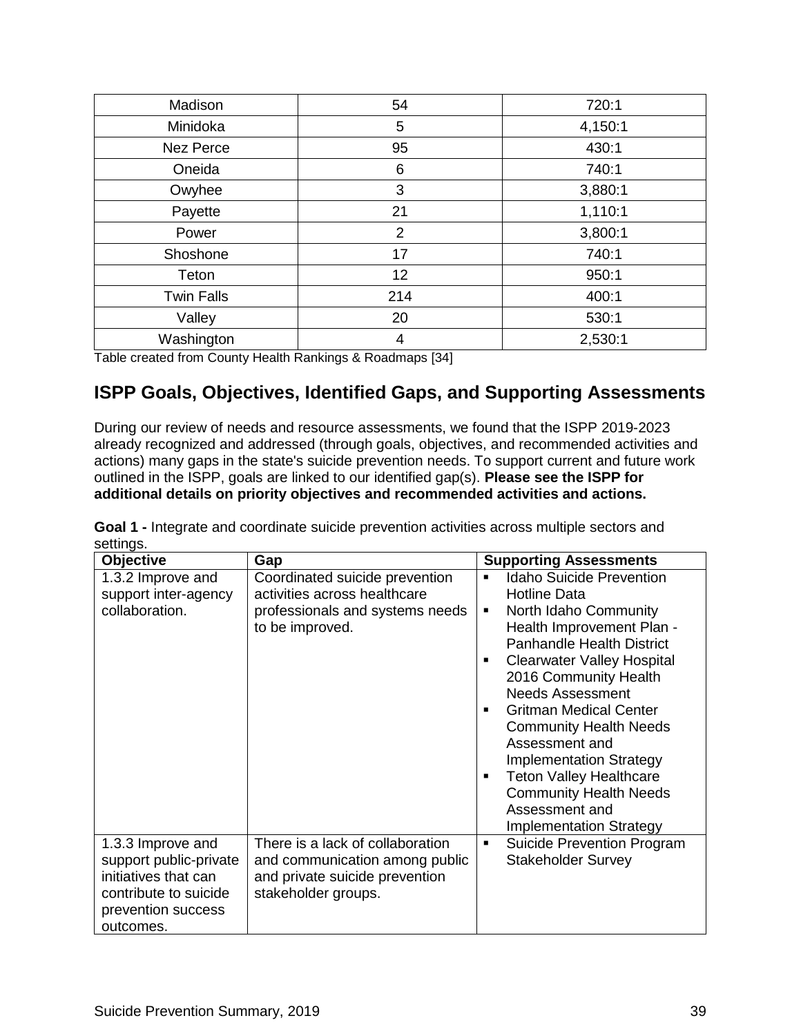| Madison | 54 | 720:1 |
|---|---|---|
| Minidoka | 5 | 4,150:1 |
| Nez Perce | 95 | 430:1 |
| Oneida | 6 | 740:1 |
| Owyhee | 3 | 3,880:1 |
| Payette | 21 | 1,110:1 |
| Power | 2 | 3,800:1 |
| Shoshone | 17 | 740:1 |
| Teton | 12 | 950:1 |
| Twin Falls | 214 | 400:1 |
| Valley | 20 | 530:1 |
| Washington | 4 | 2,530:1 |

Table created from County Health Rankings & Roadmaps [34]

## ISPP Goals, Objectives, Identified Gaps, and Supporting Assessments

During our review of needs and resource assessments, we found that the ISPP 2019-2023 already recognized and addressed (through goals, objectives, and recommended activities and actions) many gaps in the state's suicide prevention needs. To support current and future work outlined in the ISPP, goals are linked to our identified gap(s). **Please see the ISPP for additional details on priority objectives and recommended activities and actions.**

**Goal 1 -** Integrate and coordinate suicide prevention activities across multiple sectors and settings.

| Objective | Gap | Supporting Assessments |
|---|---|---|
| 1.3.2 Improve and support inter-agency collaboration. | Coordinated suicide prevention activities across healthcare professionals and systems needs to be improved. | ▪ Idaho Suicide Prevention Hotline Data<br>▪ North Idaho Community Health Improvement Plan - Panhandle Health District<br>▪ Clearwater Valley Hospital 2016 Community Health Needs Assessment<br>▪ Gritman Medical Center Community Health Needs Assessment and Implementation Strategy<br>▪ Teton Valley Healthcare Community Health Needs Assessment and Implementation Strategy |
| 1.3.3 Improve and support public-private initiatives that can contribute to suicide prevention success outcomes. | There is a lack of collaboration and communication among public and private suicide prevention stakeholder groups. | ▪ Suicide Prevention Program Stakeholder Survey |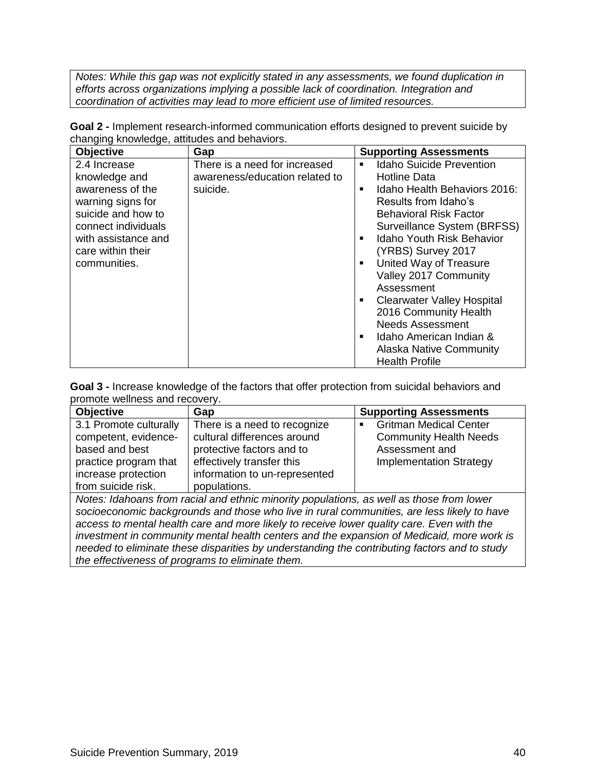*Notes: While this gap was not explicitly stated in any assessments, we found duplication in efforts across organizations implying a possible lack of coordination. Integration and coordination of activities may lead to more efficient use of limited resources.*

**Goal 2 -** Implement research-informed communication efforts designed to prevent suicide by changing knowledge, attitudes and behaviors.

| Objective | Gap | Supporting Assessments |
|---|---|---|
| 2.4 Increase knowledge and awareness of the warning signs for suicide and how to connect individuals with assistance and care within their communities. | There is a need for increased awareness/education related to suicide. | ▪ Idaho Suicide Prevention Hotline Data<br>▪ Idaho Health Behaviors 2016: Results from Idaho's Behavioral Risk Factor Surveillance System (BRFSS)<br>▪ Idaho Youth Risk Behavior (YRBS) Survey 2017<br>▪ United Way of Treasure Valley 2017 Community Assessment<br>▪ Clearwater Valley Hospital 2016 Community Health Needs Assessment<br>▪ Idaho American Indian & Alaska Native Community Health Profile |

**Goal 3 -** Increase knowledge of the factors that offer protection from suicidal behaviors and promote wellness and recovery.

| Objective | Gap | Supporting Assessments |
|---|---|---|
| 3.1 Promote culturally competent, evidence-based and best practice program that increase protection from suicide risk. | There is a need to recognize cultural differences around protective factors and to effectively transfer this information to un-represented populations. | ▪ Gritman Medical Center Community Health Needs Assessment and Implementation Strategy |

*Notes: Idahoans from racial and ethnic minority populations, as well as those from lower socioeconomic backgrounds and those who live in rural communities, are less likely to have access to mental health care and more likely to receive lower quality care. Even with the investment in community mental health centers and the expansion of Medicaid, more work is needed to eliminate these disparities by understanding the contributing factors and to study the effectiveness of programs to eliminate them.*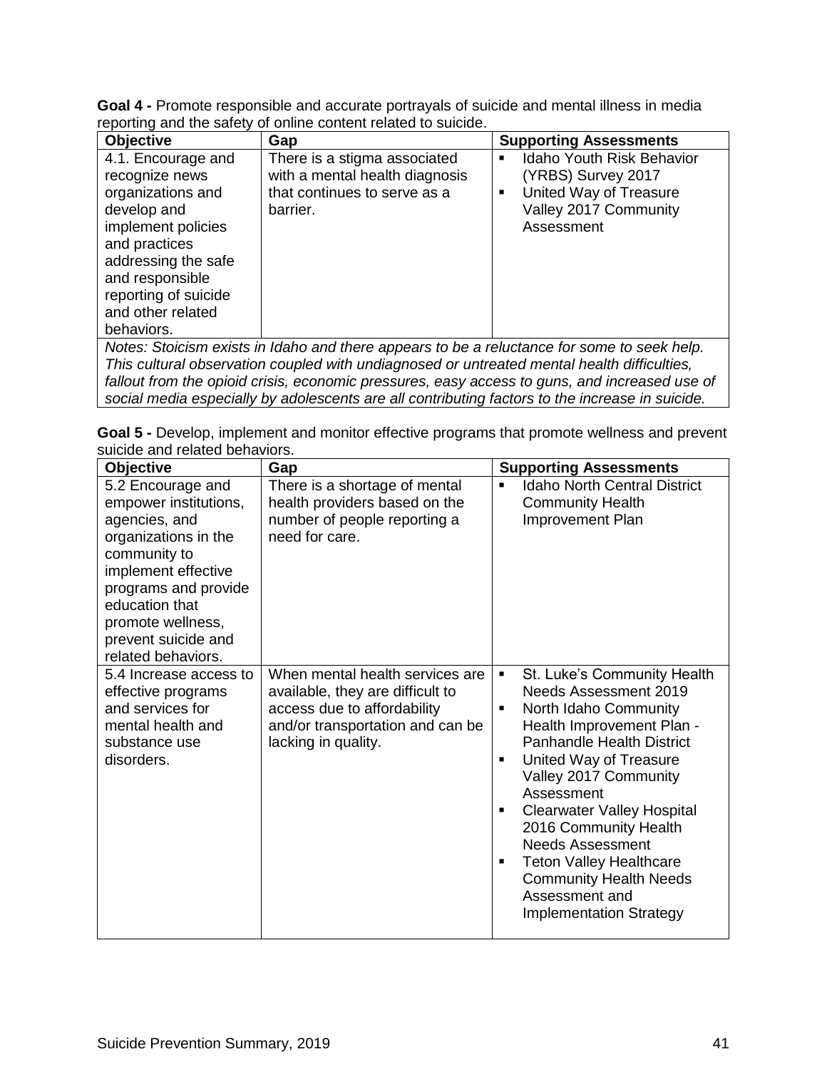**Goal 4 -** Promote responsible and accurate portrayals of suicide and mental illness in media reporting and the safety of online content related to suicide.

| Objective | Gap | Supporting Assessments |
|---|---|---|
| 4.1. Encourage and recognize news organizations and develop and implement policies and practices addressing the safe and responsible reporting of suicide and other related behaviors. | There is a stigma associated with a mental health diagnosis that continues to serve as a barrier. | ▪ Idaho Youth Risk Behavior (YRBS) Survey 2017<br>▪ United Way of Treasure Valley 2017 Community Assessment |
| *Notes: Stoicism exists in Idaho and there appears to be a reluctance for some to seek help. This cultural observation coupled with undiagnosed or untreated mental health difficulties, fallout from the opioid crisis, economic pressures, easy access to guns, and increased use of social media especially by adolescents are all contributing factors to the increase in suicide.* | | |

**Goal 5 -** Develop, implement and monitor effective programs that promote wellness and prevent suicide and related behaviors.

| Objective | Gap | Supporting Assessments |
|---|---|---|
| 5.2 Encourage and empower institutions, agencies, and organizations in the community to implement effective programs and provide education that promote wellness, prevent suicide and related behaviors. | There is a shortage of mental health providers based on the number of people reporting a need for care. | ▪ Idaho North Central District Community Health Improvement Plan |
| 5.4 Increase access to effective programs and services for mental health and substance use disorders. | When mental health services are available, they are difficult to access due to affordability and/or transportation and can be lacking in quality. | ▪ St. Luke's Community Health Needs Assessment 2019<br>▪ North Idaho Community Health Improvement Plan - Panhandle Health District<br>▪ United Way of Treasure Valley 2017 Community Assessment<br>▪ Clearwater Valley Hospital 2016 Community Health Needs Assessment<br>▪ Teton Valley Healthcare Community Health Needs Assessment and Implementation Strategy |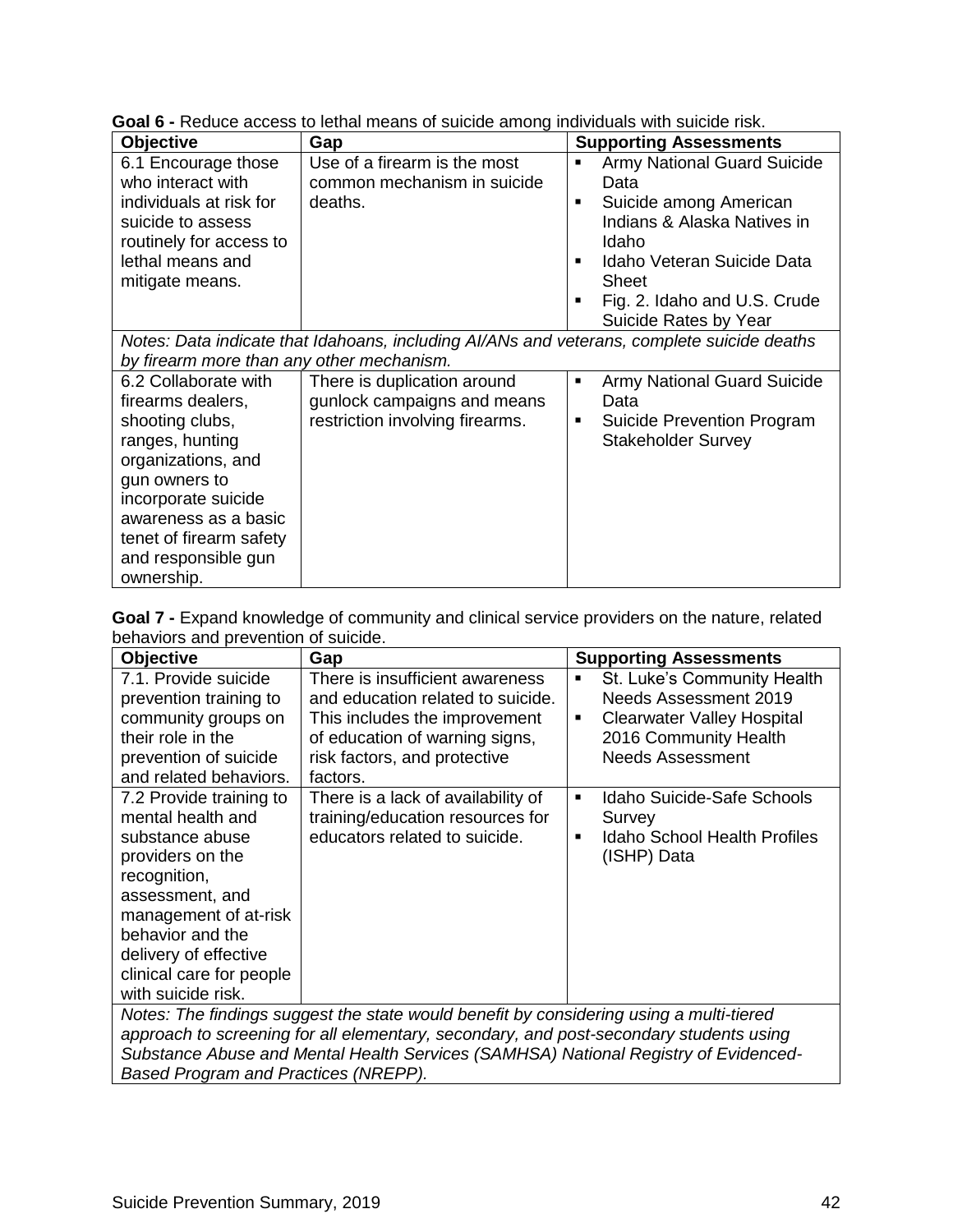**Goal 6 -** Reduce access to lethal means of suicide among individuals with suicide risk.

| Objective | Gap | Supporting Assessments |
|---|---|---|
| 6.1 Encourage those who interact with individuals at risk for suicide to assess routinely for access to lethal means and mitigate means. | Use of a firearm is the most common mechanism in suicide deaths. | ▪ Army National Guard Suicide Data<br>▪ Suicide among American Indians & Alaska Natives in Idaho<br>▪ Idaho Veteran Suicide Data Sheet<br>▪ Fig. 2. Idaho and U.S. Crude Suicide Rates by Year |
| *Notes: Data indicate that Idahoans, including AI/ANs and veterans, complete suicide deaths by firearm more than any other mechanism.* | | |
| 6.2 Collaborate with firearms dealers, shooting clubs, ranges, hunting organizations, and gun owners to incorporate suicide awareness as a basic tenet of firearm safety and responsible gun ownership. | There is duplication around gunlock campaigns and means restriction involving firearms. | ▪ Army National Guard Suicide Data<br>▪ Suicide Prevention Program Stakeholder Survey |

**Goal 7 -** Expand knowledge of community and clinical service providers on the nature, related behaviors and prevention of suicide.

| Objective | Gap | Supporting Assessments |
|---|---|---|
| 7.1. Provide suicide prevention training to community groups on their role in the prevention of suicide and related behaviors. | There is insufficient awareness and education related to suicide. This includes the improvement of education of warning signs, risk factors, and protective factors. | ▪ St. Luke's Community Health Needs Assessment 2019<br>▪ Clearwater Valley Hospital 2016 Community Health Needs Assessment |
| 7.2 Provide training to mental health and substance abuse providers on the recognition, assessment, and management of at-risk behavior and the delivery of effective clinical care for people with suicide risk. | There is a lack of availability of training/education resources for educators related to suicide. | ▪ Idaho Suicide-Safe Schools Survey<br>▪ Idaho School Health Profiles (ISHP) Data |
| *Notes: The findings suggest the state would benefit by considering using a multi-tiered approach to screening for all elementary, secondary, and post-secondary students using Substance Abuse and Mental Health Services (SAMHSA) National Registry of Evidenced-Based Program and Practices (NREPP).* | | |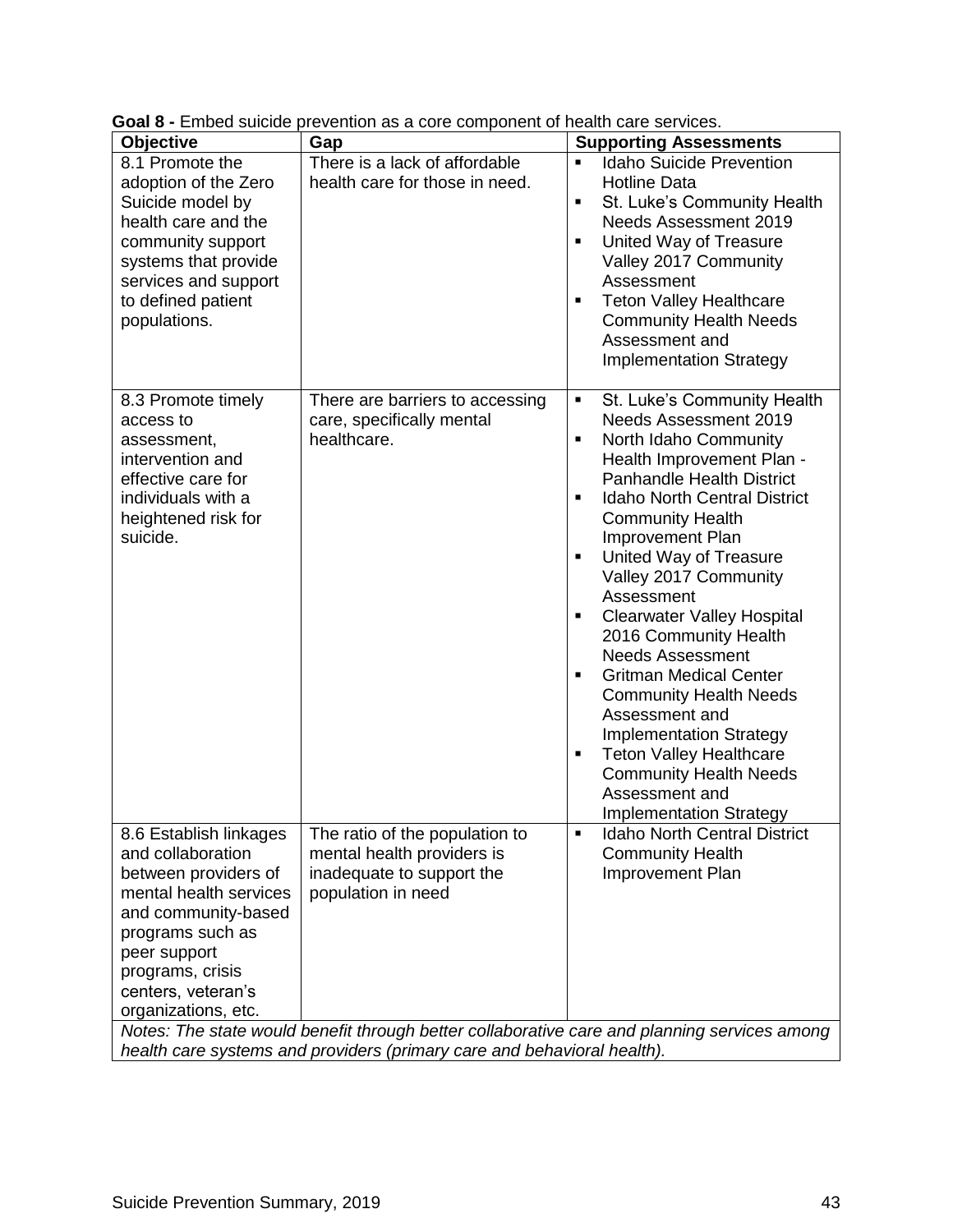**Goal 8 -** Embed suicide prevention as a core component of health care services.

| Objective | Gap | Supporting Assessments |
|---|---|---|
| 8.1 Promote the adoption of the Zero Suicide model by health care and the community support systems that provide services and support to defined patient populations. | There is a lack of affordable health care for those in need. | ▪ Idaho Suicide Prevention Hotline Data<br>▪ St. Luke's Community Health Needs Assessment 2019<br>▪ United Way of Treasure Valley 2017 Community Assessment<br>▪ Teton Valley Healthcare Community Health Needs Assessment and Implementation Strategy |
| 8.3 Promote timely access to assessment, intervention and effective care for individuals with a heightened risk for suicide. | There are barriers to accessing care, specifically mental healthcare. | ▪ St. Luke's Community Health Needs Assessment 2019<br>▪ North Idaho Community Health Improvement Plan - Panhandle Health District<br>▪ Idaho North Central District Community Health Improvement Plan<br>▪ United Way of Treasure Valley 2017 Community Assessment<br>▪ Clearwater Valley Hospital 2016 Community Health Needs Assessment<br>▪ Gritman Medical Center Community Health Needs Assessment and Implementation Strategy<br>▪ Teton Valley Healthcare Community Health Needs Assessment and Implementation Strategy |
| 8.6 Establish linkages and collaboration between providers of mental health services and community-based programs such as peer support programs, crisis centers, veteran's organizations, etc. | The ratio of the population to mental health providers is inadequate to support the population in need | ▪ Idaho North Central District Community Health Improvement Plan |
| *Notes: The state would benefit through better collaborative care and planning services among health care systems and providers (primary care and behavioral health).* | | |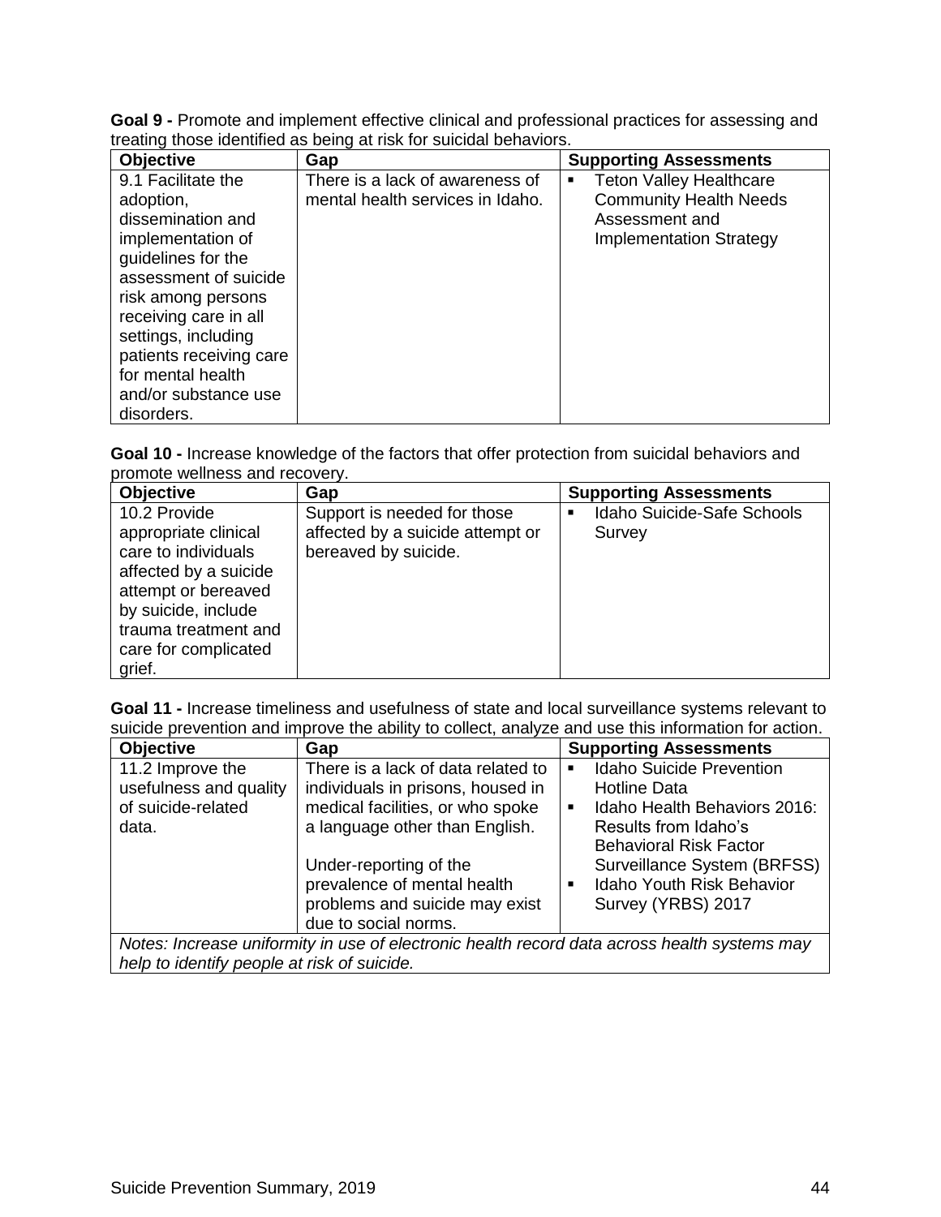**Goal 9 -** Promote and implement effective clinical and professional practices for assessing and treating those identified as being at risk for suicidal behaviors.

| Objective | Gap | Supporting Assessments |
|---|---|---|
| 9.1 Facilitate the adoption, dissemination and implementation of guidelines for the assessment of suicide risk among persons receiving care in all settings, including patients receiving care for mental health and/or substance use disorders. | There is a lack of awareness of mental health services in Idaho. | ▪ Teton Valley Healthcare Community Health Needs Assessment and Implementation Strategy |

**Goal 10 -** Increase knowledge of the factors that offer protection from suicidal behaviors and promote wellness and recovery.

| Objective | Gap | Supporting Assessments |
|---|---|---|
| 10.2 Provide appropriate clinical care to individuals affected by a suicide attempt or bereaved by suicide, include trauma treatment and care for complicated grief. | Support is needed for those affected by a suicide attempt or bereaved by suicide. | ▪ Idaho Suicide-Safe Schools Survey |

**Goal 11 -** Increase timeliness and usefulness of state and local surveillance systems relevant to suicide prevention and improve the ability to collect, analyze and use this information for action.

| Objective | Gap | Supporting Assessments |
|---|---|---|
| 11.2 Improve the usefulness and quality of suicide-related data. | There is a lack of data related to individuals in prisons, housed in medical facilities, or who spoke a language other than English.<br><br>Under-reporting of the prevalence of mental health problems and suicide may exist due to social norms. | ▪ Idaho Suicide Prevention Hotline Data<br>▪ Idaho Health Behaviors 2016: Results from Idaho's Behavioral Risk Factor Surveillance System (BRFSS)<br>▪ Idaho Youth Risk Behavior Survey (YRBS) 2017 |
| *Notes: Increase uniformity in use of electronic health record data across health systems may help to identify people at risk of suicide.* | | |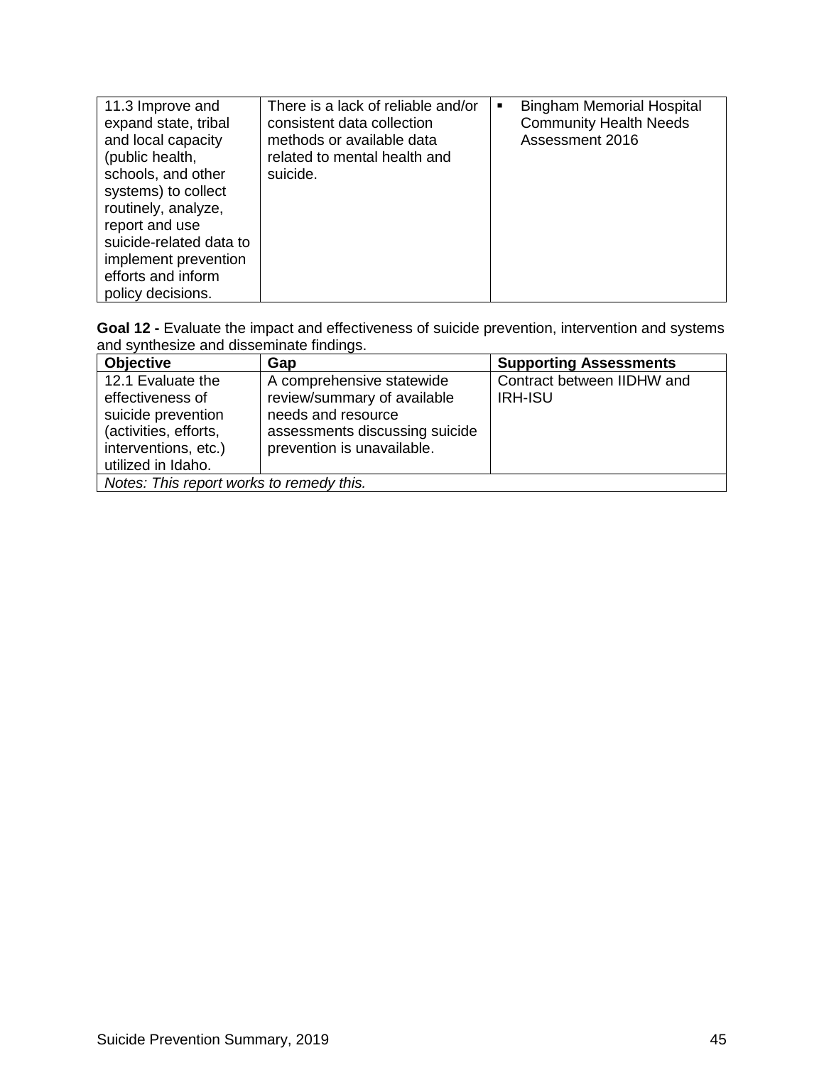| | | |
|---|---|---|
| 11.3 Improve and expand state, tribal and local capacity (public health, schools, and other systems) to collect routinely, analyze, report and use suicide-related data to implement prevention efforts and inform policy decisions. | There is a lack of reliable and/or consistent data collection methods or available data related to mental health and suicide. | ▪ Bingham Memorial Hospital Community Health Needs Assessment 2016 |

**Goal 12 -** Evaluate the impact and effectiveness of suicide prevention, intervention and systems and synthesize and disseminate findings.

| Objective | Gap | Supporting Assessments |
|---|---|---|
| 12.1 Evaluate the effectiveness of suicide prevention (activities, efforts, interventions, etc.) utilized in Idaho. | A comprehensive statewide review/summary of available needs and resource assessments discussing suicide prevention is unavailable. | Contract between IIDHW and IRH-ISU |
| *Notes: This report works to remedy this.* | | |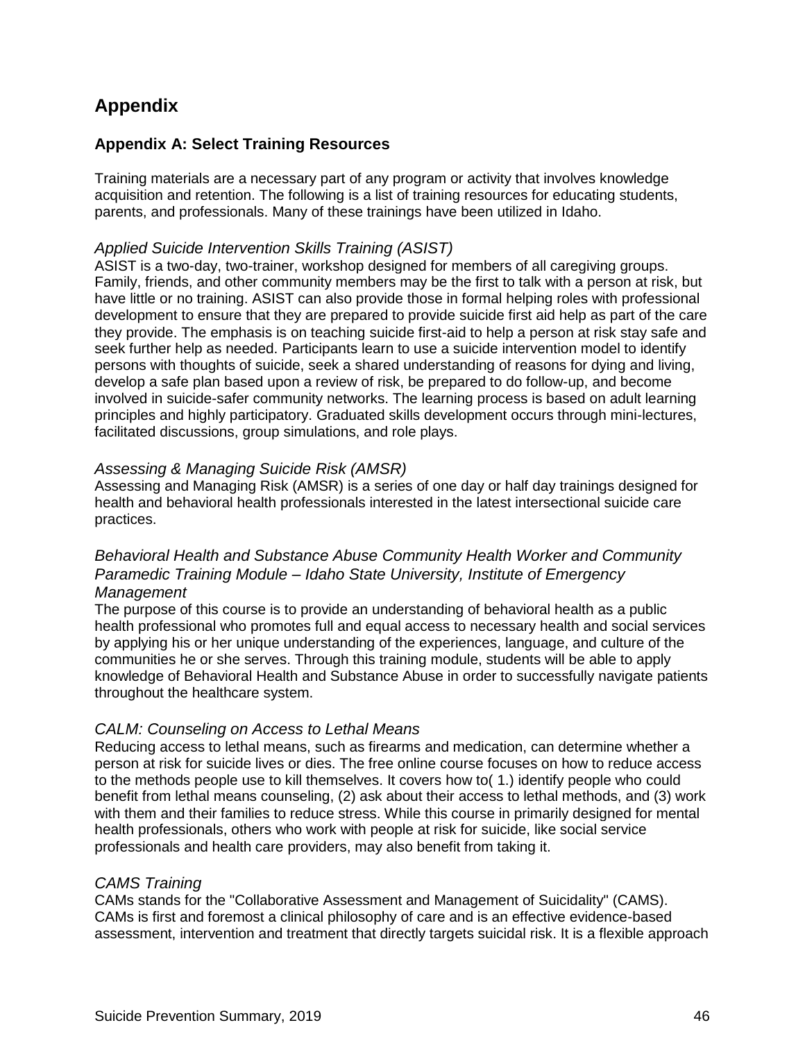# Appendix

## Appendix A: Select Training Resources

Training materials are a necessary part of any program or activity that involves knowledge acquisition and retention. The following is a list of training resources for educating students, parents, and professionals. Many of these trainings have been utilized in Idaho.

### *Applied Suicide Intervention Skills Training (ASIST)*

ASIST is a two-day, two-trainer, workshop designed for members of all caregiving groups. Family, friends, and other community members may be the first to talk with a person at risk, but have little or no training. ASIST can also provide those in formal helping roles with professional development to ensure that they are prepared to provide suicide first aid help as part of the care they provide. The emphasis is on teaching suicide first-aid to help a person at risk stay safe and seek further help as needed. Participants learn to use a suicide intervention model to identify persons with thoughts of suicide, seek a shared understanding of reasons for dying and living, develop a safe plan based upon a review of risk, be prepared to do follow-up, and become involved in suicide-safer community networks. The learning process is based on adult learning principles and highly participatory. Graduated skills development occurs through mini-lectures, facilitated discussions, group simulations, and role plays.

### *Assessing & Managing Suicide Risk (AMSR)*

Assessing and Managing Risk (AMSR) is a series of one day or half day trainings designed for health and behavioral health professionals interested in the latest intersectional suicide care practices.

### *Behavioral Health and Substance Abuse Community Health Worker and Community Paramedic Training Module – Idaho State University, Institute of Emergency Management*

The purpose of this course is to provide an understanding of behavioral health as a public health professional who promotes full and equal access to necessary health and social services by applying his or her unique understanding of the experiences, language, and culture of the communities he or she serves. Through this training module, students will be able to apply knowledge of Behavioral Health and Substance Abuse in order to successfully navigate patients throughout the healthcare system.

### *CALM: Counseling on Access to Lethal Means*

Reducing access to lethal means, such as firearms and medication, can determine whether a person at risk for suicide lives or dies. The free online course focuses on how to reduce access to the methods people use to kill themselves. It covers how to( 1.) identify people who could benefit from lethal means counseling, (2) ask about their access to lethal methods, and (3) work with them and their families to reduce stress. While this course in primarily designed for mental health professionals, others who work with people at risk for suicide, like social service professionals and health care providers, may also benefit from taking it.

### *CAMS Training*

CAMs stands for the "Collaborative Assessment and Management of Suicidality" (CAMS). CAMs is first and foremost a clinical philosophy of care and is an effective evidence-based assessment, intervention and treatment that directly targets suicidal risk. It is a flexible approach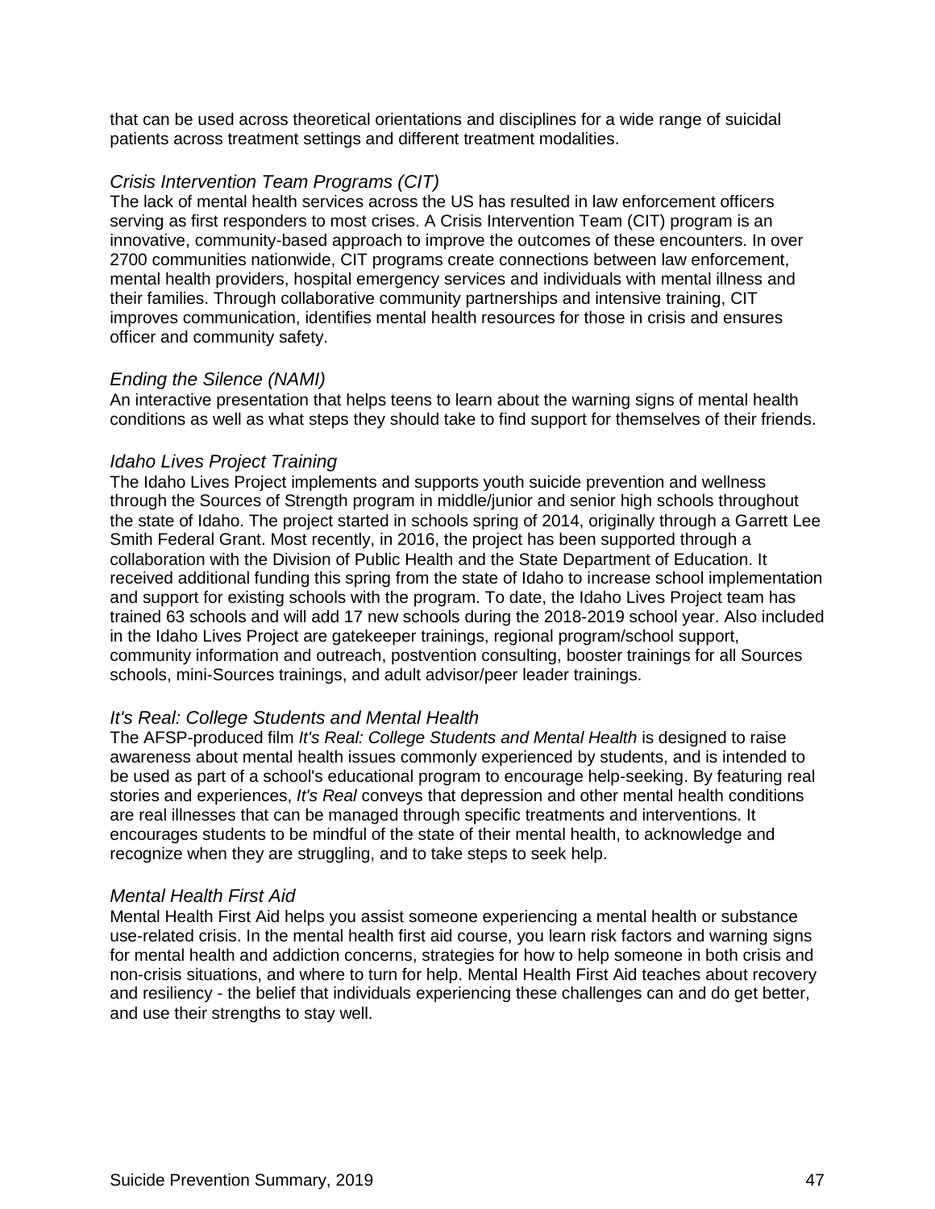that can be used across theoretical orientations and disciplines for a wide range of suicidal patients across treatment settings and different treatment modalities.

*Crisis Intervention Team Programs (CIT)*

The lack of mental health services across the US has resulted in law enforcement officers serving as first responders to most crises. A Crisis Intervention Team (CIT) program is an innovative, community-based approach to improve the outcomes of these encounters. In over 2700 communities nationwide, CIT programs create connections between law enforcement, mental health providers, hospital emergency services and individuals with mental illness and their families. Through collaborative community partnerships and intensive training, CIT improves communication, identifies mental health resources for those in crisis and ensures officer and community safety.

*Ending the Silence (NAMI)*

An interactive presentation that helps teens to learn about the warning signs of mental health conditions as well as what steps they should take to find support for themselves of their friends.

*Idaho Lives Project Training*

The Idaho Lives Project implements and supports youth suicide prevention and wellness through the Sources of Strength program in middle/junior and senior high schools throughout the state of Idaho. The project started in schools spring of 2014, originally through a Garrett Lee Smith Federal Grant. Most recently, in 2016, the project has been supported through a collaboration with the Division of Public Health and the State Department of Education. It received additional funding this spring from the state of Idaho to increase school implementation and support for existing schools with the program. To date, the Idaho Lives Project team has trained 63 schools and will add 17 new schools during the 2018-2019 school year. Also included in the Idaho Lives Project are gatekeeper trainings, regional program/school support, community information and outreach, postvention consulting, booster trainings for all Sources schools, mini-Sources trainings, and adult advisor/peer leader trainings.

*It's Real: College Students and Mental Health*

The AFSP-produced film *It's Real: College Students and Mental Health* is designed to raise awareness about mental health issues commonly experienced by students, and is intended to be used as part of a school's educational program to encourage help-seeking. By featuring real stories and experiences, *It's Real* conveys that depression and other mental health conditions are real illnesses that can be managed through specific treatments and interventions. It encourages students to be mindful of the state of their mental health, to acknowledge and recognize when they are struggling, and to take steps to seek help.

*Mental Health First Aid*

Mental Health First Aid helps you assist someone experiencing a mental health or substance use-related crisis. In the mental health first aid course, you learn risk factors and warning signs for mental health and addiction concerns, strategies for how to help someone in both crisis and non-crisis situations, and where to turn for help. Mental Health First Aid teaches about recovery and resiliency - the belief that individuals experiencing these challenges can and do get better, and use their strengths to stay well.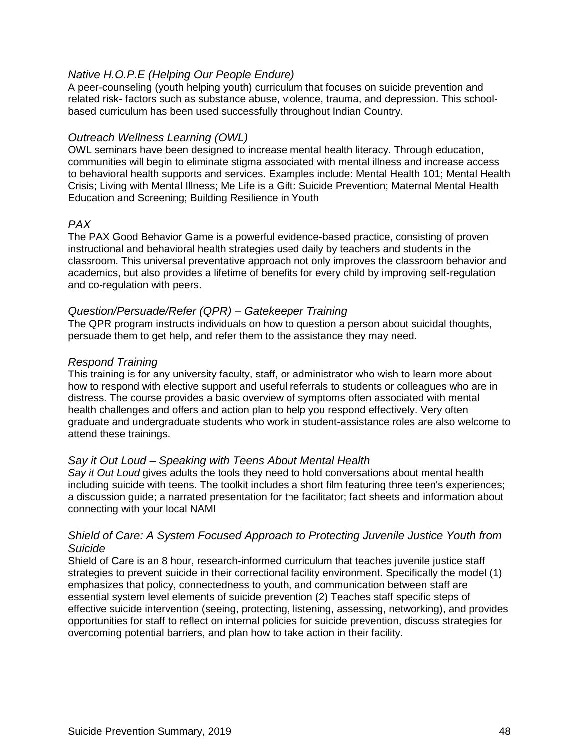*Native H.O.P.E (Helping Our People Endure)*

A peer-counseling (youth helping youth) curriculum that focuses on suicide prevention and related risk- factors such as substance abuse, violence, trauma, and depression. This school-based curriculum has been used successfully throughout Indian Country.

*Outreach Wellness Learning (OWL)*

OWL seminars have been designed to increase mental health literacy. Through education, communities will begin to eliminate stigma associated with mental illness and increase access to behavioral health supports and services. Examples include: Mental Health 101; Mental Health Crisis; Living with Mental Illness; Me Life is a Gift: Suicide Prevention; Maternal Mental Health Education and Screening; Building Resilience in Youth

*PAX*

The PAX Good Behavior Game is a powerful evidence-based practice, consisting of proven instructional and behavioral health strategies used daily by teachers and students in the classroom. This universal preventative approach not only improves the classroom behavior and academics, but also provides a lifetime of benefits for every child by improving self-regulation and co-regulation with peers.

*Question/Persuade/Refer (QPR) – Gatekeeper Training*

The QPR program instructs individuals on how to question a person about suicidal thoughts, persuade them to get help, and refer them to the assistance they may need.

*Respond Training*

This training is for any university faculty, staff, or administrator who wish to learn more about how to respond with elective support and useful referrals to students or colleagues who are in distress. The course provides a basic overview of symptoms often associated with mental health challenges and offers and action plan to help you respond effectively. Very often graduate and undergraduate students who work in student-assistance roles are also welcome to attend these trainings.

*Say it Out Loud – Speaking with Teens About Mental Health*

*Say it Out Loud* gives adults the tools they need to hold conversations about mental health including suicide with teens. The toolkit includes a short film featuring three teen's experiences; a discussion guide; a narrated presentation for the facilitator; fact sheets and information about connecting with your local NAMI

*Shield of Care: A System Focused Approach to Protecting Juvenile Justice Youth from Suicide*

Shield of Care is an 8 hour, research-informed curriculum that teaches juvenile justice staff strategies to prevent suicide in their correctional facility environment. Specifically the model (1) emphasizes that policy, connectedness to youth, and communication between staff are essential system level elements of suicide prevention (2) Teaches staff specific steps of effective suicide intervention (seeing, protecting, listening, assessing, networking), and provides opportunities for staff to reflect on internal policies for suicide prevention, discuss strategies for overcoming potential barriers, and plan how to take action in their facility.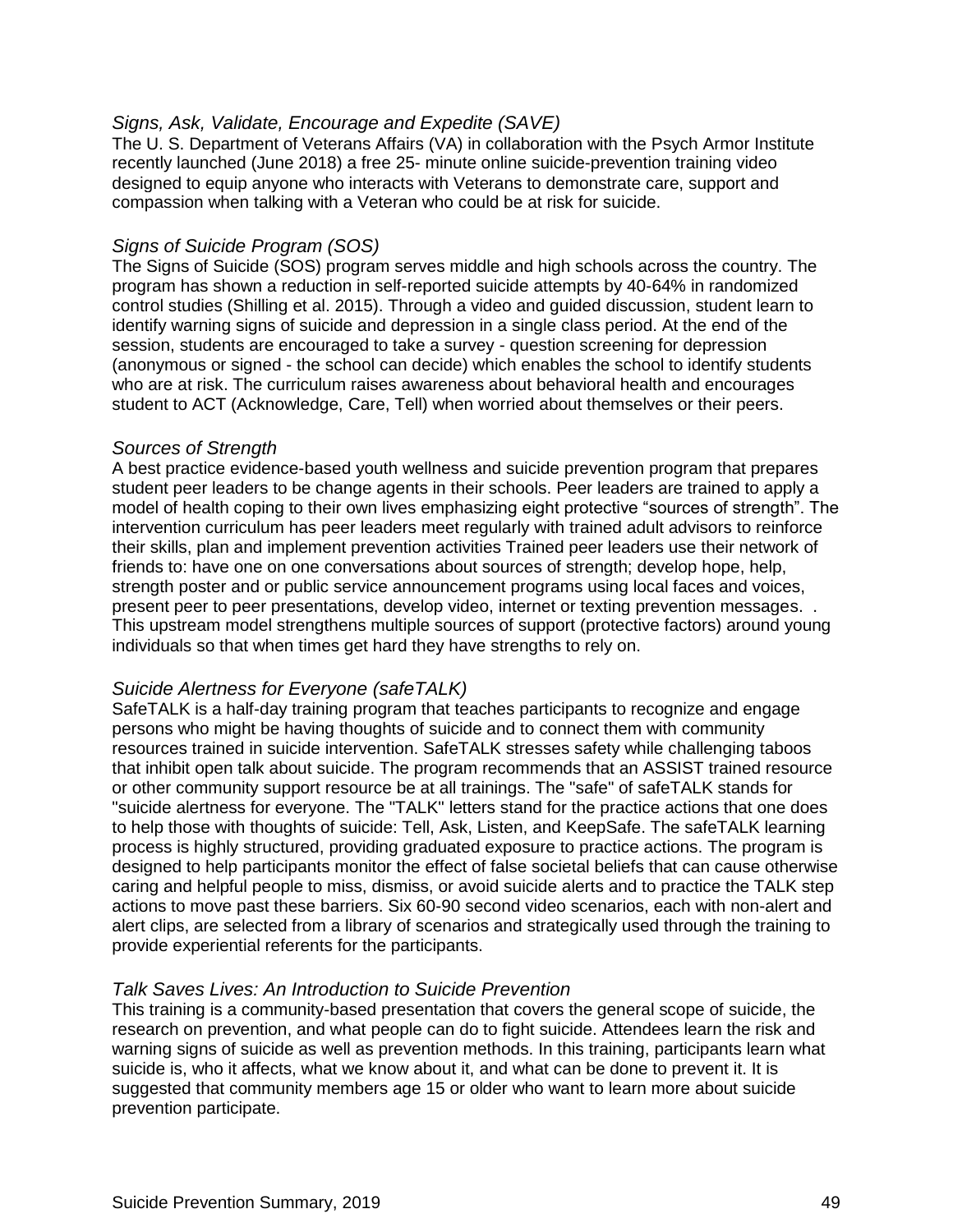*Signs, Ask, Validate, Encourage and Expedite (SAVE)*

The U. S. Department of Veterans Affairs (VA) in collaboration with the Psych Armor Institute recently launched (June 2018) a free 25- minute online suicide-prevention training video designed to equip anyone who interacts with Veterans to demonstrate care, support and compassion when talking with a Veteran who could be at risk for suicide.

*Signs of Suicide Program (SOS)*

The Signs of Suicide (SOS) program serves middle and high schools across the country. The program has shown a reduction in self-reported suicide attempts by 40-64% in randomized control studies (Shilling et al. 2015). Through a video and guided discussion, student learn to identify warning signs of suicide and depression in a single class period. At the end of the session, students are encouraged to take a survey - question screening for depression (anonymous or signed - the school can decide) which enables the school to identify students who are at risk. The curriculum raises awareness about behavioral health and encourages student to ACT (Acknowledge, Care, Tell) when worried about themselves or their peers.

*Sources of Strength*

A best practice evidence-based youth wellness and suicide prevention program that prepares student peer leaders to be change agents in their schools. Peer leaders are trained to apply a model of health coping to their own lives emphasizing eight protective "sources of strength". The intervention curriculum has peer leaders meet regularly with trained adult advisors to reinforce their skills, plan and implement prevention activities Trained peer leaders use their network of friends to: have one on one conversations about sources of strength; develop hope, help, strength poster and or public service announcement programs using local faces and voices, present peer to peer presentations, develop video, internet or texting prevention messages. . This upstream model strengthens multiple sources of support (protective factors) around young individuals so that when times get hard they have strengths to rely on.

*Suicide Alertness for Everyone (safeTALK)*

SafeTALK is a half-day training program that teaches participants to recognize and engage persons who might be having thoughts of suicide and to connect them with community resources trained in suicide intervention. SafeTALK stresses safety while challenging taboos that inhibit open talk about suicide. The program recommends that an ASSIST trained resource or other community support resource be at all trainings. The "safe" of safeTALK stands for "suicide alertness for everyone. The "TALK" letters stand for the practice actions that one does to help those with thoughts of suicide: Tell, Ask, Listen, and KeepSafe. The safeTALK learning process is highly structured, providing graduated exposure to practice actions. The program is designed to help participants monitor the effect of false societal beliefs that can cause otherwise caring and helpful people to miss, dismiss, or avoid suicide alerts and to practice the TALK step actions to move past these barriers. Six 60-90 second video scenarios, each with non-alert and alert clips, are selected from a library of scenarios and strategically used through the training to provide experiential referents for the participants.

*Talk Saves Lives: An Introduction to Suicide Prevention*

This training is a community-based presentation that covers the general scope of suicide, the research on prevention, and what people can do to fight suicide. Attendees learn the risk and warning signs of suicide as well as prevention methods. In this training, participants learn what suicide is, who it affects, what we know about it, and what can be done to prevent it. It is suggested that community members age 15 or older who want to learn more about suicide prevention participate.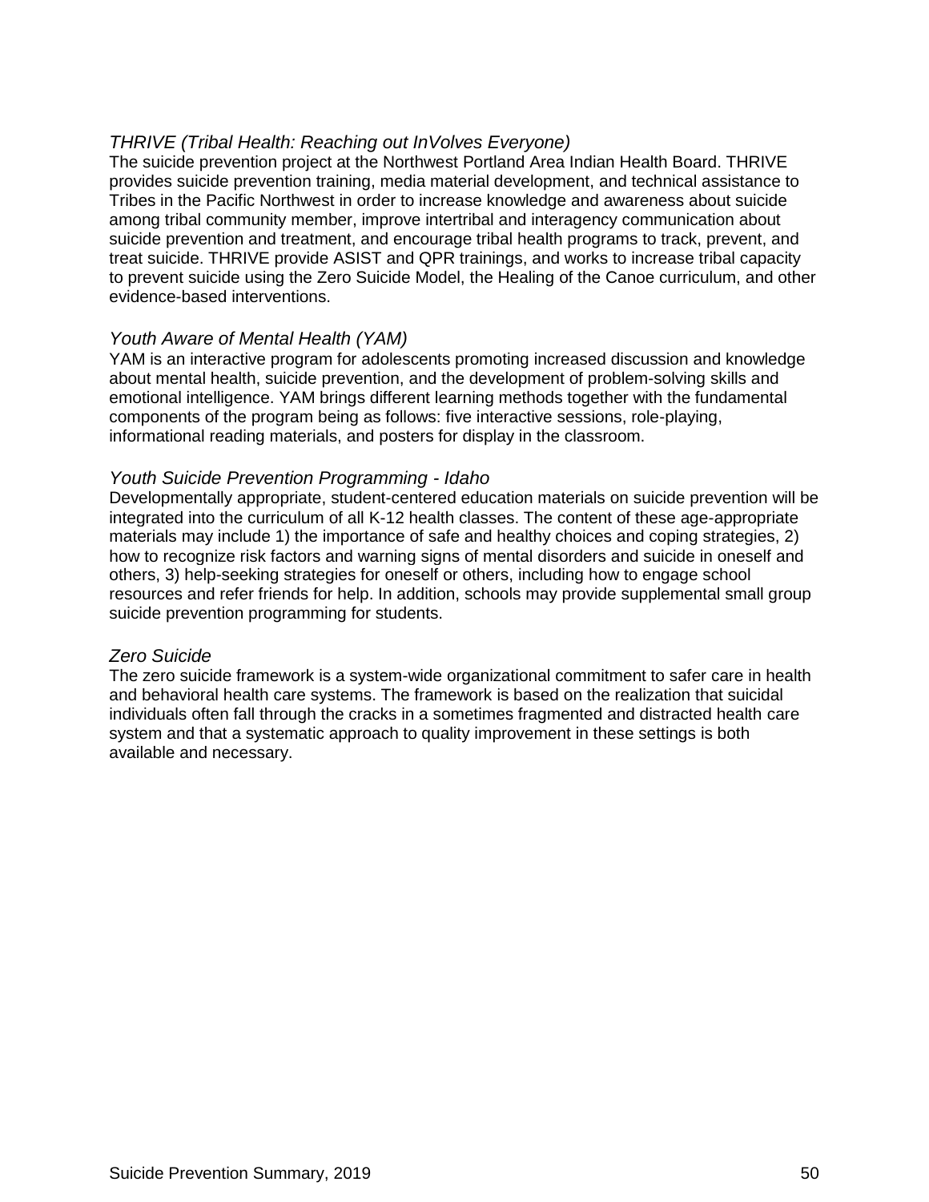*THRIVE (Tribal Health: Reaching out InVolves Everyone)*

The suicide prevention project at the Northwest Portland Area Indian Health Board. THRIVE provides suicide prevention training, media material development, and technical assistance to Tribes in the Pacific Northwest in order to increase knowledge and awareness about suicide among tribal community member, improve intertribal and interagency communication about suicide prevention and treatment, and encourage tribal health programs to track, prevent, and treat suicide. THRIVE provide ASIST and QPR trainings, and works to increase tribal capacity to prevent suicide using the Zero Suicide Model, the Healing of the Canoe curriculum, and other evidence-based interventions.

*Youth Aware of Mental Health (YAM)*

YAM is an interactive program for adolescents promoting increased discussion and knowledge about mental health, suicide prevention, and the development of problem-solving skills and emotional intelligence. YAM brings different learning methods together with the fundamental components of the program being as follows: five interactive sessions, role-playing, informational reading materials, and posters for display in the classroom.

*Youth Suicide Prevention Programming - Idaho*

Developmentally appropriate, student-centered education materials on suicide prevention will be integrated into the curriculum of all K-12 health classes. The content of these age-appropriate materials may include 1) the importance of safe and healthy choices and coping strategies, 2) how to recognize risk factors and warning signs of mental disorders and suicide in oneself and others, 3) help-seeking strategies for oneself or others, including how to engage school resources and refer friends for help. In addition, schools may provide supplemental small group suicide prevention programming for students.

*Zero Suicide*

The zero suicide framework is a system-wide organizational commitment to safer care in health and behavioral health care systems. The framework is based on the realization that suicidal individuals often fall through the cracks in a sometimes fragmented and distracted health care system and that a systematic approach to quality improvement in these settings is both available and necessary.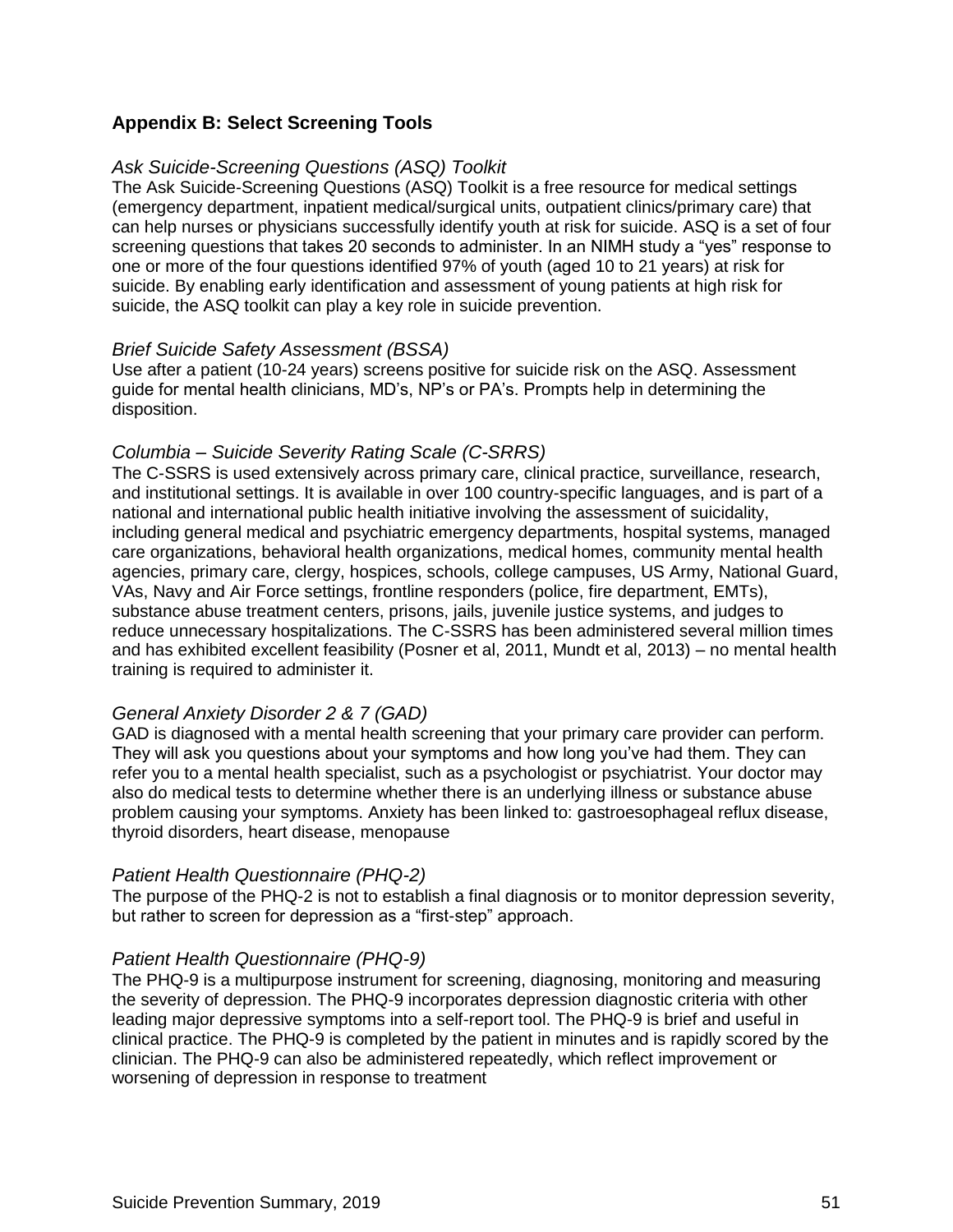## Appendix B: Select Screening Tools

*Ask Suicide-Screening Questions (ASQ) Toolkit*

The Ask Suicide-Screening Questions (ASQ) Toolkit is a free resource for medical settings (emergency department, inpatient medical/surgical units, outpatient clinics/primary care) that can help nurses or physicians successfully identify youth at risk for suicide. ASQ is a set of four screening questions that takes 20 seconds to administer. In an NIMH study a "yes" response to one or more of the four questions identified 97% of youth (aged 10 to 21 years) at risk for suicide. By enabling early identification and assessment of young patients at high risk for suicide, the ASQ toolkit can play a key role in suicide prevention.

*Brief Suicide Safety Assessment (BSSA)*

Use after a patient (10-24 years) screens positive for suicide risk on the ASQ. Assessment guide for mental health clinicians, MD's, NP's or PA's. Prompts help in determining the disposition.

*Columbia – Suicide Severity Rating Scale (C-SRRS)*

The C-SSRS is used extensively across primary care, clinical practice, surveillance, research, and institutional settings. It is available in over 100 country-specific languages, and is part of a national and international public health initiative involving the assessment of suicidality, including general medical and psychiatric emergency departments, hospital systems, managed care organizations, behavioral health organizations, medical homes, community mental health agencies, primary care, clergy, hospices, schools, college campuses, US Army, National Guard, VAs, Navy and Air Force settings, frontline responders (police, fire department, EMTs), substance abuse treatment centers, prisons, jails, juvenile justice systems, and judges to reduce unnecessary hospitalizations. The C-SSRS has been administered several million times and has exhibited excellent feasibility (Posner et al, 2011, Mundt et al, 2013) – no mental health training is required to administer it.

*General Anxiety Disorder 2 & 7 (GAD)*

GAD is diagnosed with a mental health screening that your primary care provider can perform. They will ask you questions about your symptoms and how long you've had them. They can refer you to a mental health specialist, such as a psychologist or psychiatrist. Your doctor may also do medical tests to determine whether there is an underlying illness or substance abuse problem causing your symptoms. Anxiety has been linked to: gastroesophageal reflux disease, thyroid disorders, heart disease, menopause

*Patient Health Questionnaire (PHQ-2)*

The purpose of the PHQ-2 is not to establish a final diagnosis or to monitor depression severity, but rather to screen for depression as a "first-step" approach.

*Patient Health Questionnaire (PHQ-9)*

The PHQ-9 is a multipurpose instrument for screening, diagnosing, monitoring and measuring the severity of depression. The PHQ-9 incorporates depression diagnostic criteria with other leading major depressive symptoms into a self-report tool. The PHQ-9 is brief and useful in clinical practice. The PHQ-9 is completed by the patient in minutes and is rapidly scored by the clinician. The PHQ-9 can also be administered repeatedly, which reflect improvement or worsening of depression in response to treatment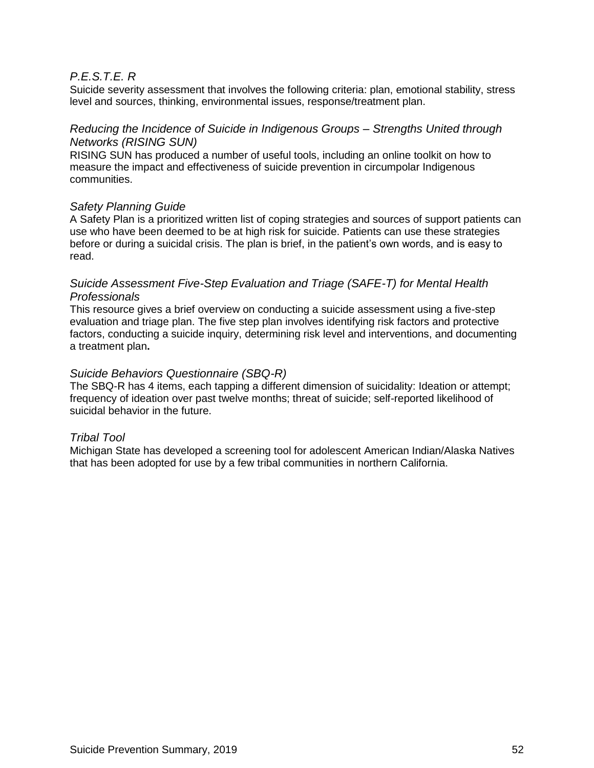*P.E.S.T.E. R*

Suicide severity assessment that involves the following criteria: plan, emotional stability, stress level and sources, thinking, environmental issues, response/treatment plan.

*Reducing the Incidence of Suicide in Indigenous Groups – Strengths United through Networks (RISING SUN)*

RISING SUN has produced a number of useful tools, including an online toolkit on how to measure the impact and effectiveness of suicide prevention in circumpolar Indigenous communities.

*Safety Planning Guide*

A Safety Plan is a prioritized written list of coping strategies and sources of support patients can use who have been deemed to be at high risk for suicide. Patients can use these strategies before or during a suicidal crisis. The plan is brief, in the patient's own words, and is easy to read.

*Suicide Assessment Five-Step Evaluation and Triage (SAFE-T) for Mental Health Professionals*

This resource gives a brief overview on conducting a suicide assessment using a five-step evaluation and triage plan. The five step plan involves identifying risk factors and protective factors, conducting a suicide inquiry, determining risk level and interventions, and documenting a treatment plan**.**

*Suicide Behaviors Questionnaire (SBQ-R)*

The SBQ-R has 4 items, each tapping a different dimension of suicidality: Ideation or attempt; frequency of ideation over past twelve months; threat of suicide; self-reported likelihood of suicidal behavior in the future.

*Tribal Tool*

Michigan State has developed a screening tool for adolescent American Indian/Alaska Natives that has been adopted for use by a few tribal communities in northern California.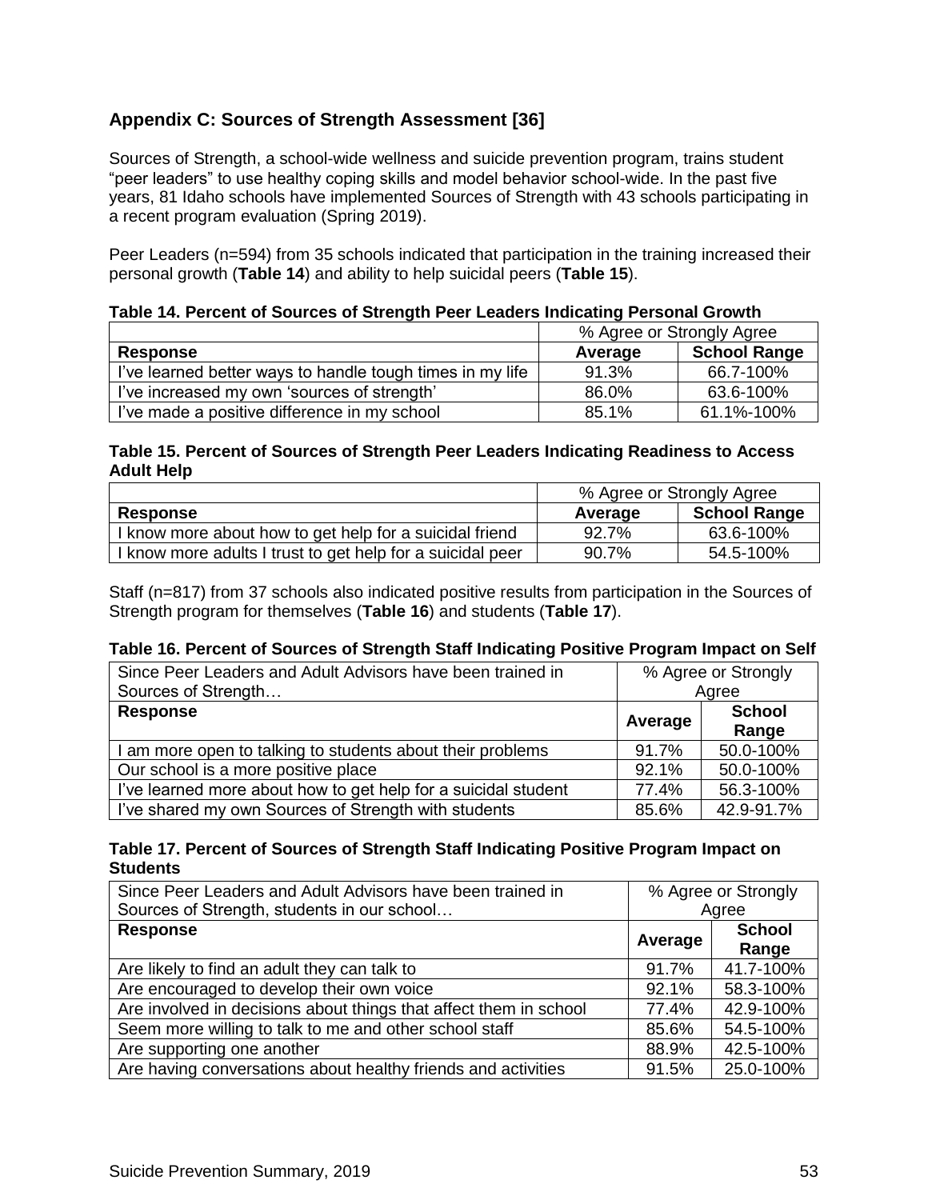## Appendix C: Sources of Strength Assessment [36]

Sources of Strength, a school-wide wellness and suicide prevention program, trains student "peer leaders" to use healthy coping skills and model behavior school-wide. In the past five years, 81 Idaho schools have implemented Sources of Strength with 43 schools participating in a recent program evaluation (Spring 2019).

Peer Leaders (n=594) from 35 schools indicated that participation in the training increased their personal growth (**Table 14**) and ability to help suicidal peers (**Table 15**).

**Table 14. Percent of Sources of Strength Peer Leaders Indicating Personal Growth**

| | % Agree or Strongly Agree | |
|---|---|---|
| **Response** | **Average** | **School Range** |
| I've learned better ways to handle tough times in my life | 91.3% | 66.7-100% |
| I've increased my own 'sources of strength' | 86.0% | 63.6-100% |
| I've made a positive difference in my school | 85.1% | 61.1%-100% |

**Table 15. Percent of Sources of Strength Peer Leaders Indicating Readiness to Access Adult Help**

| | % Agree or Strongly Agree | |
|---|---|---|
| **Response** | **Average** | **School Range** |
| I know more about how to get help for a suicidal friend | 92.7% | 63.6-100% |
| I know more adults I trust to get help for a suicidal peer | 90.7% | 54.5-100% |

Staff (n=817) from 37 schools also indicated positive results from participation in the Sources of Strength program for themselves (**Table 16**) and students (**Table 17**).

**Table 16. Percent of Sources of Strength Staff Indicating Positive Program Impact on Self**

| Since Peer Leaders and Adult Advisors have been trained in Sources of Strength… | % Agree or Strongly Agree | |
|---|---|---|
| **Response** | **Average** | **School Range** |
| I am more open to talking to students about their problems | 91.7% | 50.0-100% |
| Our school is a more positive place | 92.1% | 50.0-100% |
| I've learned more about how to get help for a suicidal student | 77.4% | 56.3-100% |
| I've shared my own Sources of Strength with students | 85.6% | 42.9-91.7% |

**Table 17. Percent of Sources of Strength Staff Indicating Positive Program Impact on Students**

| Since Peer Leaders and Adult Advisors have been trained in Sources of Strength, students in our school… | % Agree or Strongly Agree | |
|---|---|---|
| **Response** | **Average** | **School Range** |
| Are likely to find an adult they can talk to | 91.7% | 41.7-100% |
| Are encouraged to develop their own voice | 92.1% | 58.3-100% |
| Are involved in decisions about things that affect them in school | 77.4% | 42.9-100% |
| Seem more willing to talk to me and other school staff | 85.6% | 54.5-100% |
| Are supporting one another | 88.9% | 42.5-100% |
| Are having conversations about healthy friends and activities | 91.5% | 25.0-100% |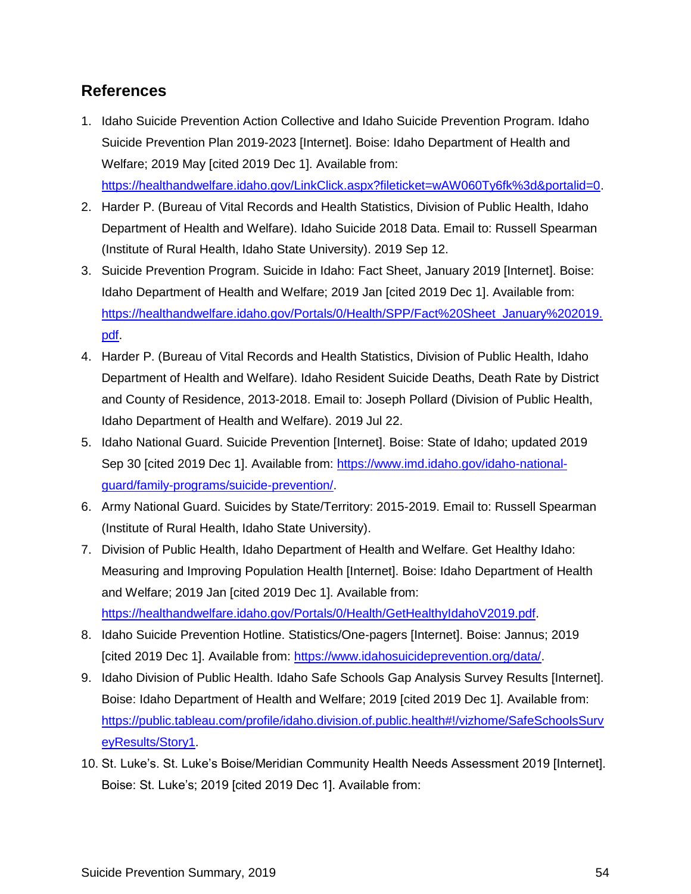## References

1. Idaho Suicide Prevention Action Collective and Idaho Suicide Prevention Program. Idaho Suicide Prevention Plan 2019-2023 [Internet]. Boise: Idaho Department of Health and Welfare; 2019 May [cited 2019 Dec 1]. Available from: https://healthandwelfare.idaho.gov/LinkClick.aspx?fileticket=wAW060Ty6fk%3d&portalid=0.
2. Harder P. (Bureau of Vital Records and Health Statistics, Division of Public Health, Idaho Department of Health and Welfare). Idaho Suicide 2018 Data. Email to: Russell Spearman (Institute of Rural Health, Idaho State University). 2019 Sep 12.
3. Suicide Prevention Program. Suicide in Idaho: Fact Sheet, January 2019 [Internet]. Boise: Idaho Department of Health and Welfare; 2019 Jan [cited 2019 Dec 1]. Available from: https://healthandwelfare.idaho.gov/Portals/0/Health/SPP/Fact%20Sheet_January%202019.pdf.
4. Harder P. (Bureau of Vital Records and Health Statistics, Division of Public Health, Idaho Department of Health and Welfare). Idaho Resident Suicide Deaths, Death Rate by District and County of Residence, 2013-2018. Email to: Joseph Pollard (Division of Public Health, Idaho Department of Health and Welfare). 2019 Jul 22.
5. Idaho National Guard. Suicide Prevention [Internet]. Boise: State of Idaho; updated 2019 Sep 30 [cited 2019 Dec 1]. Available from: https://www.imd.idaho.gov/idaho-national-guard/family-programs/suicide-prevention/.
6. Army National Guard. Suicides by State/Territory: 2015-2019. Email to: Russell Spearman (Institute of Rural Health, Idaho State University).
7. Division of Public Health, Idaho Department of Health and Welfare. Get Healthy Idaho: Measuring and Improving Population Health [Internet]. Boise: Idaho Department of Health and Welfare; 2019 Jan [cited 2019 Dec 1]. Available from: https://healthandwelfare.idaho.gov/Portals/0/Health/GetHealthyIdahoV2019.pdf.
8. Idaho Suicide Prevention Hotline. Statistics/One-pagers [Internet]. Boise: Jannus; 2019 [cited 2019 Dec 1]. Available from: https://www.idahosuicideprevention.org/data/.
9. Idaho Division of Public Health. Idaho Safe Schools Gap Analysis Survey Results [Internet]. Boise: Idaho Department of Health and Welfare; 2019 [cited 2019 Dec 1]. Available from: https://public.tableau.com/profile/idaho.division.of.public.health#!/vizhome/SafeSchoolsSurveyResults/Story1.
10. St. Luke's. St. Luke's Boise/Meridian Community Health Needs Assessment 2019 [Internet]. Boise: St. Luke's; 2019 [cited 2019 Dec 1]. Available from: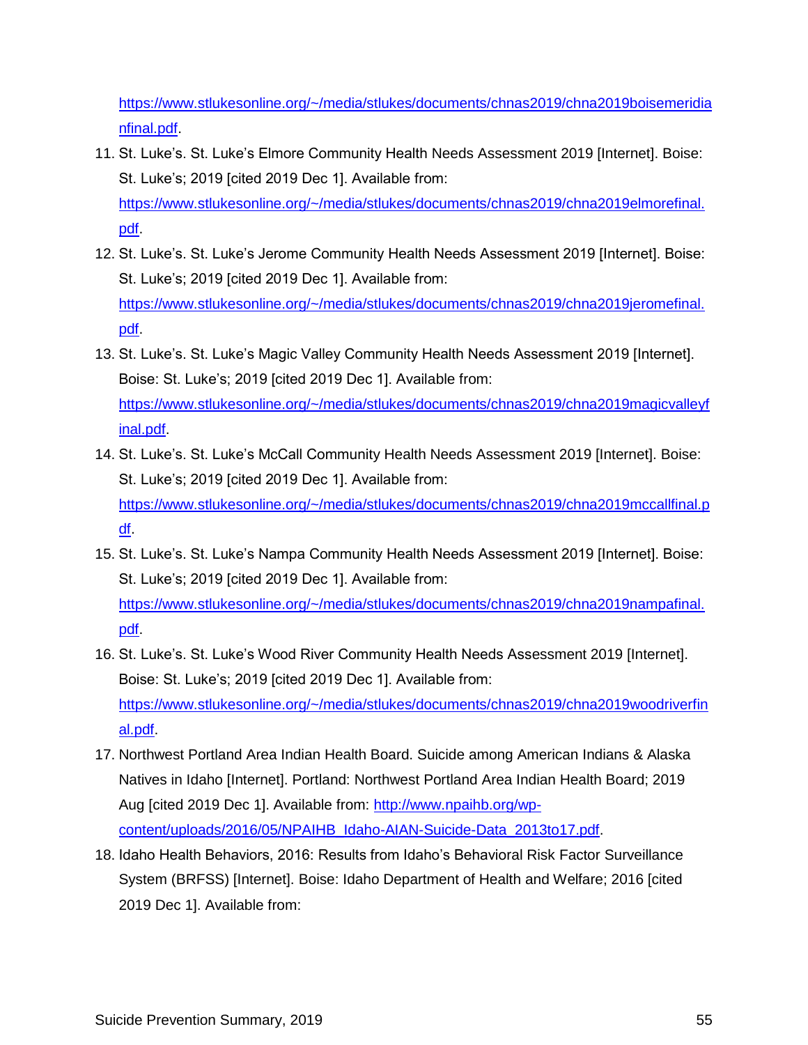https://www.stlukesonline.org/~/media/stlukes/documents/chnas2019/chna2019boisemeridiannfinal.pdf.

11. St. Luke's. St. Luke's Elmore Community Health Needs Assessment 2019 [Internet]. Boise: St. Luke's; 2019 [cited 2019 Dec 1]. Available from: https://www.stlukesonline.org/~/media/stlukes/documents/chnas2019/chna2019elmorefinal.pdf.
12. St. Luke's. St. Luke's Jerome Community Health Needs Assessment 2019 [Internet]. Boise: St. Luke's; 2019 [cited 2019 Dec 1]. Available from: https://www.stlukesonline.org/~/media/stlukes/documents/chnas2019/chna2019jeromefinal.pdf.
13. St. Luke's. St. Luke's Magic Valley Community Health Needs Assessment 2019 [Internet]. Boise: St. Luke's; 2019 [cited 2019 Dec 1]. Available from: https://www.stlukesonline.org/~/media/stlukes/documents/chnas2019/chna2019magicvalleyfinal.pdf.
14. St. Luke's. St. Luke's McCall Community Health Needs Assessment 2019 [Internet]. Boise: St. Luke's; 2019 [cited 2019 Dec 1]. Available from: https://www.stlukesonline.org/~/media/stlukes/documents/chnas2019/chna2019mccallfinal.pdf.
15. St. Luke's. St. Luke's Nampa Community Health Needs Assessment 2019 [Internet]. Boise: St. Luke's; 2019 [cited 2019 Dec 1]. Available from: https://www.stlukesonline.org/~/media/stlukes/documents/chnas2019/chna2019nampafinal.pdf.
16. St. Luke's. St. Luke's Wood River Community Health Needs Assessment 2019 [Internet]. Boise: St. Luke's; 2019 [cited 2019 Dec 1]. Available from: https://www.stlukesonline.org/~/media/stlukes/documents/chnas2019/chna2019woodriverfinal.pdf.
17. Northwest Portland Area Indian Health Board. Suicide among American Indians & Alaska Natives in Idaho [Internet]. Portland: Northwest Portland Area Indian Health Board; 2019 Aug [cited 2019 Dec 1]. Available from: http://www.npaihb.org/wp-content/uploads/2016/05/NPAIHB_Idaho-AIAN-Suicide-Data_2013to17.pdf.
18. Idaho Health Behaviors, 2016: Results from Idaho's Behavioral Risk Factor Surveillance System (BRFSS) [Internet]. Boise: Idaho Department of Health and Welfare; 2016 [cited 2019 Dec 1]. Available from: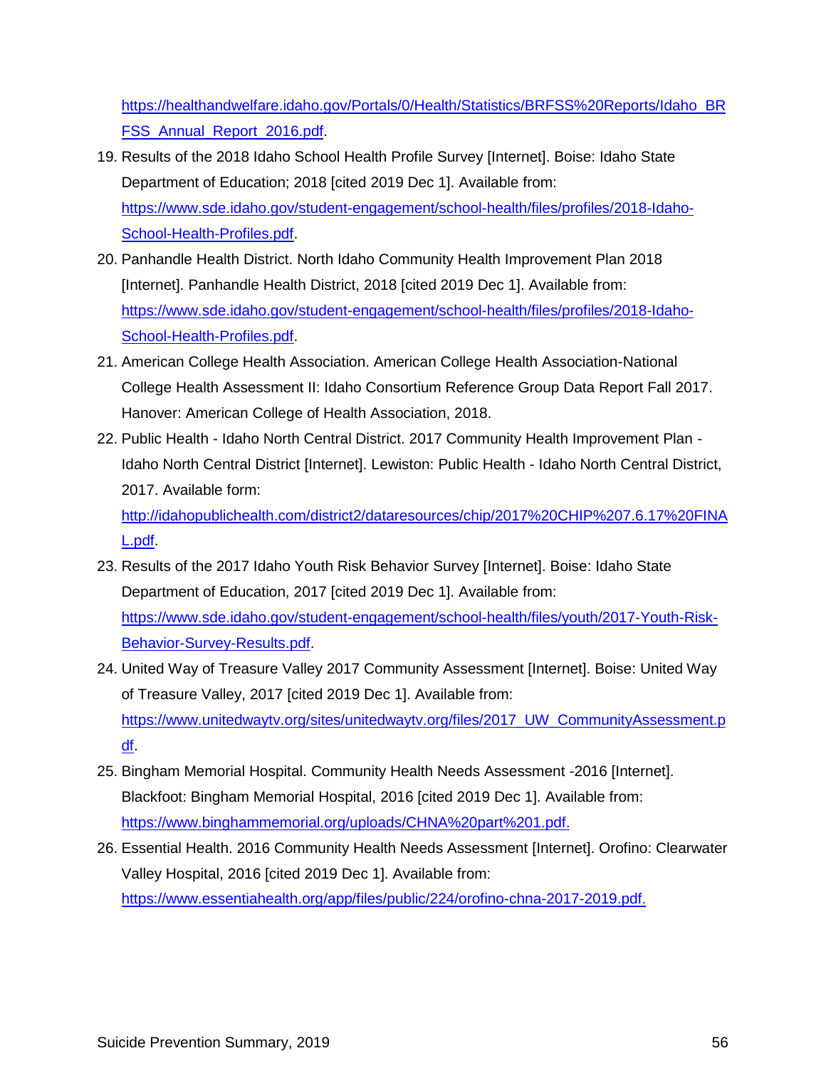https://healthandwelfare.idaho.gov/Portals/0/Health/Statistics/BRFSS%20Reports/Idaho_BRFSS_Annual_Report_2016.pdf.

19. Results of the 2018 Idaho School Health Profile Survey [Internet]. Boise: Idaho State Department of Education; 2018 [cited 2019 Dec 1]. Available from: https://www.sde.idaho.gov/student-engagement/school-health/files/profiles/2018-Idaho-School-Health-Profiles.pdf.
20. Panhandle Health District. North Idaho Community Health Improvement Plan 2018 [Internet]. Panhandle Health District, 2018 [cited 2019 Dec 1]. Available from: https://www.sde.idaho.gov/student-engagement/school-health/files/profiles/2018-Idaho-School-Health-Profiles.pdf.
21. American College Health Association. American College Health Association-National College Health Assessment II: Idaho Consortium Reference Group Data Report Fall 2017. Hanover: American College of Health Association, 2018.
22. Public Health - Idaho North Central District. 2017 Community Health Improvement Plan - Idaho North Central District [Internet]. Lewiston: Public Health - Idaho North Central District, 2017. Available form: http://idahopublichealth.com/district2/dataresources/chip/2017%20CHIP%207.6.17%20FINAL.pdf.
23. Results of the 2017 Idaho Youth Risk Behavior Survey [Internet]. Boise: Idaho State Department of Education, 2017 [cited 2019 Dec 1]. Available from: https://www.sde.idaho.gov/student-engagement/school-health/files/youth/2017-Youth-Risk-Behavior-Survey-Results.pdf.
24. United Way of Treasure Valley 2017 Community Assessment [Internet]. Boise: United Way of Treasure Valley, 2017 [cited 2019 Dec 1]. Available from: https://www.unitedwaytv.org/sites/unitedwaytv.org/files/2017_UW_CommunityAssessment.pdf.
25. Bingham Memorial Hospital. Community Health Needs Assessment -2016 [Internet]. Blackfoot: Bingham Memorial Hospital, 2016 [cited 2019 Dec 1]. Available from: https://www.binghammemorial.org/uploads/CHNA%20part%201.pdf.
26. Essential Health. 2016 Community Health Needs Assessment [Internet]. Orofino: Clearwater Valley Hospital, 2016 [cited 2019 Dec 1]. Available from: https://www.essentiahealth.org/app/files/public/224/orofino-chna-2017-2019.pdf.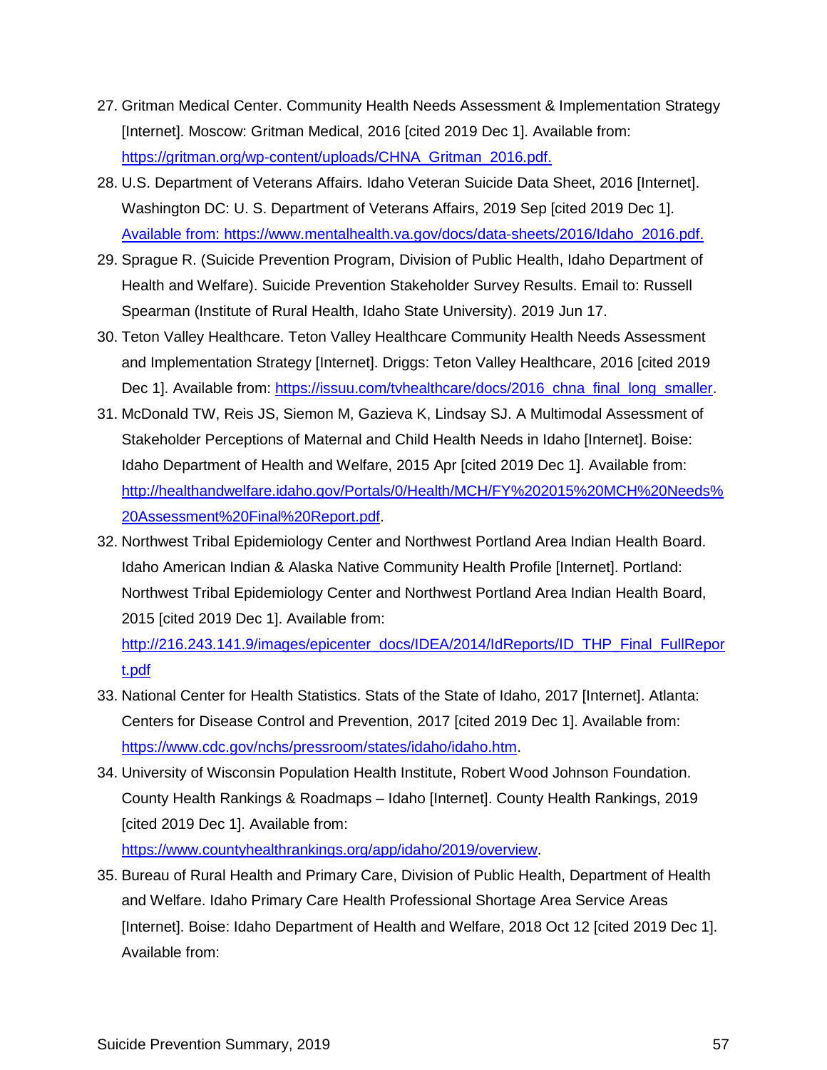27. Gritman Medical Center. Community Health Needs Assessment & Implementation Strategy [Internet]. Moscow: Gritman Medical, 2016 [cited 2019 Dec 1]. Available from: https://gritman.org/wp-content/uploads/CHNA_Gritman_2016.pdf.
28. U.S. Department of Veterans Affairs. Idaho Veteran Suicide Data Sheet, 2016 [Internet]. Washington DC: U. S. Department of Veterans Affairs, 2019 Sep [cited 2019 Dec 1]. Available from: https://www.mentalhealth.va.gov/docs/data-sheets/2016/Idaho_2016.pdf.
29. Sprague R. (Suicide Prevention Program, Division of Public Health, Idaho Department of Health and Welfare). Suicide Prevention Stakeholder Survey Results. Email to: Russell Spearman (Institute of Rural Health, Idaho State University). 2019 Jun 17.
30. Teton Valley Healthcare. Teton Valley Healthcare Community Health Needs Assessment and Implementation Strategy [Internet]. Driggs: Teton Valley Healthcare, 2016 [cited 2019 Dec 1]. Available from: https://issuu.com/tvhealthcare/docs/2016_chna_final_long_smaller.
31. McDonald TW, Reis JS, Siemon M, Gazieva K, Lindsay SJ. A Multimodal Assessment of Stakeholder Perceptions of Maternal and Child Health Needs in Idaho [Internet]. Boise: Idaho Department of Health and Welfare, 2015 Apr [cited 2019 Dec 1]. Available from: http://healthandwelfare.idaho.gov/Portals/0/Health/MCH/FY%202015%20MCH%20Needs%20Assessment%20Final%20Report.pdf.
32. Northwest Tribal Epidemiology Center and Northwest Portland Area Indian Health Board. Idaho American Indian & Alaska Native Community Health Profile [Internet]. Portland: Northwest Tribal Epidemiology Center and Northwest Portland Area Indian Health Board, 2015 [cited 2019 Dec 1]. Available from: http://216.243.141.9/images/epicenter_docs/IDEA/2014/IdReports/ID_THP_Final_FullReport.pdf
33. National Center for Health Statistics. Stats of the State of Idaho, 2017 [Internet]. Atlanta: Centers for Disease Control and Prevention, 2017 [cited 2019 Dec 1]. Available from: https://www.cdc.gov/nchs/pressroom/states/idaho/idaho.htm.
34. University of Wisconsin Population Health Institute, Robert Wood Johnson Foundation. County Health Rankings & Roadmaps – Idaho [Internet]. County Health Rankings, 2019 [cited 2019 Dec 1]. Available from: https://www.countyhealthrankings.org/app/idaho/2019/overview.
35. Bureau of Rural Health and Primary Care, Division of Public Health, Department of Health and Welfare. Idaho Primary Care Health Professional Shortage Area Service Areas [Internet]. Boise: Idaho Department of Health and Welfare, 2018 Oct 12 [cited 2019 Dec 1]. Available from: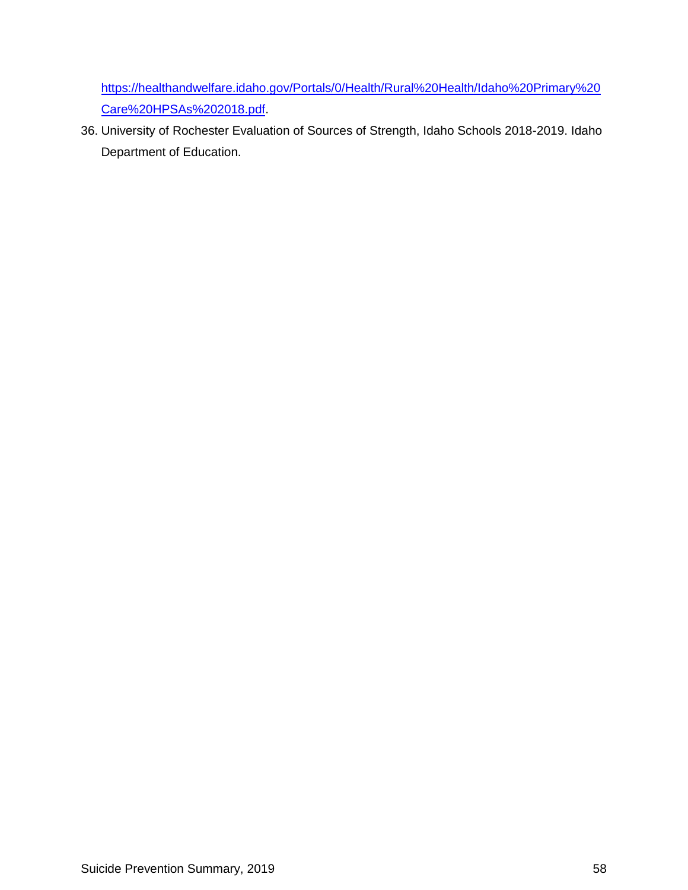https://healthandwelfare.idaho.gov/Portals/0/Health/Rural%20Health/Idaho%20Primary%20Care%20HPSAs%202018.pdf.

36. University of Rochester Evaluation of Sources of Strength, Idaho Schools 2018-2019. Idaho Department of Education.